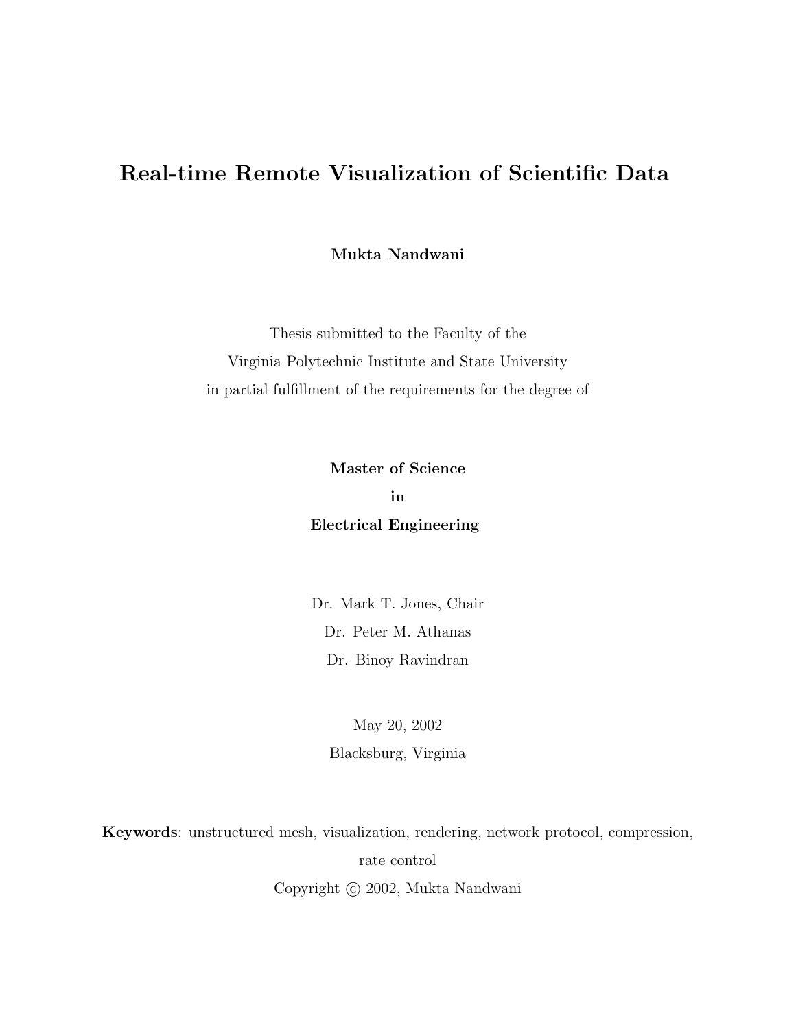# Real-time Remote Visualization of Scientific Data

**Mukta Nandwani**

Thesis submitted to the Faculty of the
Virginia Polytechnic Institute and State University
in partial fulfillment of the requirements for the degree of

**Master of Science**
**in**
**Electrical Engineering**

Dr. Mark T. Jones, Chair
Dr. Peter M. Athanas
Dr. Binoy Ravindran

May 20, 2002
Blacksburg, Virginia

**Keywords**: unstructured mesh, visualization, rendering, network protocol, compression, rate control

Copyright © 2002, Mukta Nandwani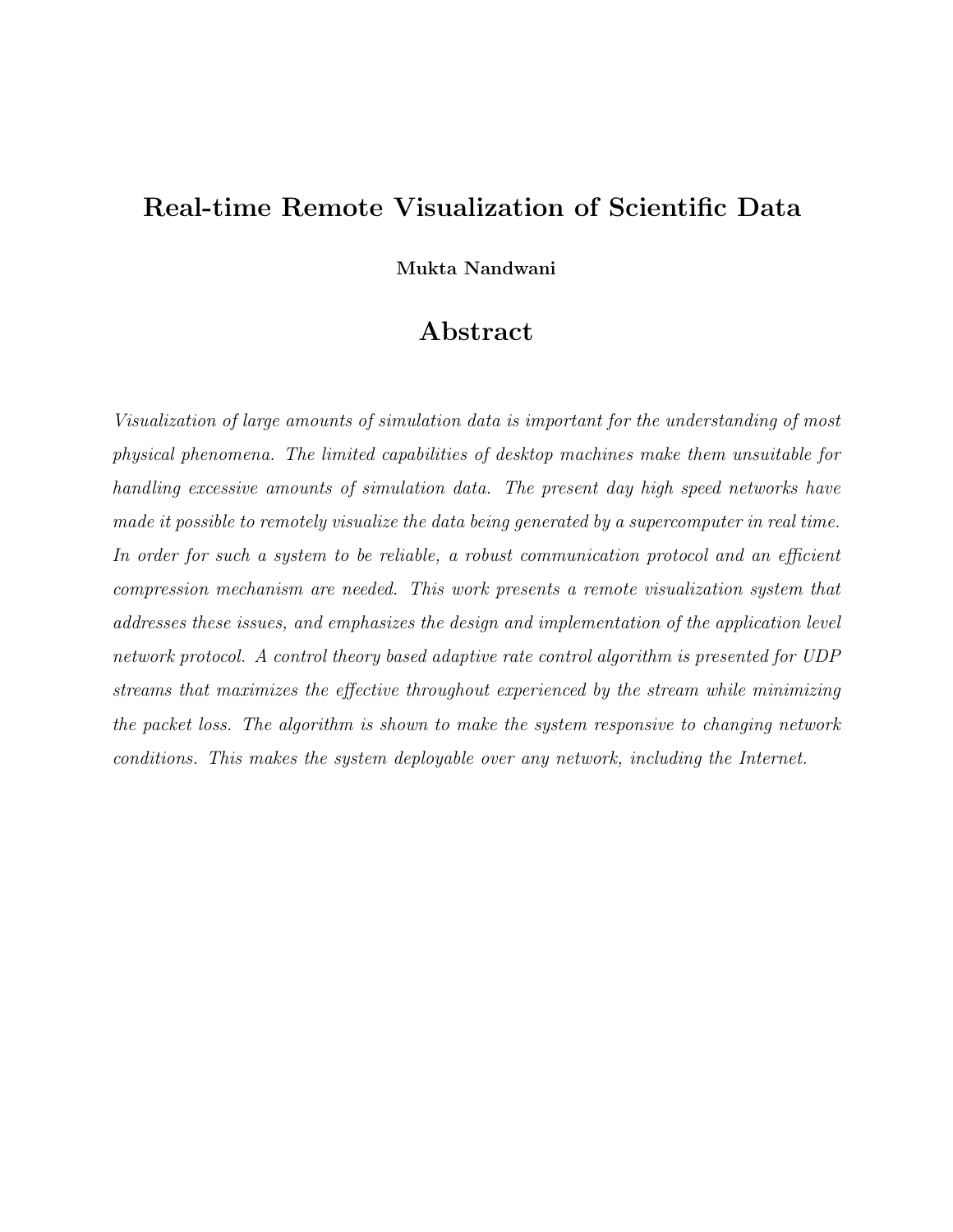# Real-time Remote Visualization of Scientific Data

**Mukta Nandwani**

## Abstract

*Visualization of large amounts of simulation data is important for the understanding of most physical phenomena. The limited capabilities of desktop machines make them unsuitable for handling excessive amounts of simulation data. The present day high speed networks have made it possible to remotely visualize the data being generated by a supercomputer in real time. In order for such a system to be reliable, a robust communication protocol and an efficient compression mechanism are needed. This work presents a remote visualization system that addresses these issues, and emphasizes the design and implementation of the application level network protocol. A control theory based adaptive rate control algorithm is presented for UDP streams that maximizes the effective throughout experienced by the stream while minimizing the packet loss. The algorithm is shown to make the system responsive to changing network conditions. This makes the system deployable over any network, including the Internet.*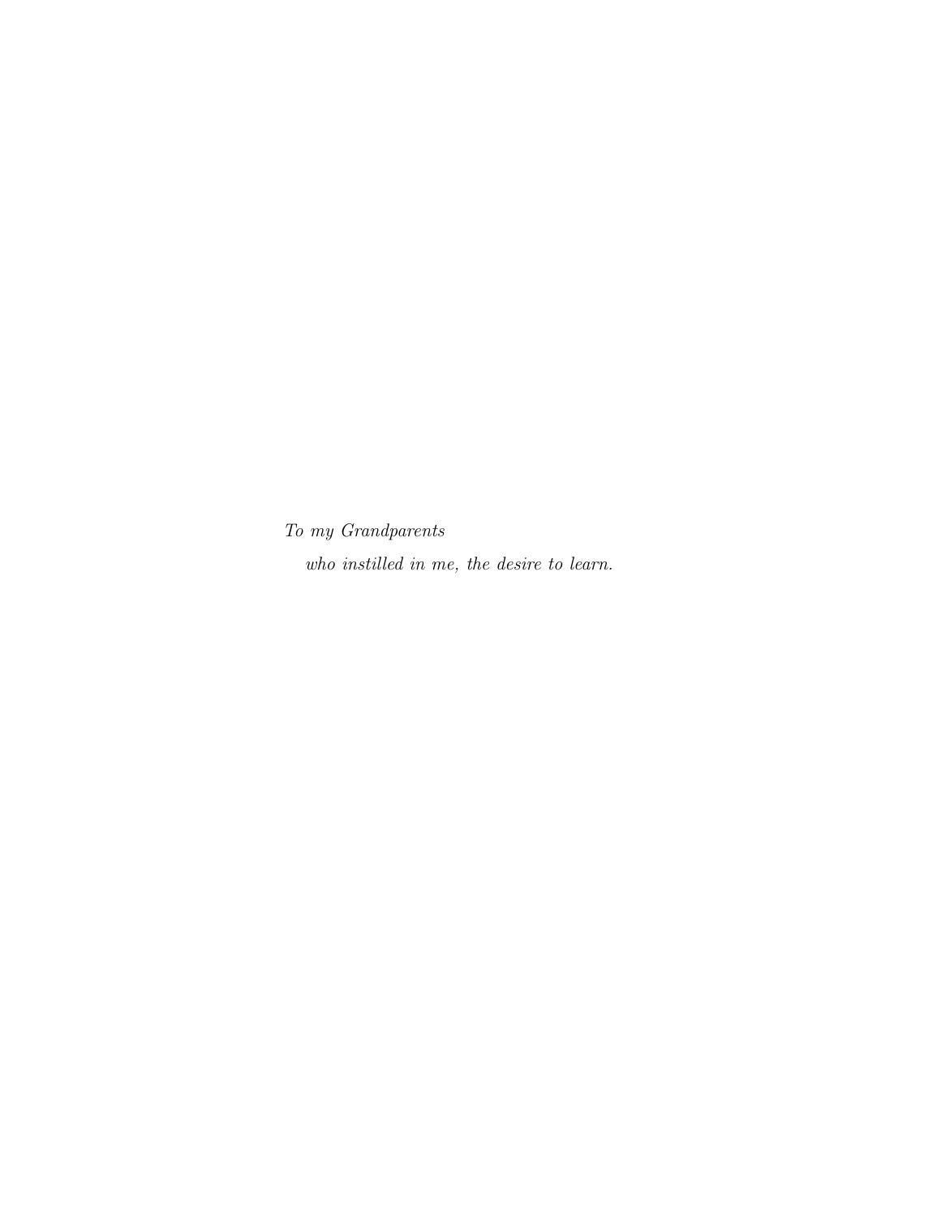*To my Grandparents*

*who instilled in me, the desire to learn.*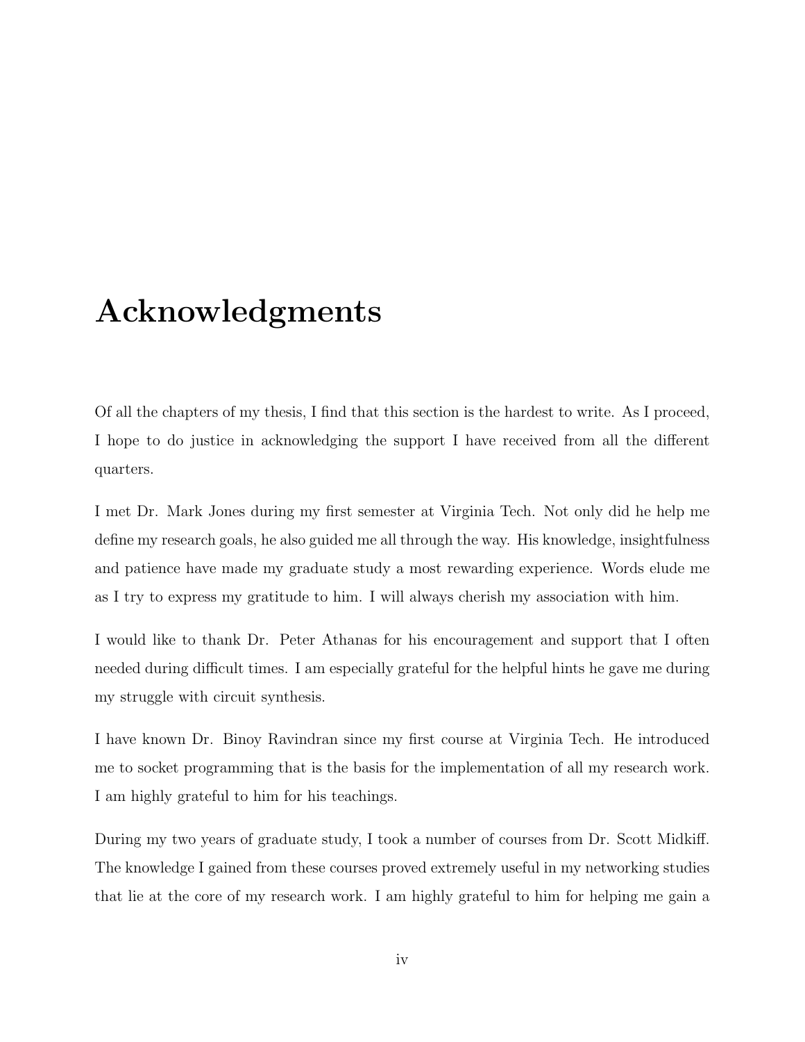# Acknowledgments

Of all the chapters of my thesis, I find that this section is the hardest to write. As I proceed, I hope to do justice in acknowledging the support I have received from all the different quarters.

I met Dr. Mark Jones during my first semester at Virginia Tech. Not only did he help me define my research goals, he also guided me all through the way. His knowledge, insightfulness and patience have made my graduate study a most rewarding experience. Words elude me as I try to express my gratitude to him. I will always cherish my association with him.

I would like to thank Dr. Peter Athanas for his encouragement and support that I often needed during difficult times. I am especially grateful for the helpful hints he gave me during my struggle with circuit synthesis.

I have known Dr. Binoy Ravindran since my first course at Virginia Tech. He introduced me to socket programming that is the basis for the implementation of all my research work. I am highly grateful to him for his teachings.

During my two years of graduate study, I took a number of courses from Dr. Scott Midkiff. The knowledge I gained from these courses proved extremely useful in my networking studies that lie at the core of my research work. I am highly grateful to him for helping me gain a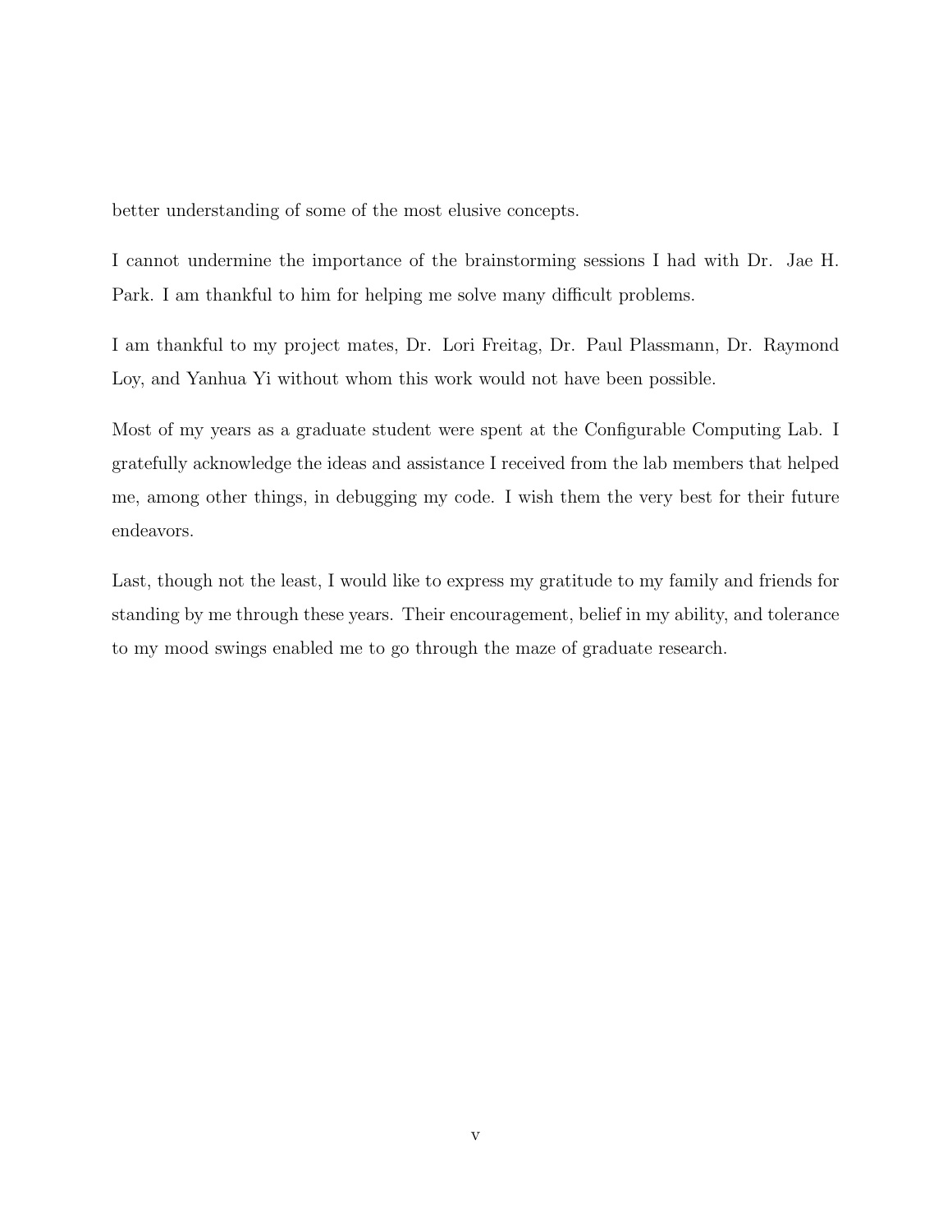better understanding of some of the most elusive concepts.

I cannot undermine the importance of the brainstorming sessions I had with Dr. Jae H. Park. I am thankful to him for helping me solve many difficult problems.

I am thankful to my project mates, Dr. Lori Freitag, Dr. Paul Plassmann, Dr. Raymond Loy, and Yanhua Yi without whom this work would not have been possible.

Most of my years as a graduate student were spent at the Configurable Computing Lab. I gratefully acknowledge the ideas and assistance I received from the lab members that helped me, among other things, in debugging my code. I wish them the very best for their future endeavors.

Last, though not the least, I would like to express my gratitude to my family and friends for standing by me through these years. Their encouragement, belief in my ability, and tolerance to my mood swings enabled me to go through the maze of graduate research.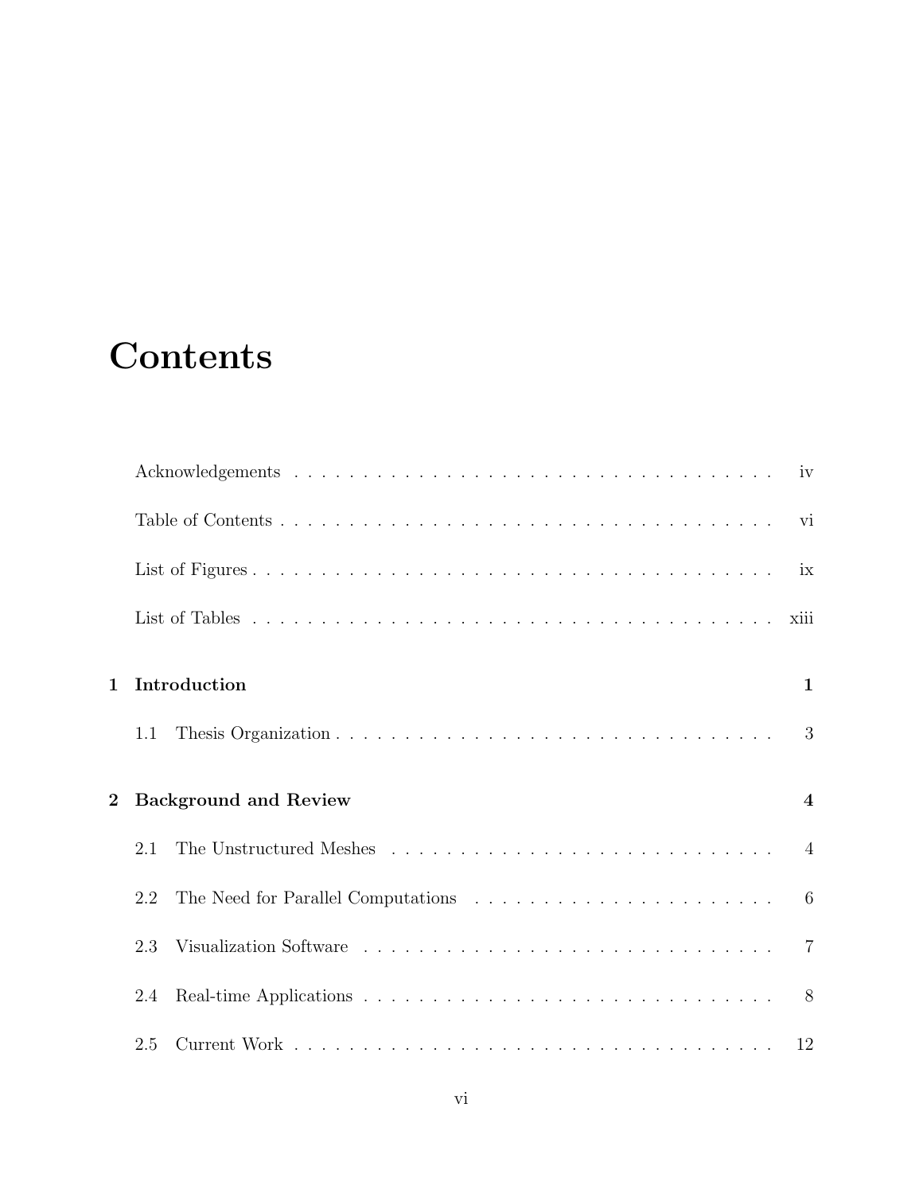# Contents

Acknowledgements . . . . . . . . . . . . . . . . . . . . . . . . . . . . . . . . . . . . . . . iv

Table of Contents . . . . . . . . . . . . . . . . . . . . . . . . . . . . . . . . . . . . . . . vi

List of Figures . . . . . . . . . . . . . . . . . . . . . . . . . . . . . . . . . . . . . . . . ix

List of Tables . . . . . . . . . . . . . . . . . . . . . . . . . . . . . . . . . . . . . . . . xiii

**1 Introduction** **1**

1.1 Thesis Organization . . . . . . . . . . . . . . . . . . . . . . . . . . . . . . . . . . 3

**2 Background and Review** **4**

2.1 The Unstructured Meshes . . . . . . . . . . . . . . . . . . . . . . . . . . . . . . 4

2.2 The Need for Parallel Computations . . . . . . . . . . . . . . . . . . . . . . . 6

2.3 Visualization Software . . . . . . . . . . . . . . . . . . . . . . . . . . . . . . . 7

2.4 Real-time Applications . . . . . . . . . . . . . . . . . . . . . . . . . . . . . . . 8

2.5 Current Work . . . . . . . . . . . . . . . . . . . . . . . . . . . . . . . . . . . . 12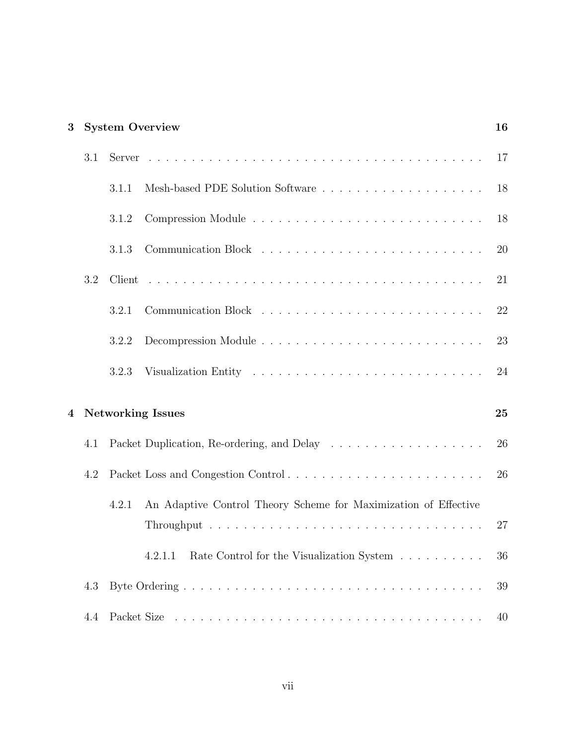**3 System Overview** **16**

- 3.1 Server . . . . . . . . . . . . . . . . . . . . . . . . . . . . . . . . . . . . . . . . 17
  - 3.1.1 Mesh-based PDE Solution Software . . . . . . . . . . . . . . . . . . . 18
  - 3.1.2 Compression Module . . . . . . . . . . . . . . . . . . . . . . . . . . . . 18
  - 3.1.3 Communication Block . . . . . . . . . . . . . . . . . . . . . . . . . . . 20
- 3.2 Client . . . . . . . . . . . . . . . . . . . . . . . . . . . . . . . . . . . . . . . . 21
  - 3.2.1 Communication Block . . . . . . . . . . . . . . . . . . . . . . . . . . . 22
  - 3.2.2 Decompression Module . . . . . . . . . . . . . . . . . . . . . . . . . . 23
  - 3.2.3 Visualization Entity . . . . . . . . . . . . . . . . . . . . . . . . . . . . 24

**4 Networking Issues** **25**

- 4.1 Packet Duplication, Re-ordering, and Delay . . . . . . . . . . . . . . . . . . 26
- 4.2 Packet Loss and Congestion Control . . . . . . . . . . . . . . . . . . . . . . . 26
  - 4.2.1 An Adaptive Control Theory Scheme for Maximization of Effective Throughput . . . . . . . . . . . . . . . . . . . . . . . . . . . . . . . . . 27
    - 4.2.1.1 Rate Control for the Visualization System . . . . . . . . . . 36
- 4.3 Byte Ordering . . . . . . . . . . . . . . . . . . . . . . . . . . . . . . . . . . . 39
- 4.4 Packet Size . . . . . . . . . . . . . . . . . . . . . . . . . . . . . . . . . . . . . 40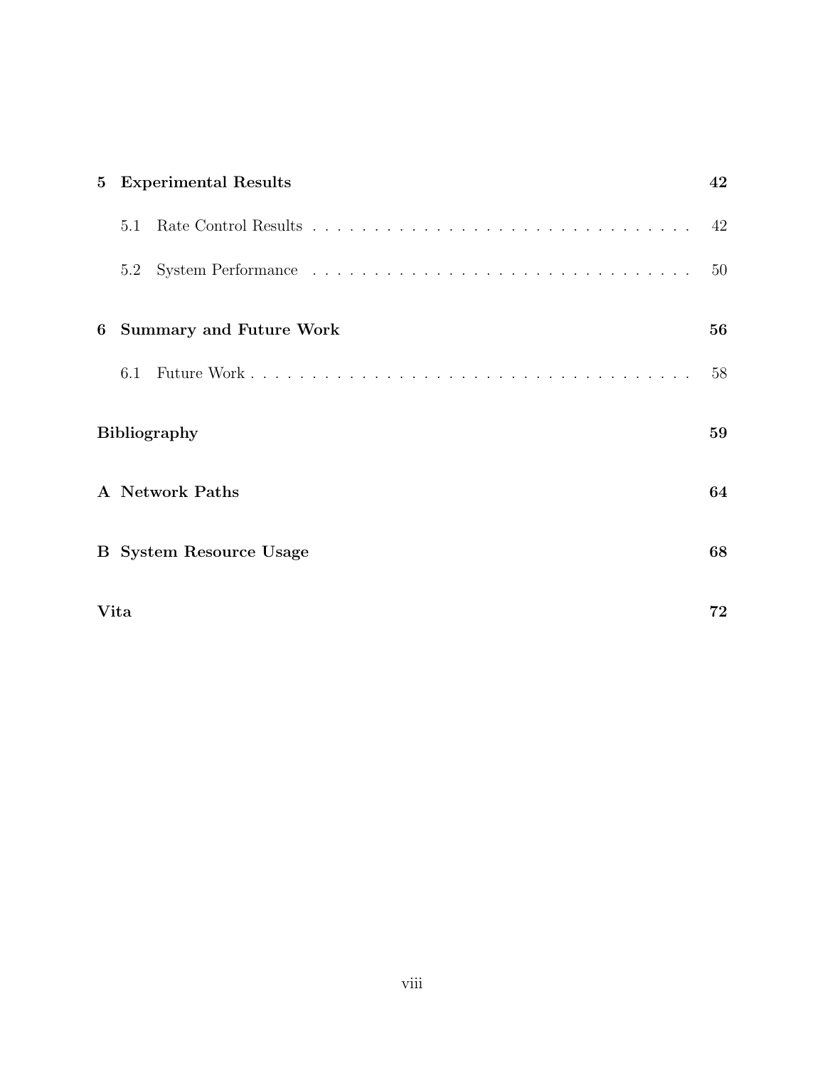**5 Experimental Results** — 42

- 5.1 Rate Control Results — 42
- 5.2 System Performance — 50

**6 Summary and Future Work** — 56

- 6.1 Future Work — 58

**Bibliography** — 59

**A Network Paths** — 64

**B System Resource Usage** — 68

**Vita** — 72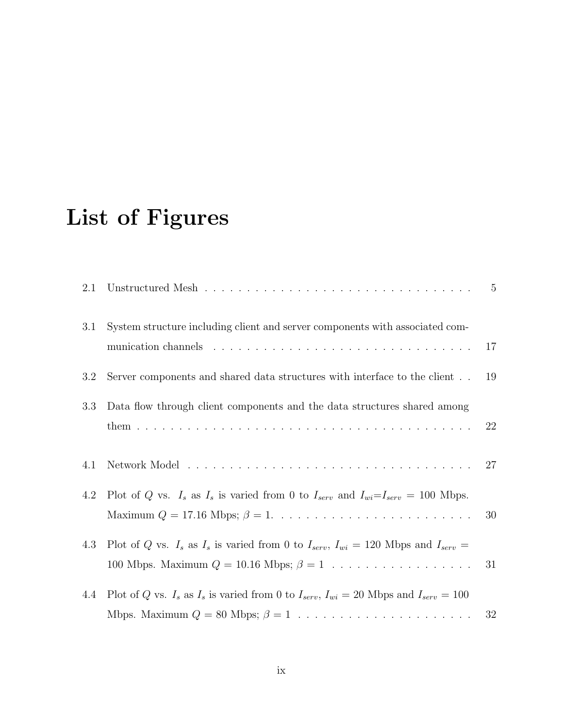# List of Figures

2.1 Unstructured Mesh . . . . . . . . . . . . . . . . . . . . . . . . . . . . . . . . . . 5

3.1 System structure including client and server components with associated communication channels . . . . . . . . . . . . . . . . . . . . . . . . . . . . . . . 17

3.2 Server components and shared data structures with interface to the client . . 19

3.3 Data flow through client components and the data structures shared among them . . . . . . . . . . . . . . . . . . . . . . . . . . . . . . . . . . . . . . . . 22

4.1 Network Model . . . . . . . . . . . . . . . . . . . . . . . . . . . . . . . . . . 27

4.2 Plot of $Q$ vs. $I_s$ as $I_s$ is varied from 0 to $I_{serv}$ and $I_{wi}$=$I_{serv}$ = 100 Mbps. Maximum $Q$ = 17.16 Mbps; $\beta = 1$. . . . . . . . . . . . . . . . . . . . . . . . 30

4.3 Plot of $Q$ vs. $I_s$ as $I_s$ is varied from 0 to $I_{serv}$, $I_{wi}$ = 120 Mbps and $I_{serv}$ = 100 Mbps. Maximum $Q$ = 10.16 Mbps; $\beta = 1$ . . . . . . . . . . . . . . . . . 31

4.4 Plot of $Q$ vs. $I_s$ as $I_s$ is varied from 0 to $I_{serv}$, $I_{wi}$ = 20 Mbps and $I_{serv}$ = 100 Mbps. Maximum $Q$ = 80 Mbps; $\beta = 1$ . . . . . . . . . . . . . . . . . . . . . 32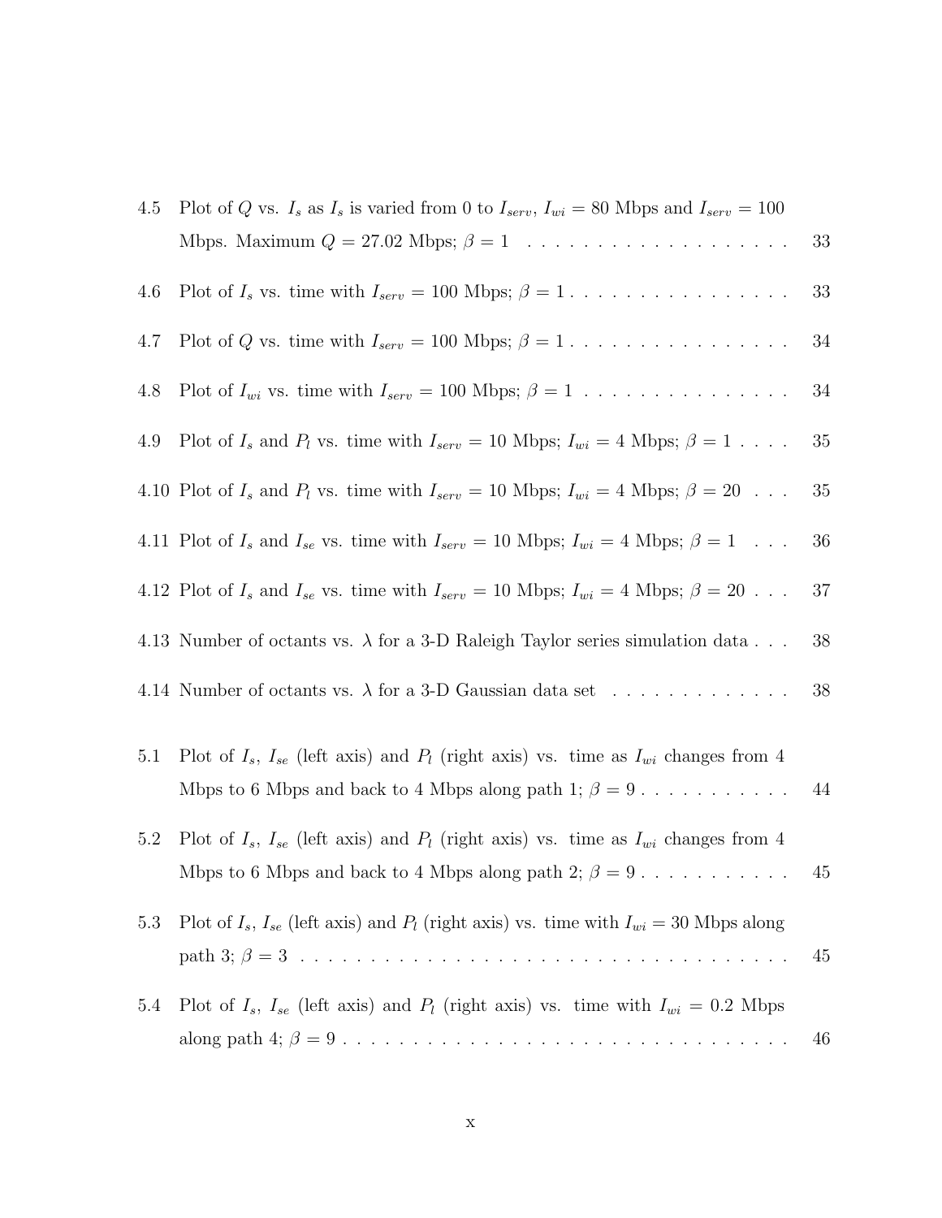4.5 Plot of $Q$ vs. $I_s$ as $I_s$ is varied from 0 to $I_{serv}$, $I_{wi}$ = 80 Mbps and $I_{serv}$ = 100 Mbps. Maximum $Q$ = 27.02 Mbps; $\beta = 1$ . . . . . . . . . . . . . . . . . . . 33

4.6 Plot of $I_s$ vs. time with $I_{serv}$ = 100 Mbps; $\beta = 1$ . . . . . . . . . . . . . . . . 33

4.7 Plot of $Q$ vs. time with $I_{serv}$ = 100 Mbps; $\beta = 1$ . . . . . . . . . . . . . . . . 34

4.8 Plot of $I_{wi}$ vs. time with $I_{serv}$ = 100 Mbps; $\beta = 1$ . . . . . . . . . . . . . . . 34

4.9 Plot of $I_s$ and $P_l$ vs. time with $I_{serv}$ = 10 Mbps; $I_{wi}$ = 4 Mbps; $\beta = 1$ . . . . 35

4.10 Plot of $I_s$ and $P_l$ vs. time with $I_{serv}$ = 10 Mbps; $I_{wi}$ = 4 Mbps; $\beta = 20$ . . . 35

4.11 Plot of $I_s$ and $I_{se}$ vs. time with $I_{serv}$ = 10 Mbps; $I_{wi}$ = 4 Mbps; $\beta = 1$ . . . 36

4.12 Plot of $I_s$ and $I_{se}$ vs. time with $I_{serv}$ = 10 Mbps; $I_{wi}$ = 4 Mbps; $\beta = 20$ . . . 37

4.13 Number of octants vs. $\lambda$ for a 3-D Raleigh Taylor series simulation data . . . 38

4.14 Number of octants vs. $\lambda$ for a 3-D Gaussian data set . . . . . . . . . . . . . 38

5.1 Plot of $I_s$, $I_{se}$ (left axis) and $P_l$ (right axis) vs. time as $I_{wi}$ changes from 4 Mbps to 6 Mbps and back to 4 Mbps along path 1; $\beta = 9$ . . . . . . . . . . . 44

5.2 Plot of $I_s$, $I_{se}$ (left axis) and $P_l$ (right axis) vs. time as $I_{wi}$ changes from 4 Mbps to 6 Mbps and back to 4 Mbps along path 2; $\beta = 9$ . . . . . . . . . . . 45

5.3 Plot of $I_s$, $I_{se}$ (left axis) and $P_l$ (right axis) vs. time with $I_{wi}$ = 30 Mbps along path 3; $\beta = 3$ . . . . . . . . . . . . . . . . . . . . . . . . . . . . . . . . . . 45

5.4 Plot of $I_s$, $I_{se}$ (left axis) and $P_l$ (right axis) vs. time with $I_{wi}$ = 0.2 Mbps along path 4; $\beta = 9$ . . . . . . . . . . . . . . . . . . . . . . . . . . . . . . . . . 46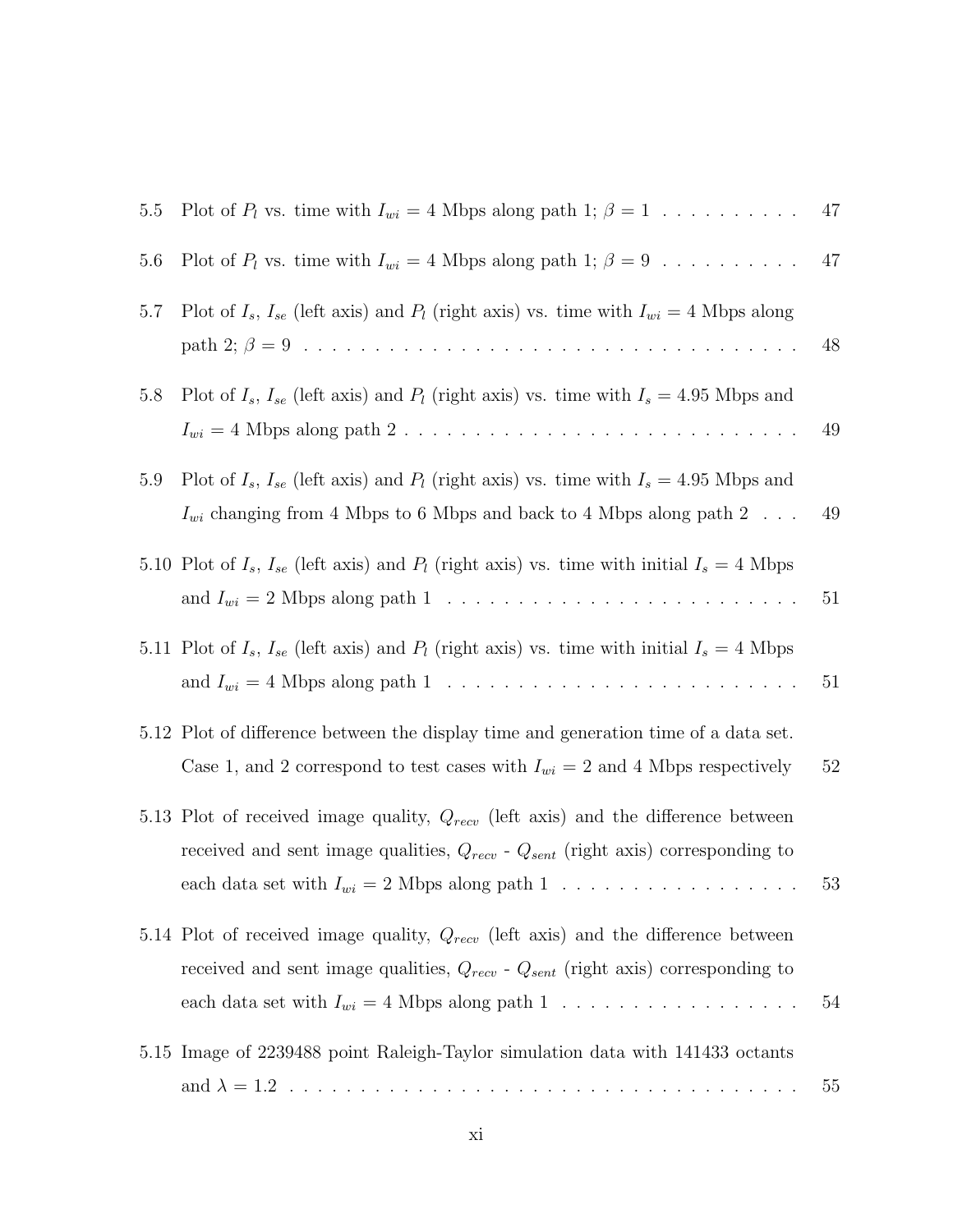5.5 Plot of $P_l$ vs. time with $I_{wi}$ = 4 Mbps along path 1; $\beta = 1$ . . . . . . . . . . 47

5.6 Plot of $P_l$ vs. time with $I_{wi}$ = 4 Mbps along path 1; $\beta = 9$ . . . . . . . . . . 47

5.7 Plot of $I_s$, $I_{se}$ (left axis) and $P_l$ (right axis) vs. time with $I_{wi}$ = 4 Mbps along path 2; $\beta = 9$ . . . . . . . . . . . . . . . . . . . . . . . . . . . . . . . . . . 48

5.8 Plot of $I_s$, $I_{se}$ (left axis) and $P_l$ (right axis) vs. time with $I_s$ = 4.95 Mbps and $I_{wi}$ = 4 Mbps along path 2 . . . . . . . . . . . . . . . . . . . . . . . . . . . 49

5.9 Plot of $I_s$, $I_{se}$ (left axis) and $P_l$ (right axis) vs. time with $I_s$ = 4.95 Mbps and $I_{wi}$ changing from 4 Mbps to 6 Mbps and back to 4 Mbps along path 2 . . . 49

5.10 Plot of $I_s$, $I_{se}$ (left axis) and $P_l$ (right axis) vs. time with initial $I_s$ = 4 Mbps and $I_{wi}$ = 2 Mbps along path 1 . . . . . . . . . . . . . . . . . . . . . . . . . 51

5.11 Plot of $I_s$, $I_{se}$ (left axis) and $P_l$ (right axis) vs. time with initial $I_s$ = 4 Mbps and $I_{wi}$ = 4 Mbps along path 1 . . . . . . . . . . . . . . . . . . . . . . . . . 51

5.12 Plot of difference between the display time and generation time of a data set. Case 1, and 2 correspond to test cases with $I_{wi}$ = 2 and 4 Mbps respectively 52

5.13 Plot of received image quality, $Q_{recv}$ (left axis) and the difference between received and sent image qualities, $Q_{recv}$ - $Q_{sent}$ (right axis) corresponding to each data set with $I_{wi}$ = 2 Mbps along path 1 . . . . . . . . . . . . . . . . 53

5.14 Plot of received image quality, $Q_{recv}$ (left axis) and the difference between received and sent image qualities, $Q_{recv}$ - $Q_{sent}$ (right axis) corresponding to each data set with $I_{wi}$ = 4 Mbps along path 1 . . . . . . . . . . . . . . . . 54

5.15 Image of 2239488 point Raleigh-Taylor simulation data with 141433 octants and $\lambda = 1.2$ . . . . . . . . . . . . . . . . . . . . . . . . . . . . . . . . . . . . 55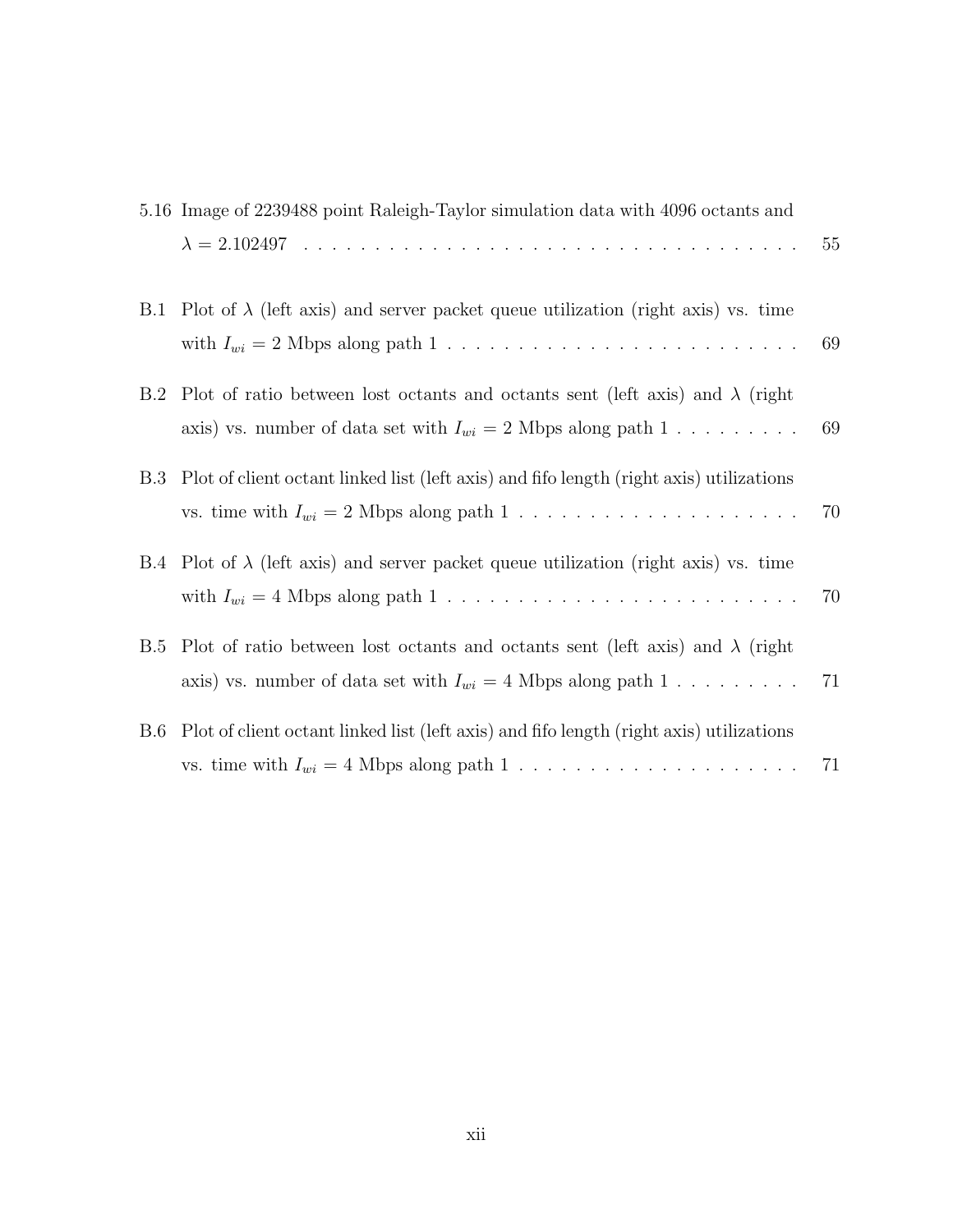5.16 Image of 2239488 point Raleigh-Taylor simulation data with 4096 octants and $\lambda = 2.102497$ . . . . . . . . . . . . . . . . . . . . . . . . . . . . . . . . . . . 55

B.1 Plot of $\lambda$ (left axis) and server packet queue utilization (right axis) vs. time with $I_{wi} = 2$ Mbps along path 1 . . . . . . . . . . . . . . . . . . . . . . . . . 69

B.2 Plot of ratio between lost octants and octants sent (left axis) and $\lambda$ (right axis) vs. number of data set with $I_{wi} = 2$ Mbps along path 1 . . . . . . . . . 69

B.3 Plot of client octant linked list (left axis) and fifo length (right axis) utilizations vs. time with $I_{wi} = 2$ Mbps along path 1 . . . . . . . . . . . . . . . . . . . . 70

B.4 Plot of $\lambda$ (left axis) and server packet queue utilization (right axis) vs. time with $I_{wi} = 4$ Mbps along path 1 . . . . . . . . . . . . . . . . . . . . . . . . . 70

B.5 Plot of ratio between lost octants and octants sent (left axis) and $\lambda$ (right axis) vs. number of data set with $I_{wi} = 4$ Mbps along path 1 . . . . . . . . . 71

B.6 Plot of client octant linked list (left axis) and fifo length (right axis) utilizations vs. time with $I_{wi} = 4$ Mbps along path 1 . . . . . . . . . . . . . . . . . . . . 71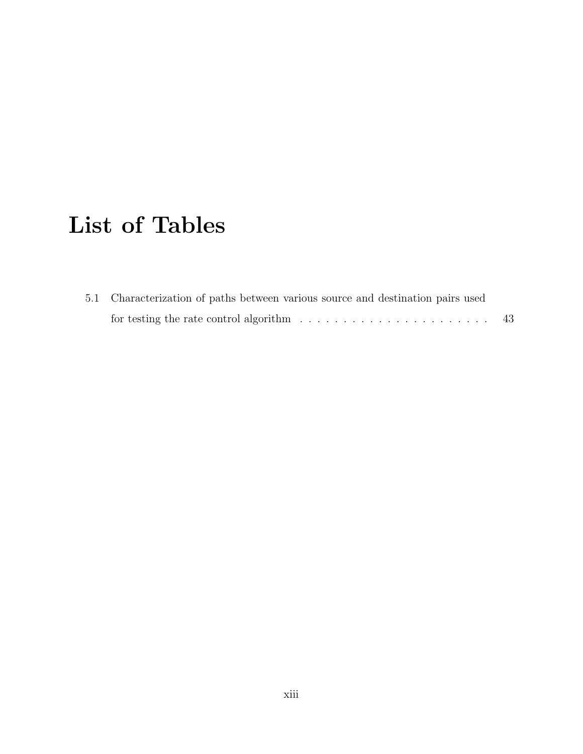# List of Tables

5.1 Characterization of paths between various source and destination pairs used for testing the rate control algorithm . . . . . . . . . . . . . . . . . . . . . . . 43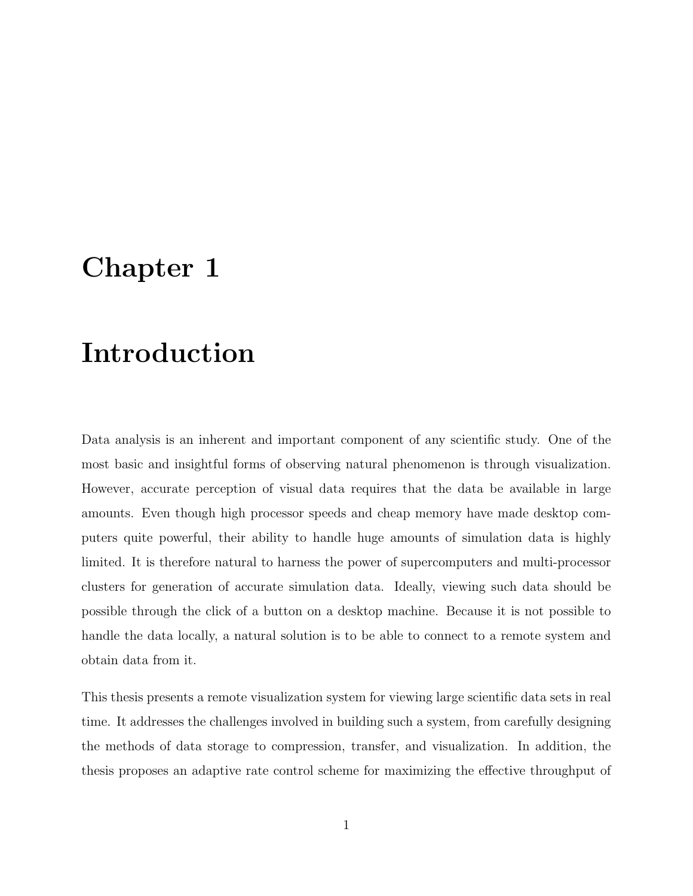# Chapter 1

# Introduction

Data analysis is an inherent and important component of any scientific study. One of the most basic and insightful forms of observing natural phenomenon is through visualization. However, accurate perception of visual data requires that the data be available in large amounts. Even though high processor speeds and cheap memory have made desktop computers quite powerful, their ability to handle huge amounts of simulation data is highly limited. It is therefore natural to harness the power of supercomputers and multi-processor clusters for generation of accurate simulation data. Ideally, viewing such data should be possible through the click of a button on a desktop machine. Because it is not possible to handle the data locally, a natural solution is to be able to connect to a remote system and obtain data from it.

This thesis presents a remote visualization system for viewing large scientific data sets in real time. It addresses the challenges involved in building such a system, from carefully designing the methods of data storage to compression, transfer, and visualization. In addition, the thesis proposes an adaptive rate control scheme for maximizing the effective throughput of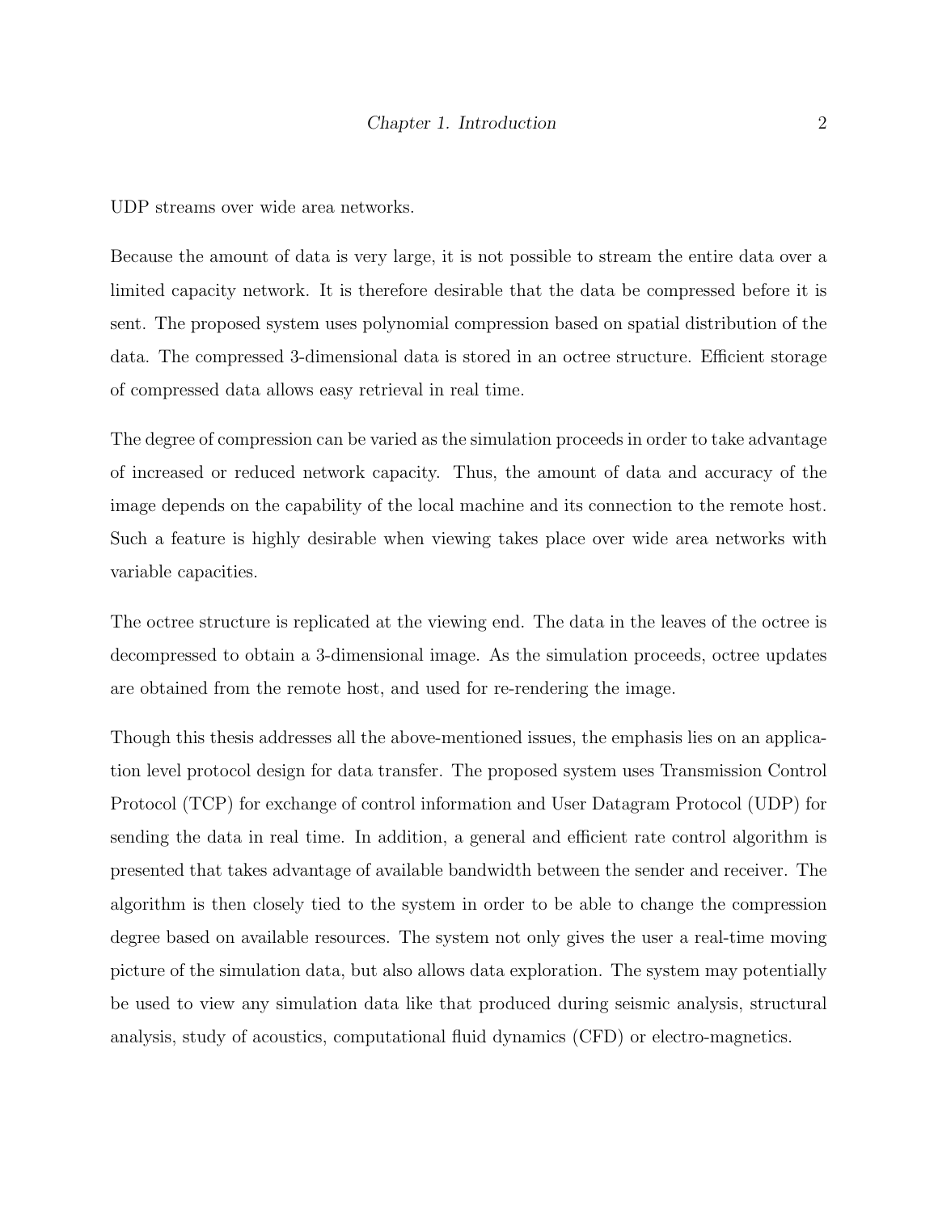UDP streams over wide area networks.

Because the amount of data is very large, it is not possible to stream the entire data over a limited capacity network. It is therefore desirable that the data be compressed before it is sent. The proposed system uses polynomial compression based on spatial distribution of the data. The compressed 3-dimensional data is stored in an octree structure. Efficient storage of compressed data allows easy retrieval in real time.

The degree of compression can be varied as the simulation proceeds in order to take advantage of increased or reduced network capacity. Thus, the amount of data and accuracy of the image depends on the capability of the local machine and its connection to the remote host. Such a feature is highly desirable when viewing takes place over wide area networks with variable capacities.

The octree structure is replicated at the viewing end. The data in the leaves of the octree is decompressed to obtain a 3-dimensional image. As the simulation proceeds, octree updates are obtained from the remote host, and used for re-rendering the image.

Though this thesis addresses all the above-mentioned issues, the emphasis lies on an application level protocol design for data transfer. The proposed system uses Transmission Control Protocol (TCP) for exchange of control information and User Datagram Protocol (UDP) for sending the data in real time. In addition, a general and efficient rate control algorithm is presented that takes advantage of available bandwidth between the sender and receiver. The algorithm is then closely tied to the system in order to be able to change the compression degree based on available resources. The system not only gives the user a real-time moving picture of the simulation data, but also allows data exploration. The system may potentially be used to view any simulation data like that produced during seismic analysis, structural analysis, study of acoustics, computational fluid dynamics (CFD) or electro-magnetics.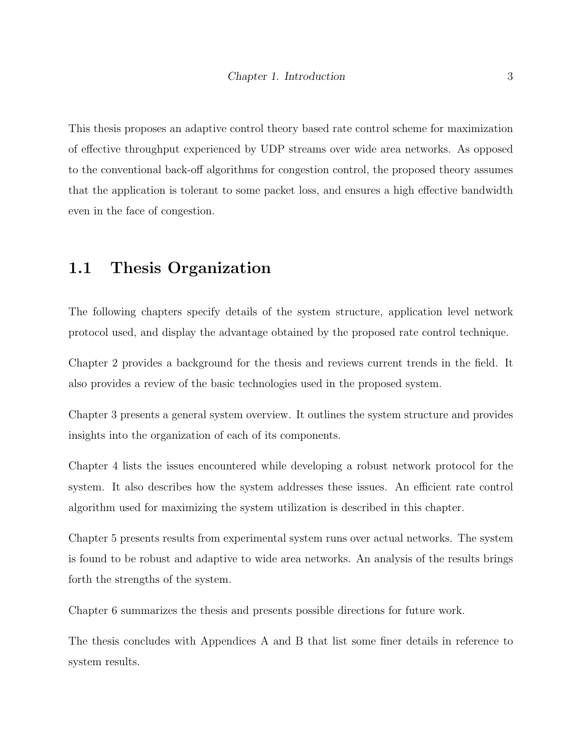This thesis proposes an adaptive control theory based rate control scheme for maximization of effective throughput experienced by UDP streams over wide area networks. As opposed to the conventional back-off algorithms for congestion control, the proposed theory assumes that the application is tolerant to some packet loss, and ensures a high effective bandwidth even in the face of congestion.

## 1.1 Thesis Organization

The following chapters specify details of the system structure, application level network protocol used, and display the advantage obtained by the proposed rate control technique.

Chapter 2 provides a background for the thesis and reviews current trends in the field. It also provides a review of the basic technologies used in the proposed system.

Chapter 3 presents a general system overview. It outlines the system structure and provides insights into the organization of each of its components.

Chapter 4 lists the issues encountered while developing a robust network protocol for the system. It also describes how the system addresses these issues. An efficient rate control algorithm used for maximizing the system utilization is described in this chapter.

Chapter 5 presents results from experimental system runs over actual networks. The system is found to be robust and adaptive to wide area networks. An analysis of the results brings forth the strengths of the system.

Chapter 6 summarizes the thesis and presents possible directions for future work.

The thesis concludes with Appendices A and B that list some finer details in reference to system results.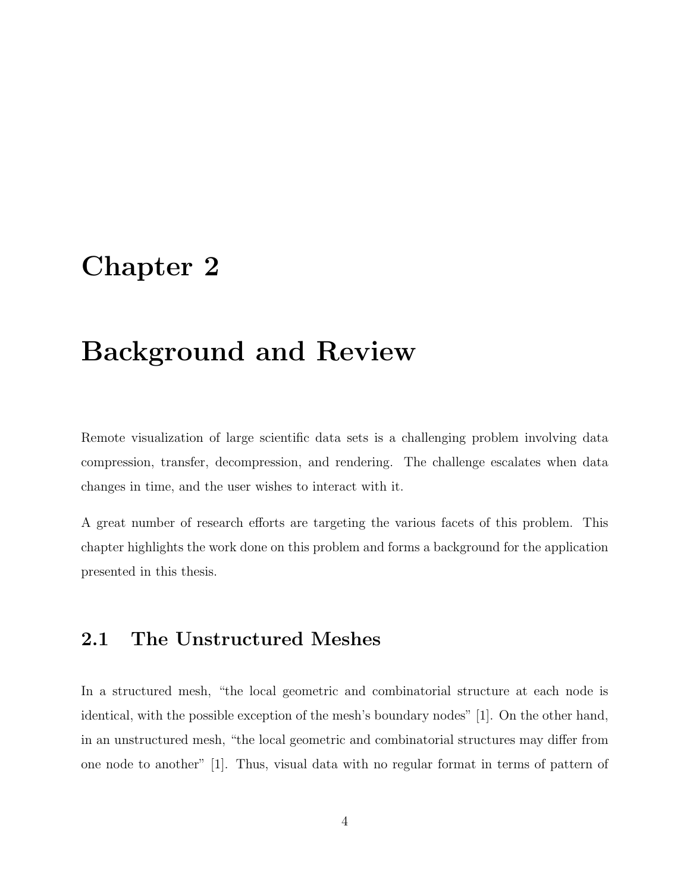# Chapter 2

# Background and Review

Remote visualization of large scientific data sets is a challenging problem involving data compression, transfer, decompression, and rendering. The challenge escalates when data changes in time, and the user wishes to interact with it.

A great number of research efforts are targeting the various facets of this problem. This chapter highlights the work done on this problem and forms a background for the application presented in this thesis.

## 2.1 The Unstructured Meshes

In a structured mesh, "the local geometric and combinatorial structure at each node is identical, with the possible exception of the mesh's boundary nodes" [1]. On the other hand, in an unstructured mesh, "the local geometric and combinatorial structures may differ from one node to another" [1]. Thus, visual data with no regular format in terms of pattern of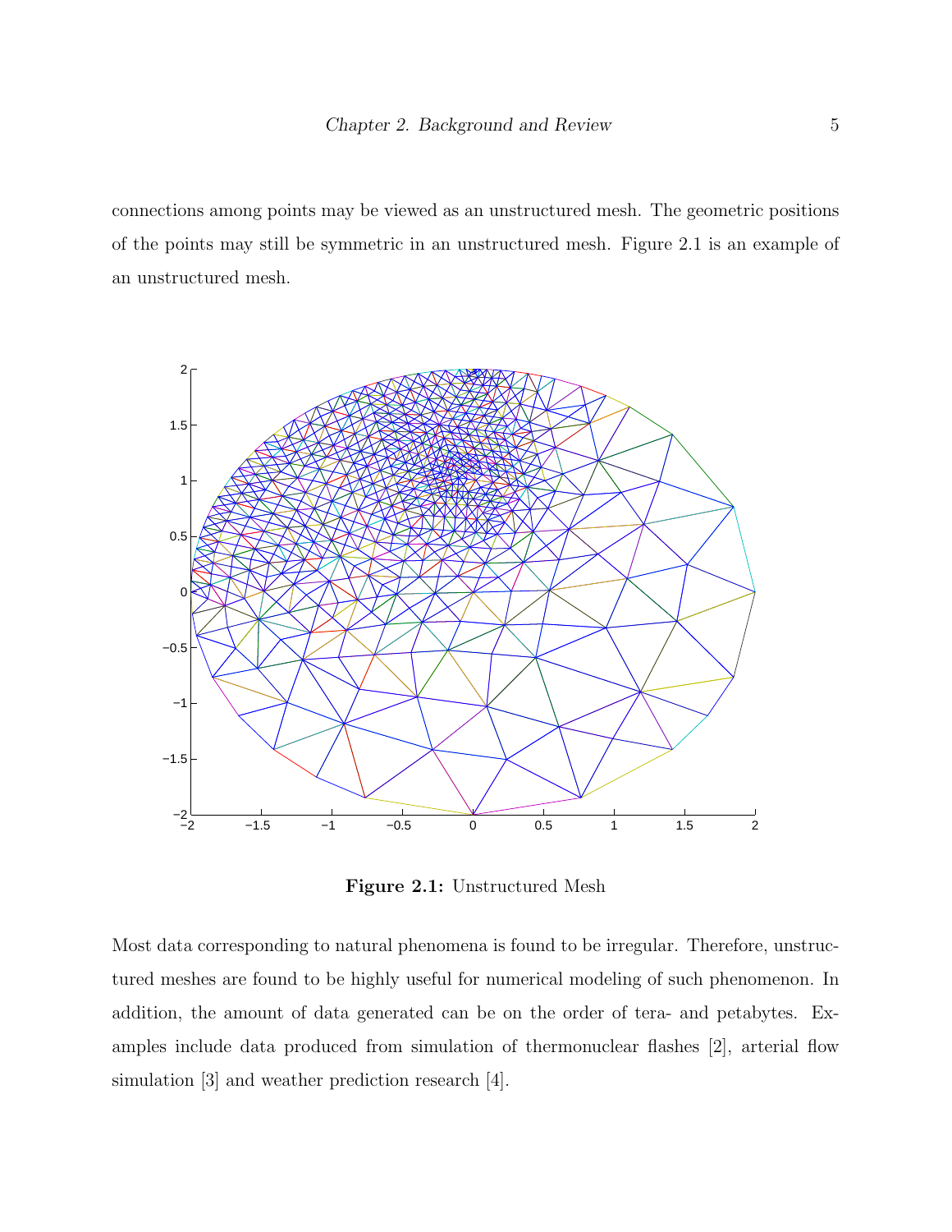connections among points may be viewed as an unstructured mesh. The geometric positions of the points may still be symmetric in an unstructured mesh. Figure 2.1 is an example of an unstructured mesh.

**Figure 2.1:** Unstructured Mesh

Most data corresponding to natural phenomena is found to be irregular. Therefore, unstructured meshes are found to be highly useful for numerical modeling of such phenomenon. In addition, the amount of data generated can be on the order of tera- and petabytes. Examples include data produced from simulation of thermonuclear flashes [2], arterial flow simulation [3] and weather prediction research [4].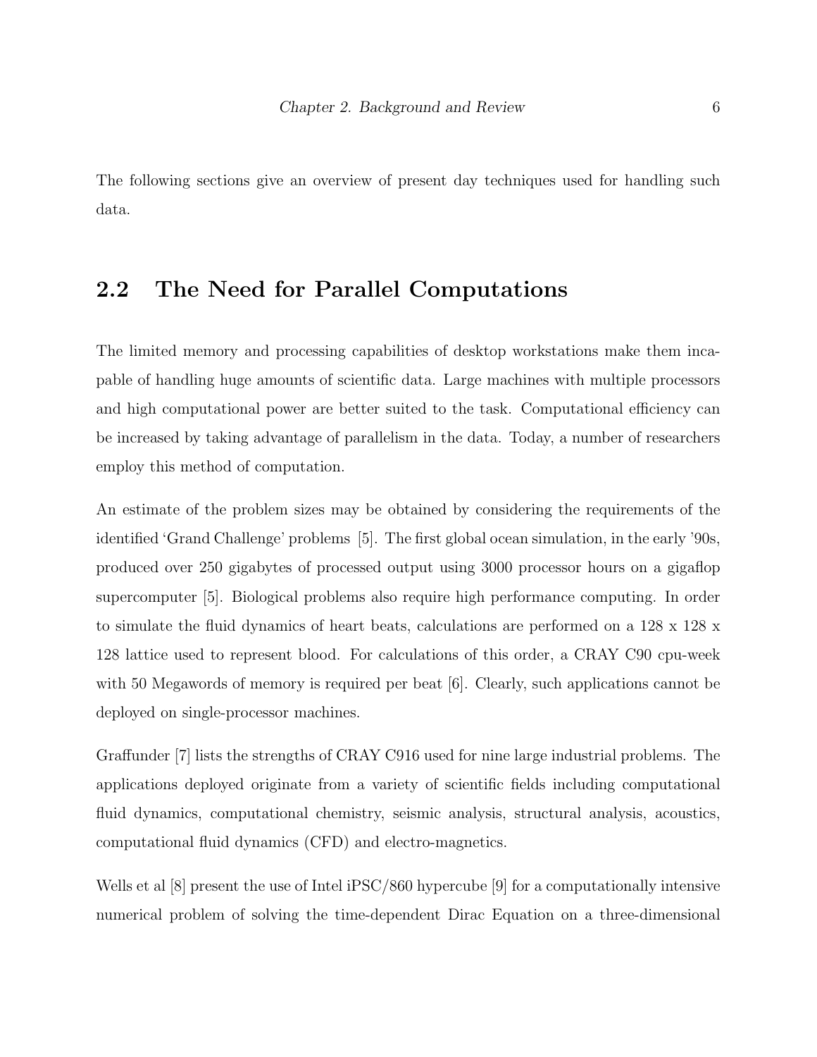The following sections give an overview of present day techniques used for handling such data.

## 2.2 The Need for Parallel Computations

The limited memory and processing capabilities of desktop workstations make them incapable of handling huge amounts of scientific data. Large machines with multiple processors and high computational power are better suited to the task. Computational efficiency can be increased by taking advantage of parallelism in the data. Today, a number of researchers employ this method of computation.

An estimate of the problem sizes may be obtained by considering the requirements of the identified 'Grand Challenge' problems [5]. The first global ocean simulation, in the early '90s, produced over 250 gigabytes of processed output using 3000 processor hours on a gigaflop supercomputer [5]. Biological problems also require high performance computing. In order to simulate the fluid dynamics of heart beats, calculations are performed on a 128 x 128 x 128 lattice used to represent blood. For calculations of this order, a CRAY C90 cpu-week with 50 Megawords of memory is required per beat [6]. Clearly, such applications cannot be deployed on single-processor machines.

Graffunder [7] lists the strengths of CRAY C916 used for nine large industrial problems. The applications deployed originate from a variety of scientific fields including computational fluid dynamics, computational chemistry, seismic analysis, structural analysis, acoustics, computational fluid dynamics (CFD) and electro-magnetics.

Wells et al [8] present the use of Intel iPSC/860 hypercube [9] for a computationally intensive numerical problem of solving the time-dependent Dirac Equation on a three-dimensional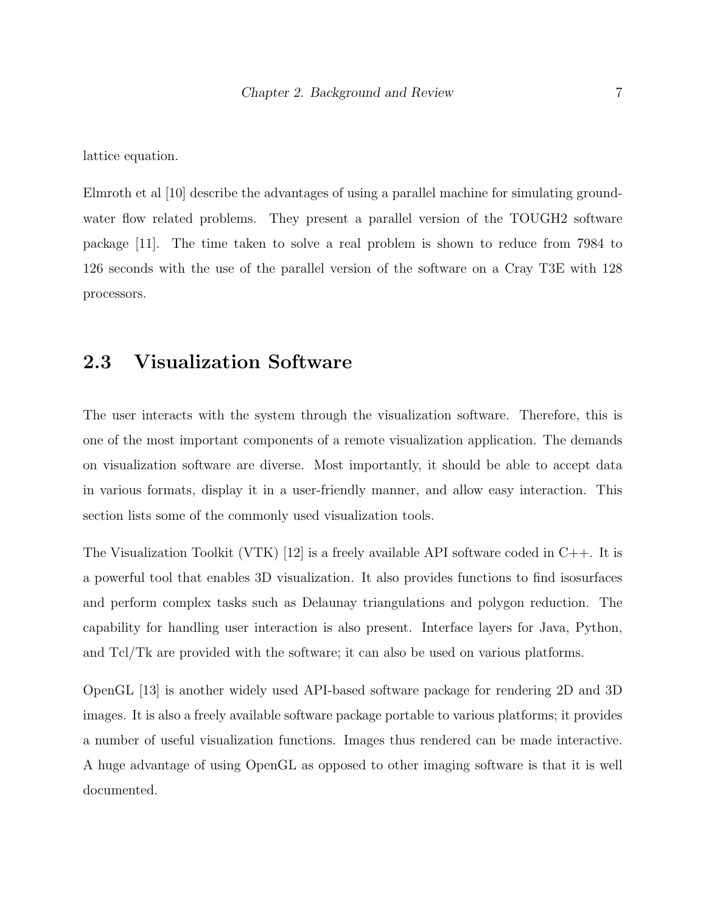lattice equation.

Elmroth et al [10] describe the advantages of using a parallel machine for simulating groundwater flow related problems. They present a parallel version of the TOUGH2 software package [11]. The time taken to solve a real problem is shown to reduce from 7984 to 126 seconds with the use of the parallel version of the software on a Cray T3E with 128 processors.

## 2.3 Visualization Software

The user interacts with the system through the visualization software. Therefore, this is one of the most important components of a remote visualization application. The demands on visualization software are diverse. Most importantly, it should be able to accept data in various formats, display it in a user-friendly manner, and allow easy interaction. This section lists some of the commonly used visualization tools.

The Visualization Toolkit (VTK) [12] is a freely available API software coded in C++. It is a powerful tool that enables 3D visualization. It also provides functions to find isosurfaces and perform complex tasks such as Delaunay triangulations and polygon reduction. The capability for handling user interaction is also present. Interface layers for Java, Python, and Tcl/Tk are provided with the software; it can also be used on various platforms.

OpenGL [13] is another widely used API-based software package for rendering 2D and 3D images. It is also a freely available software package portable to various platforms; it provides a number of useful visualization functions. Images thus rendered can be made interactive. A huge advantage of using OpenGL as opposed to other imaging software is that it is well documented.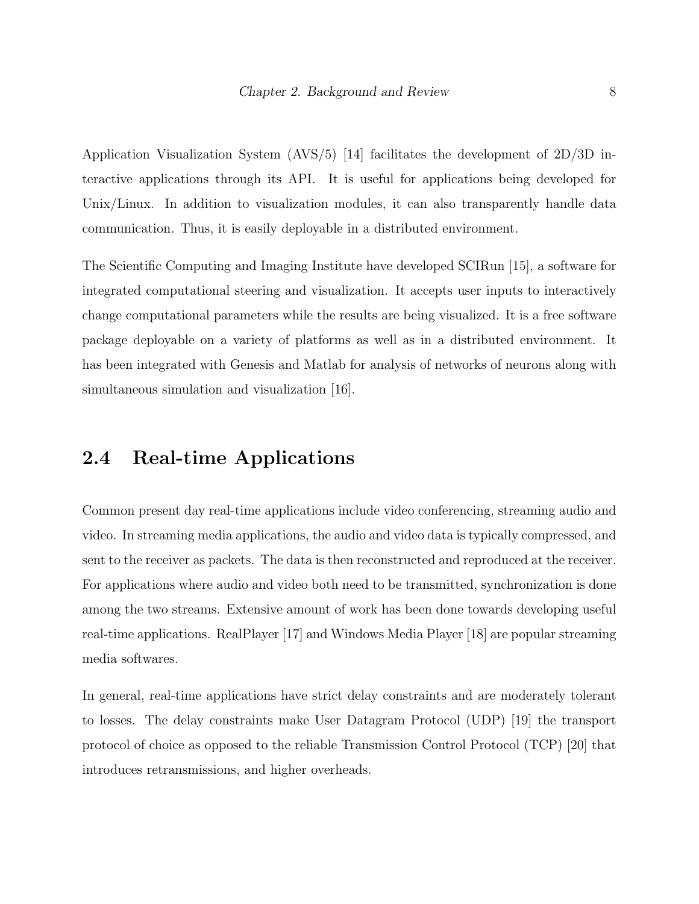Application Visualization System (AVS/5) [14] facilitates the development of 2D/3D interactive applications through its API. It is useful for applications being developed for Unix/Linux. In addition to visualization modules, it can also transparently handle data communication. Thus, it is easily deployable in a distributed environment.

The Scientific Computing and Imaging Institute have developed SCIRun [15], a software for integrated computational steering and visualization. It accepts user inputs to interactively change computational parameters while the results are being visualized. It is a free software package deployable on a variety of platforms as well as in a distributed environment. It has been integrated with Genesis and Matlab for analysis of networks of neurons along with simultaneous simulation and visualization [16].

## 2.4 Real-time Applications

Common present day real-time applications include video conferencing, streaming audio and video. In streaming media applications, the audio and video data is typically compressed, and sent to the receiver as packets. The data is then reconstructed and reproduced at the receiver. For applications where audio and video both need to be transmitted, synchronization is done among the two streams. Extensive amount of work has been done towards developing useful real-time applications. RealPlayer [17] and Windows Media Player [18] are popular streaming media softwares.

In general, real-time applications have strict delay constraints and are moderately tolerant to losses. The delay constraints make User Datagram Protocol (UDP) [19] the transport protocol of choice as opposed to the reliable Transmission Control Protocol (TCP) [20] that introduces retransmissions, and higher overheads.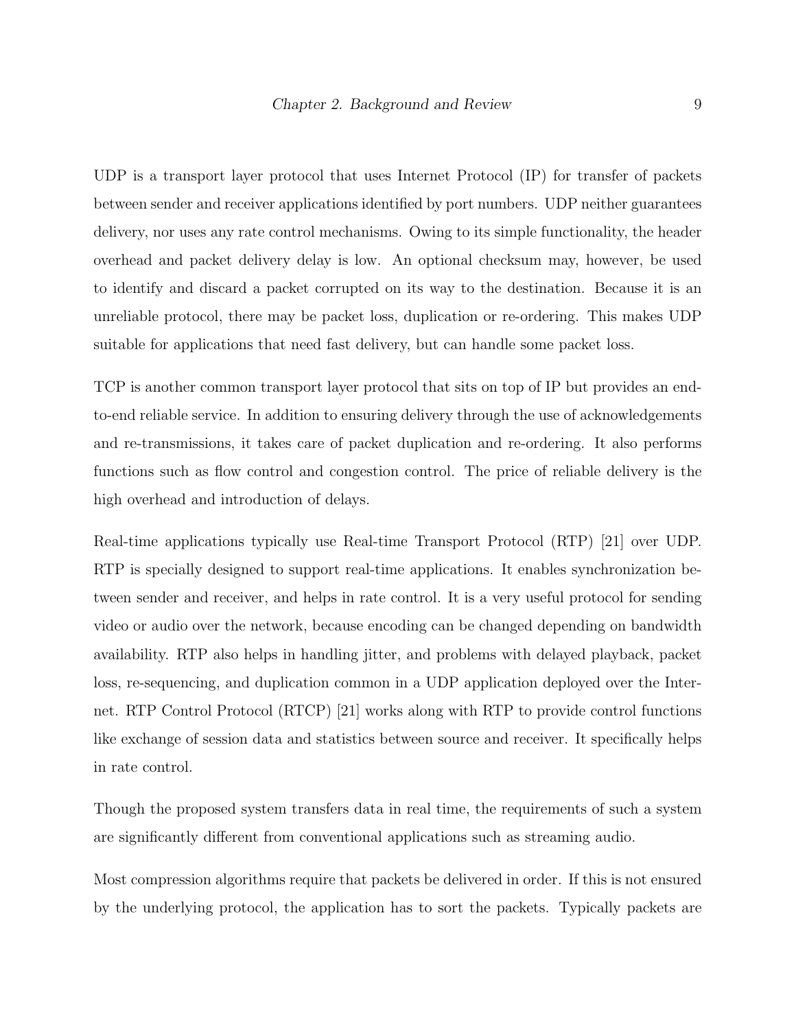UDP is a transport layer protocol that uses Internet Protocol (IP) for transfer of packets between sender and receiver applications identified by port numbers. UDP neither guarantees delivery, nor uses any rate control mechanisms. Owing to its simple functionality, the header overhead and packet delivery delay is low. An optional checksum may, however, be used to identify and discard a packet corrupted on its way to the destination. Because it is an unreliable protocol, there may be packet loss, duplication or re-ordering. This makes UDP suitable for applications that need fast delivery, but can handle some packet loss.

TCP is another common transport layer protocol that sits on top of IP but provides an end-to-end reliable service. In addition to ensuring delivery through the use of acknowledgements and re-transmissions, it takes care of packet duplication and re-ordering. It also performs functions such as flow control and congestion control. The price of reliable delivery is the high overhead and introduction of delays.

Real-time applications typically use Real-time Transport Protocol (RTP) [21] over UDP. RTP is specially designed to support real-time applications. It enables synchronization between sender and receiver, and helps in rate control. It is a very useful protocol for sending video or audio over the network, because encoding can be changed depending on bandwidth availability. RTP also helps in handling jitter, and problems with delayed playback, packet loss, re-sequencing, and duplication common in a UDP application deployed over the Internet. RTP Control Protocol (RTCP) [21] works along with RTP to provide control functions like exchange of session data and statistics between source and receiver. It specifically helps in rate control.

Though the proposed system transfers data in real time, the requirements of such a system are significantly different from conventional applications such as streaming audio.

Most compression algorithms require that packets be delivered in order. If this is not ensured by the underlying protocol, the application has to sort the packets. Typically packets are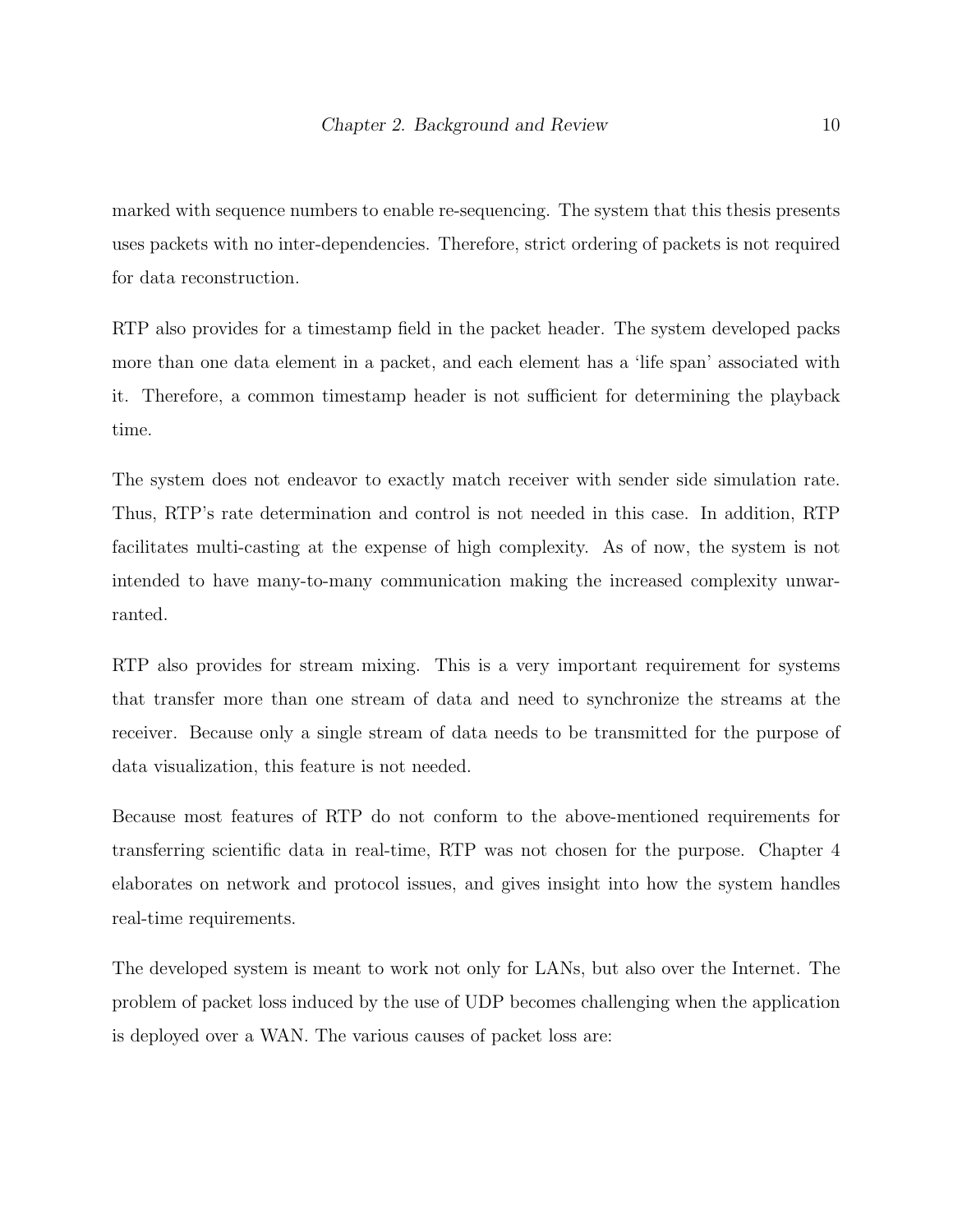marked with sequence numbers to enable re-sequencing. The system that this thesis presents uses packets with no inter-dependencies. Therefore, strict ordering of packets is not required for data reconstruction.

RTP also provides for a timestamp field in the packet header. The system developed packs more than one data element in a packet, and each element has a 'life span' associated with it. Therefore, a common timestamp header is not sufficient for determining the playback time.

The system does not endeavor to exactly match receiver with sender side simulation rate. Thus, RTP's rate determination and control is not needed in this case. In addition, RTP facilitates multi-casting at the expense of high complexity. As of now, the system is not intended to have many-to-many communication making the increased complexity unwarranted.

RTP also provides for stream mixing. This is a very important requirement for systems that transfer more than one stream of data and need to synchronize the streams at the receiver. Because only a single stream of data needs to be transmitted for the purpose of data visualization, this feature is not needed.

Because most features of RTP do not conform to the above-mentioned requirements for transferring scientific data in real-time, RTP was not chosen for the purpose. Chapter 4 elaborates on network and protocol issues, and gives insight into how the system handles real-time requirements.

The developed system is meant to work not only for LANs, but also over the Internet. The problem of packet loss induced by the use of UDP becomes challenging when the application is deployed over a WAN. The various causes of packet loss are: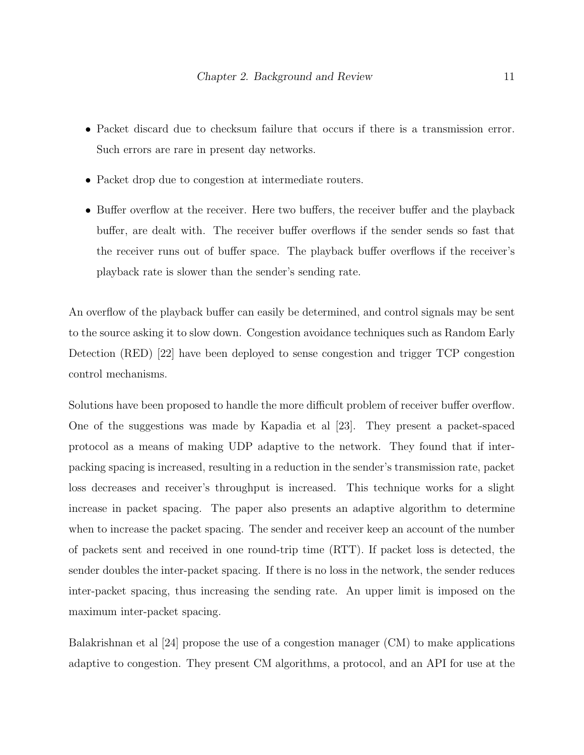- Packet discard due to checksum failure that occurs if there is a transmission error. Such errors are rare in present day networks.
- Packet drop due to congestion at intermediate routers.
- Buffer overflow at the receiver. Here two buffers, the receiver buffer and the playback buffer, are dealt with. The receiver buffer overflows if the sender sends so fast that the receiver runs out of buffer space. The playback buffer overflows if the receiver's playback rate is slower than the sender's sending rate.

An overflow of the playback buffer can easily be determined, and control signals may be sent to the source asking it to slow down. Congestion avoidance techniques such as Random Early Detection (RED) [22] have been deployed to sense congestion and trigger TCP congestion control mechanisms.

Solutions have been proposed to handle the more difficult problem of receiver buffer overflow. One of the suggestions was made by Kapadia et al [23]. They present a packet-spaced protocol as a means of making UDP adaptive to the network. They found that if inter-packing spacing is increased, resulting in a reduction in the sender's transmission rate, packet loss decreases and receiver's throughput is increased. This technique works for a slight increase in packet spacing. The paper also presents an adaptive algorithm to determine when to increase the packet spacing. The sender and receiver keep an account of the number of packets sent and received in one round-trip time (RTT). If packet loss is detected, the sender doubles the inter-packet spacing. If there is no loss in the network, the sender reduces inter-packet spacing, thus increasing the sending rate. An upper limit is imposed on the maximum inter-packet spacing.

Balakrishnan et al [24] propose the use of a congestion manager (CM) to make applications adaptive to congestion. They present CM algorithms, a protocol, and an API for use at the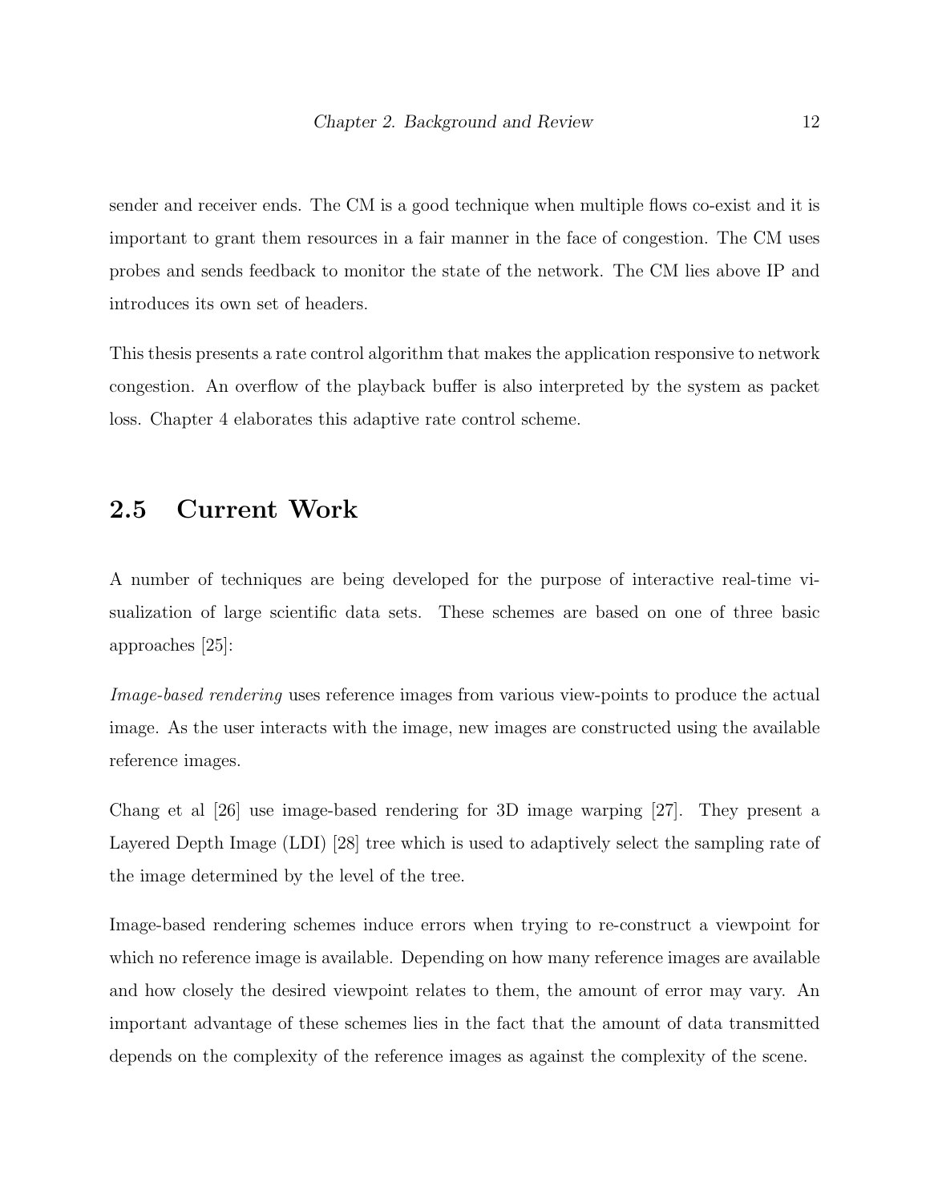sender and receiver ends. The CM is a good technique when multiple flows co-exist and it is important to grant them resources in a fair manner in the face of congestion. The CM uses probes and sends feedback to monitor the state of the network. The CM lies above IP and introduces its own set of headers.

This thesis presents a rate control algorithm that makes the application responsive to network congestion. An overflow of the playback buffer is also interpreted by the system as packet loss. Chapter 4 elaborates this adaptive rate control scheme.

## 2.5 Current Work

A number of techniques are being developed for the purpose of interactive real-time visualization of large scientific data sets. These schemes are based on one of three basic approaches [25]:

*Image-based rendering* uses reference images from various view-points to produce the actual image. As the user interacts with the image, new images are constructed using the available reference images.

Chang et al [26] use image-based rendering for 3D image warping [27]. They present a Layered Depth Image (LDI) [28] tree which is used to adaptively select the sampling rate of the image determined by the level of the tree.

Image-based rendering schemes induce errors when trying to re-construct a viewpoint for which no reference image is available. Depending on how many reference images are available and how closely the desired viewpoint relates to them, the amount of error may vary. An important advantage of these schemes lies in the fact that the amount of data transmitted depends on the complexity of the reference images as against the complexity of the scene.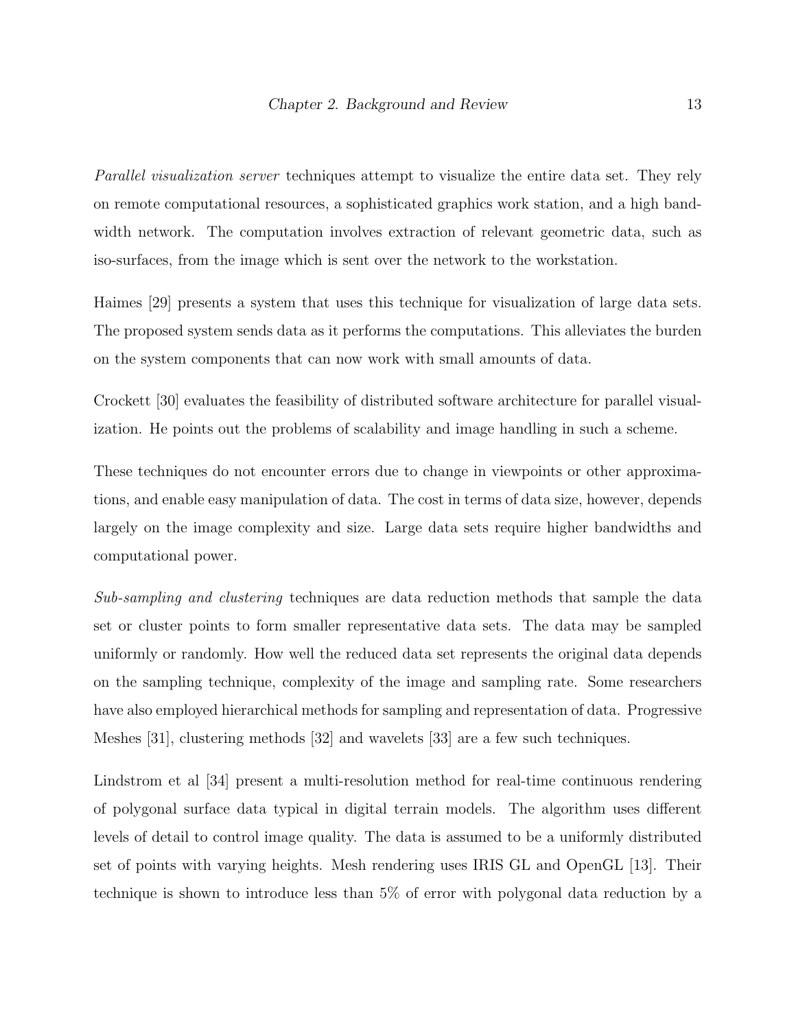*Parallel visualization server* techniques attempt to visualize the entire data set. They rely on remote computational resources, a sophisticated graphics work station, and a high bandwidth network. The computation involves extraction of relevant geometric data, such as iso-surfaces, from the image which is sent over the network to the workstation.

Haimes [29] presents a system that uses this technique for visualization of large data sets. The proposed system sends data as it performs the computations. This alleviates the burden on the system components that can now work with small amounts of data.

Crockett [30] evaluates the feasibility of distributed software architecture for parallel visualization. He points out the problems of scalability and image handling in such a scheme.

These techniques do not encounter errors due to change in viewpoints or other approximations, and enable easy manipulation of data. The cost in terms of data size, however, depends largely on the image complexity and size. Large data sets require higher bandwidths and computational power.

*Sub-sampling and clustering* techniques are data reduction methods that sample the data set or cluster points to form smaller representative data sets. The data may be sampled uniformly or randomly. How well the reduced data set represents the original data depends on the sampling technique, complexity of the image and sampling rate. Some researchers have also employed hierarchical methods for sampling and representation of data. Progressive Meshes [31], clustering methods [32] and wavelets [33] are a few such techniques.

Lindstrom et al [34] present a multi-resolution method for real-time continuous rendering of polygonal surface data typical in digital terrain models. The algorithm uses different levels of detail to control image quality. The data is assumed to be a uniformly distributed set of points with varying heights. Mesh rendering uses IRIS GL and OpenGL [13]. Their technique is shown to introduce less than 5% of error with polygonal data reduction by a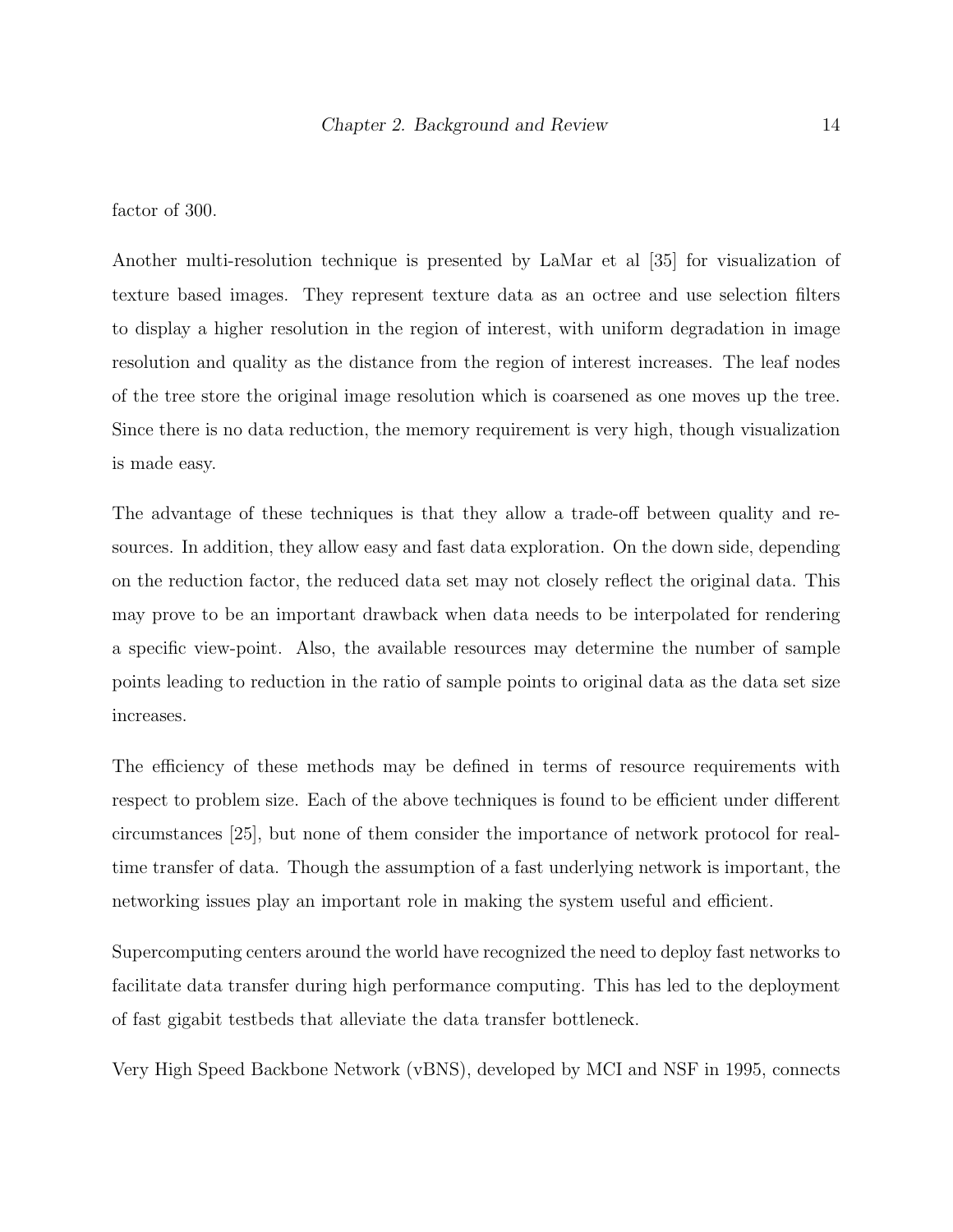factor of 300.

Another multi-resolution technique is presented by LaMar et al [35] for visualization of texture based images. They represent texture data as an octree and use selection filters to display a higher resolution in the region of interest, with uniform degradation in image resolution and quality as the distance from the region of interest increases. The leaf nodes of the tree store the original image resolution which is coarsened as one moves up the tree. Since there is no data reduction, the memory requirement is very high, though visualization is made easy.

The advantage of these techniques is that they allow a trade-off between quality and resources. In addition, they allow easy and fast data exploration. On the down side, depending on the reduction factor, the reduced data set may not closely reflect the original data. This may prove to be an important drawback when data needs to be interpolated for rendering a specific view-point. Also, the available resources may determine the number of sample points leading to reduction in the ratio of sample points to original data as the data set size increases.

The efficiency of these methods may be defined in terms of resource requirements with respect to problem size. Each of the above techniques is found to be efficient under different circumstances [25], but none of them consider the importance of network protocol for real-time transfer of data. Though the assumption of a fast underlying network is important, the networking issues play an important role in making the system useful and efficient.

Supercomputing centers around the world have recognized the need to deploy fast networks to facilitate data transfer during high performance computing. This has led to the deployment of fast gigabit testbeds that alleviate the data transfer bottleneck.

Very High Speed Backbone Network (vBNS), developed by MCI and NSF in 1995, connects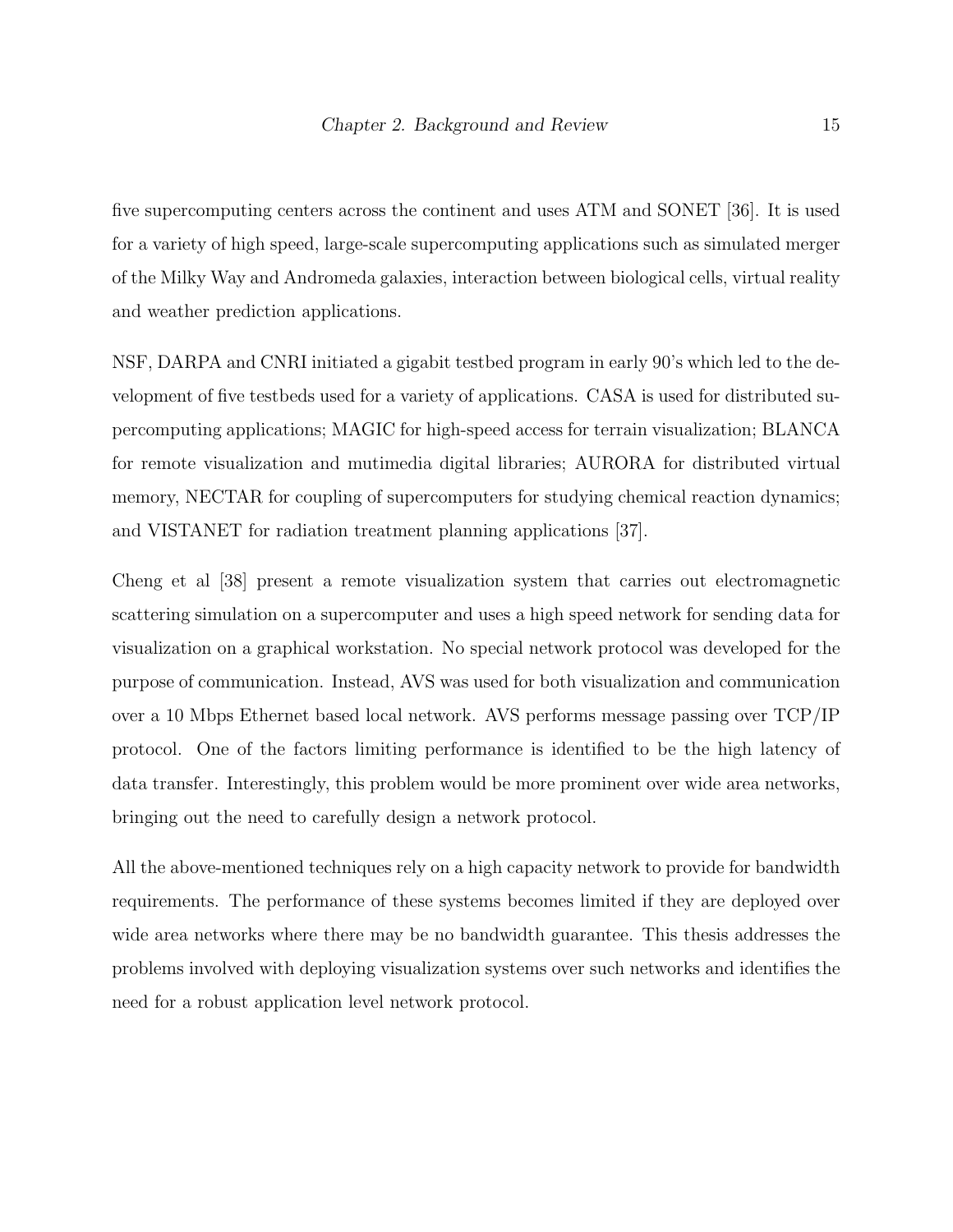five supercomputing centers across the continent and uses ATM and SONET [36]. It is used for a variety of high speed, large-scale supercomputing applications such as simulated merger of the Milky Way and Andromeda galaxies, interaction between biological cells, virtual reality and weather prediction applications.

NSF, DARPA and CNRI initiated a gigabit testbed program in early 90's which led to the development of five testbeds used for a variety of applications. CASA is used for distributed supercomputing applications; MAGIC for high-speed access for terrain visualization; BLANCA for remote visualization and mutimedia digital libraries; AURORA for distributed virtual memory, NECTAR for coupling of supercomputers for studying chemical reaction dynamics; and VISTANET for radiation treatment planning applications [37].

Cheng et al [38] present a remote visualization system that carries out electromagnetic scattering simulation on a supercomputer and uses a high speed network for sending data for visualization on a graphical workstation. No special network protocol was developed for the purpose of communication. Instead, AVS was used for both visualization and communication over a 10 Mbps Ethernet based local network. AVS performs message passing over TCP/IP protocol. One of the factors limiting performance is identified to be the high latency of data transfer. Interestingly, this problem would be more prominent over wide area networks, bringing out the need to carefully design a network protocol.

All the above-mentioned techniques rely on a high capacity network to provide for bandwidth requirements. The performance of these systems becomes limited if they are deployed over wide area networks where there may be no bandwidth guarantee. This thesis addresses the problems involved with deploying visualization systems over such networks and identifies the need for a robust application level network protocol.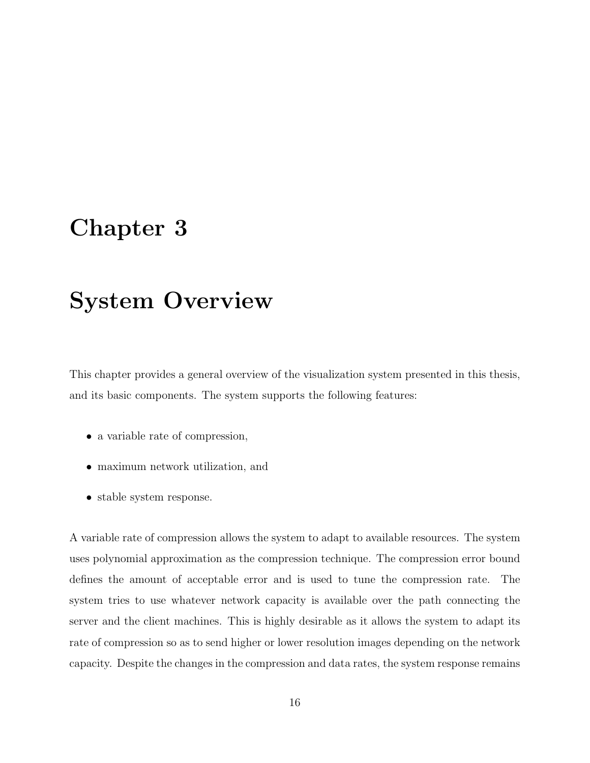# Chapter 3

# System Overview

This chapter provides a general overview of the visualization system presented in this thesis, and its basic components. The system supports the following features:

- a variable rate of compression,
- maximum network utilization, and
- stable system response.

A variable rate of compression allows the system to adapt to available resources. The system uses polynomial approximation as the compression technique. The compression error bound defines the amount of acceptable error and is used to tune the compression rate. The system tries to use whatever network capacity is available over the path connecting the server and the client machines. This is highly desirable as it allows the system to adapt its rate of compression so as to send higher or lower resolution images depending on the network capacity. Despite the changes in the compression and data rates, the system response remains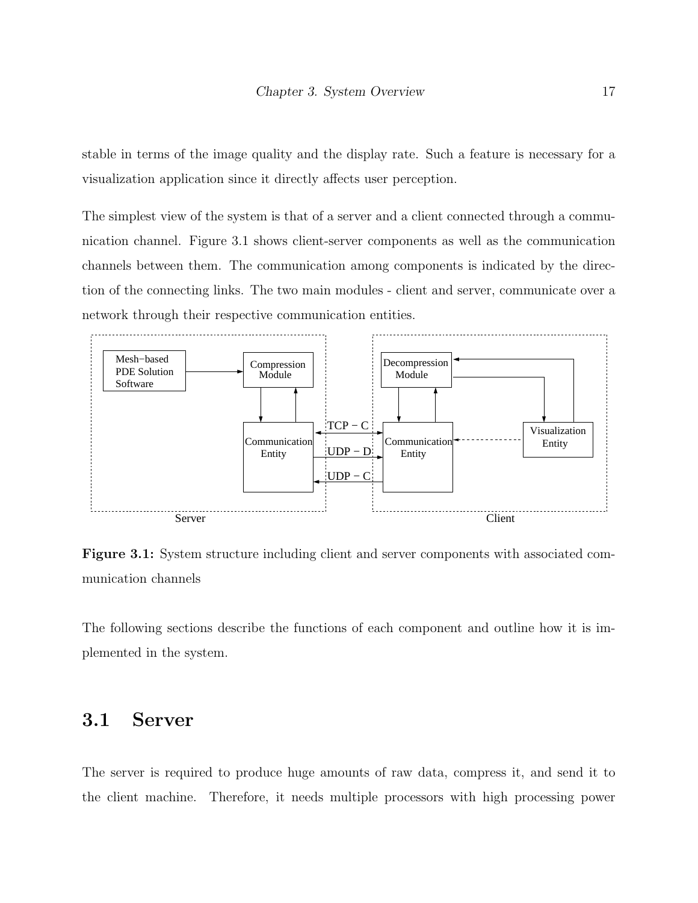stable in terms of the image quality and the display rate. Such a feature is necessary for a visualization application since it directly affects user perception.

The simplest view of the system is that of a server and a client connected through a communication channel. Figure 3.1 shows client-server components as well as the communication channels between them. The communication among components is indicated by the direction of the connecting links. The two main modules - client and server, communicate over a network through their respective communication entities.

**Figure 3.1:** System structure including client and server components with associated communication channels

The following sections describe the functions of each component and outline how it is implemented in the system.

## 3.1 Server

The server is required to produce huge amounts of raw data, compress it, and send it to the client machine. Therefore, it needs multiple processors with high processing power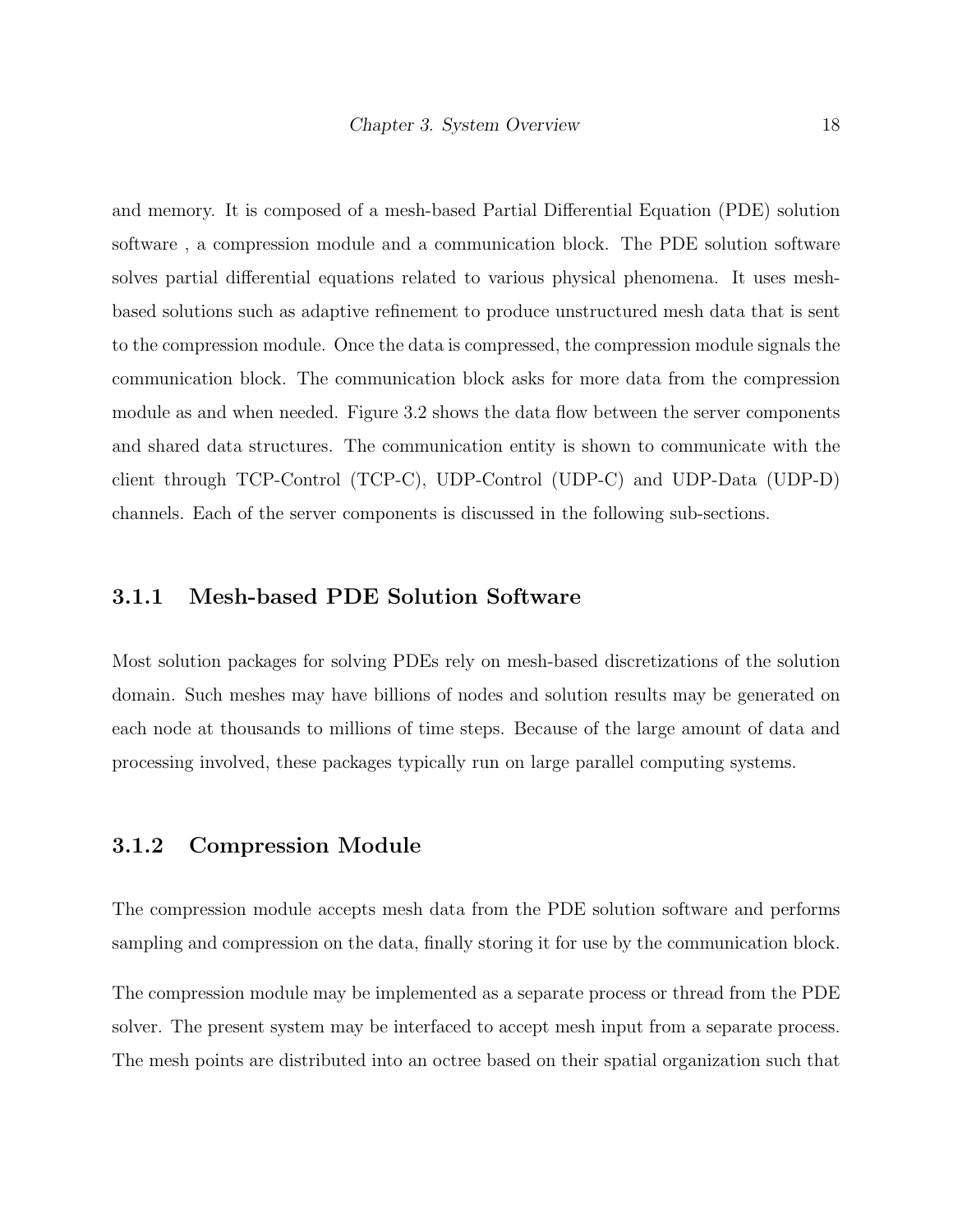and memory. It is composed of a mesh-based Partial Differential Equation (PDE) solution software , a compression module and a communication block. The PDE solution software solves partial differential equations related to various physical phenomena. It uses mesh-based solutions such as adaptive refinement to produce unstructured mesh data that is sent to the compression module. Once the data is compressed, the compression module signals the communication block. The communication block asks for more data from the compression module as and when needed. Figure 3.2 shows the data flow between the server components and shared data structures. The communication entity is shown to communicate with the client through TCP-Control (TCP-C), UDP-Control (UDP-C) and UDP-Data (UDP-D) channels. Each of the server components is discussed in the following sub-sections.

### 3.1.1 Mesh-based PDE Solution Software

Most solution packages for solving PDEs rely on mesh-based discretizations of the solution domain. Such meshes may have billions of nodes and solution results may be generated on each node at thousands to millions of time steps. Because of the large amount of data and processing involved, these packages typically run on large parallel computing systems.

### 3.1.2 Compression Module

The compression module accepts mesh data from the PDE solution software and performs sampling and compression on the data, finally storing it for use by the communication block.

The compression module may be implemented as a separate process or thread from the PDE solver. The present system may be interfaced to accept mesh input from a separate process. The mesh points are distributed into an octree based on their spatial organization such that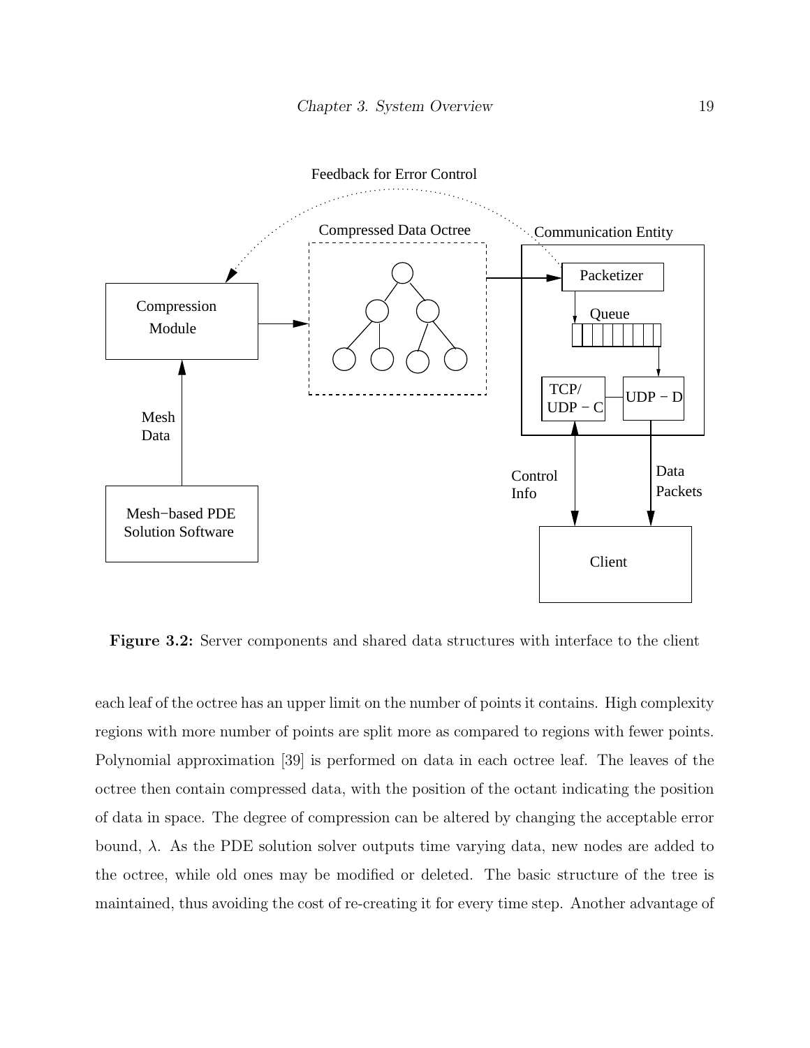**Figure 3.2:** Server components and shared data structures with interface to the client

each leaf of the octree has an upper limit on the number of points it contains. High complexity regions with more number of points are split more as compared to regions with fewer points. Polynomial approximation [39] is performed on data in each octree leaf. The leaves of the octree then contain compressed data, with the position of the octant indicating the position of data in space. The degree of compression can be altered by changing the acceptable error bound, $\lambda$. As the PDE solution solver outputs time varying data, new nodes are added to the octree, while old ones may be modified or deleted. The basic structure of the tree is maintained, thus avoiding the cost of re-creating it for every time step. Another advantage of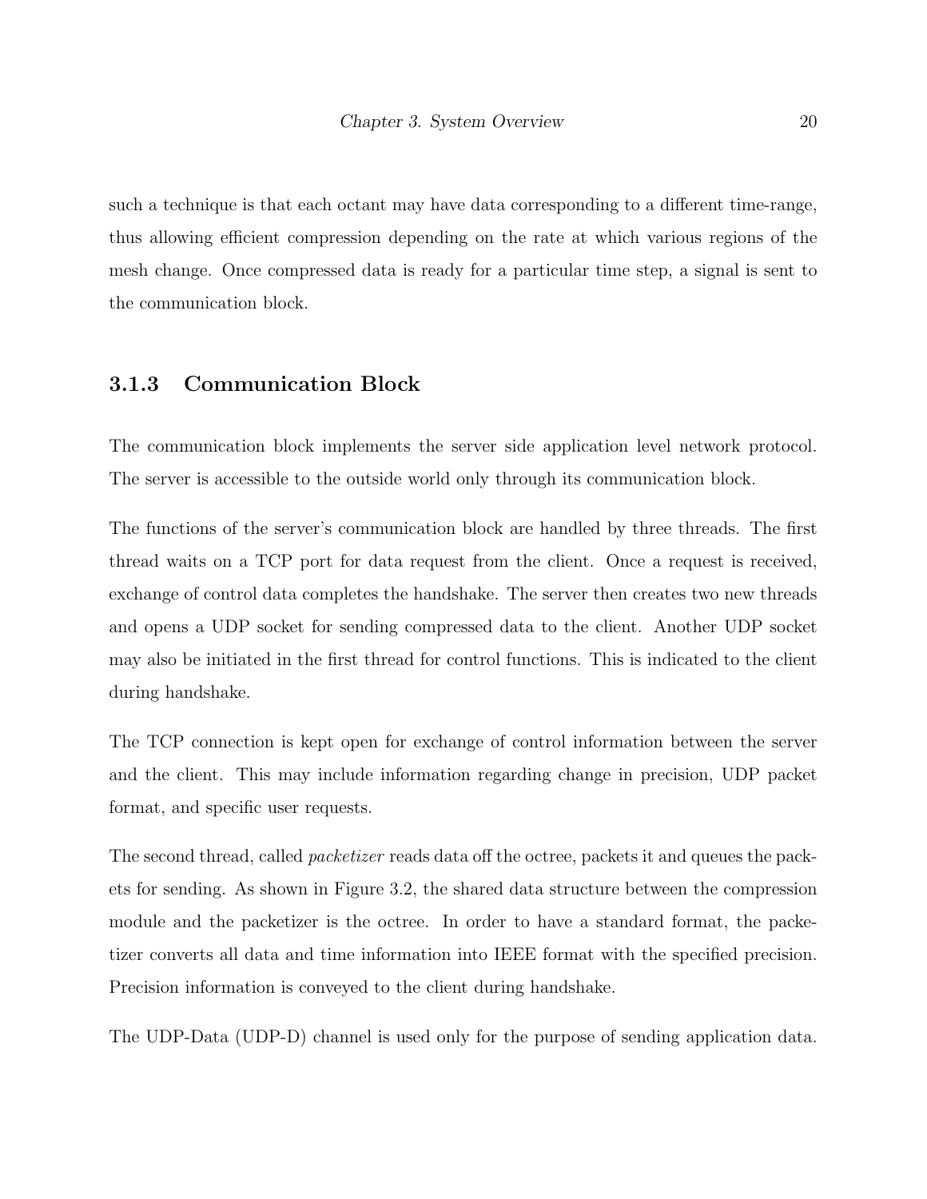such a technique is that each octant may have data corresponding to a different time-range, thus allowing efficient compression depending on the rate at which various regions of the mesh change. Once compressed data is ready for a particular time step, a signal is sent to the communication block.

### 3.1.3 Communication Block

The communication block implements the server side application level network protocol. The server is accessible to the outside world only through its communication block.

The functions of the server's communication block are handled by three threads. The first thread waits on a TCP port for data request from the client. Once a request is received, exchange of control data completes the handshake. The server then creates two new threads and opens a UDP socket for sending compressed data to the client. Another UDP socket may also be initiated in the first thread for control functions. This is indicated to the client during handshake.

The TCP connection is kept open for exchange of control information between the server and the client. This may include information regarding change in precision, UDP packet format, and specific user requests.

The second thread, called *packetizer* reads data off the octree, packets it and queues the packets for sending. As shown in Figure 3.2, the shared data structure between the compression module and the packetizer is the octree. In order to have a standard format, the packetizer converts all data and time information into IEEE format with the specified precision. Precision information is conveyed to the client during handshake.

The UDP-Data (UDP-D) channel is used only for the purpose of sending application data.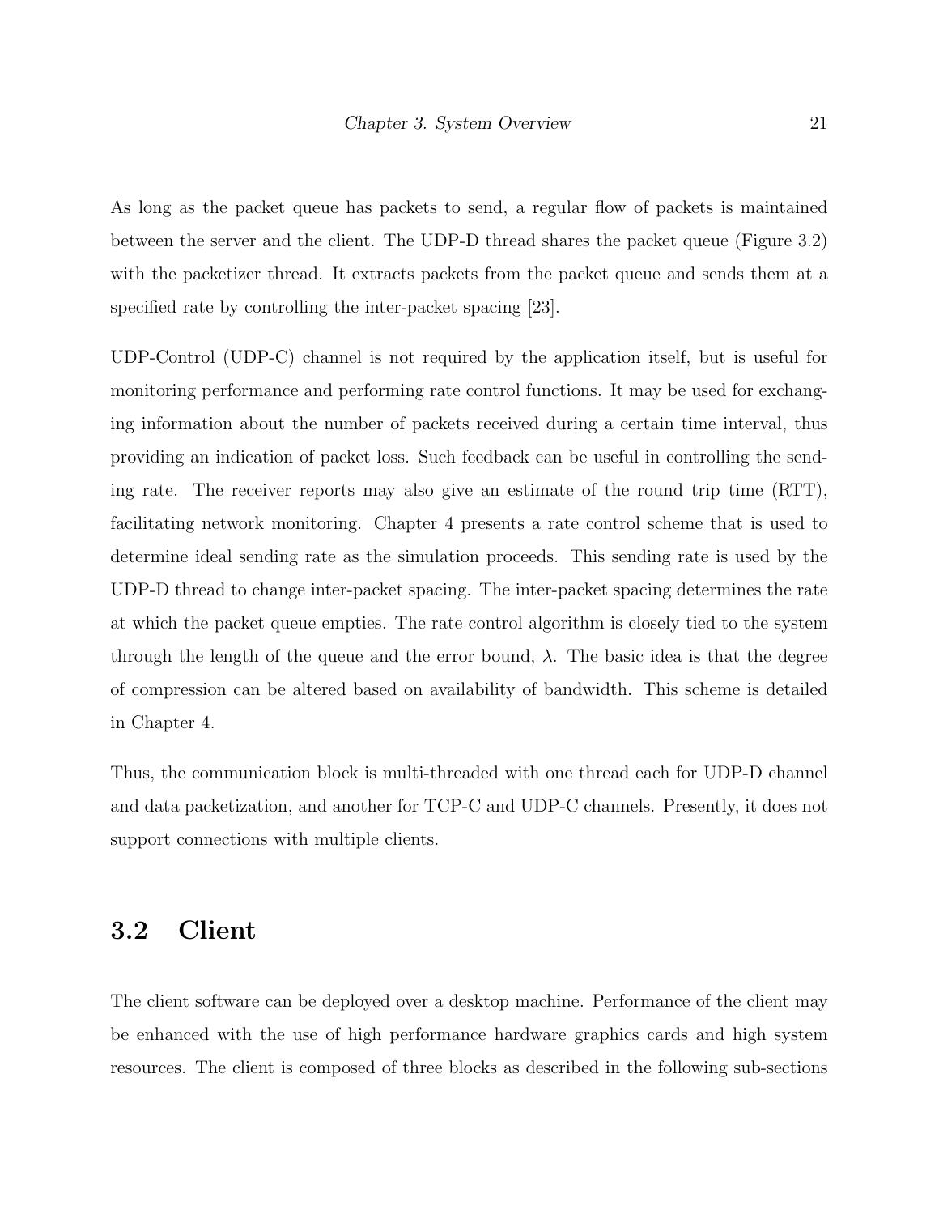As long as the packet queue has packets to send, a regular flow of packets is maintained between the server and the client. The UDP-D thread shares the packet queue (Figure 3.2) with the packetizer thread. It extracts packets from the packet queue and sends them at a specified rate by controlling the inter-packet spacing [23].

UDP-Control (UDP-C) channel is not required by the application itself, but is useful for monitoring performance and performing rate control functions. It may be used for exchanging information about the number of packets received during a certain time interval, thus providing an indication of packet loss. Such feedback can be useful in controlling the sending rate. The receiver reports may also give an estimate of the round trip time (RTT), facilitating network monitoring. Chapter 4 presents a rate control scheme that is used to determine ideal sending rate as the simulation proceeds. This sending rate is used by the UDP-D thread to change inter-packet spacing. The inter-packet spacing determines the rate at which the packet queue empties. The rate control algorithm is closely tied to the system through the length of the queue and the error bound, $\lambda$. The basic idea is that the degree of compression can be altered based on availability of bandwidth. This scheme is detailed in Chapter 4.

Thus, the communication block is multi-threaded with one thread each for UDP-D channel and data packetization, and another for TCP-C and UDP-C channels. Presently, it does not support connections with multiple clients.

## 3.2 Client

The client software can be deployed over a desktop machine. Performance of the client may be enhanced with the use of high performance hardware graphics cards and high system resources. The client is composed of three blocks as described in the following sub-sections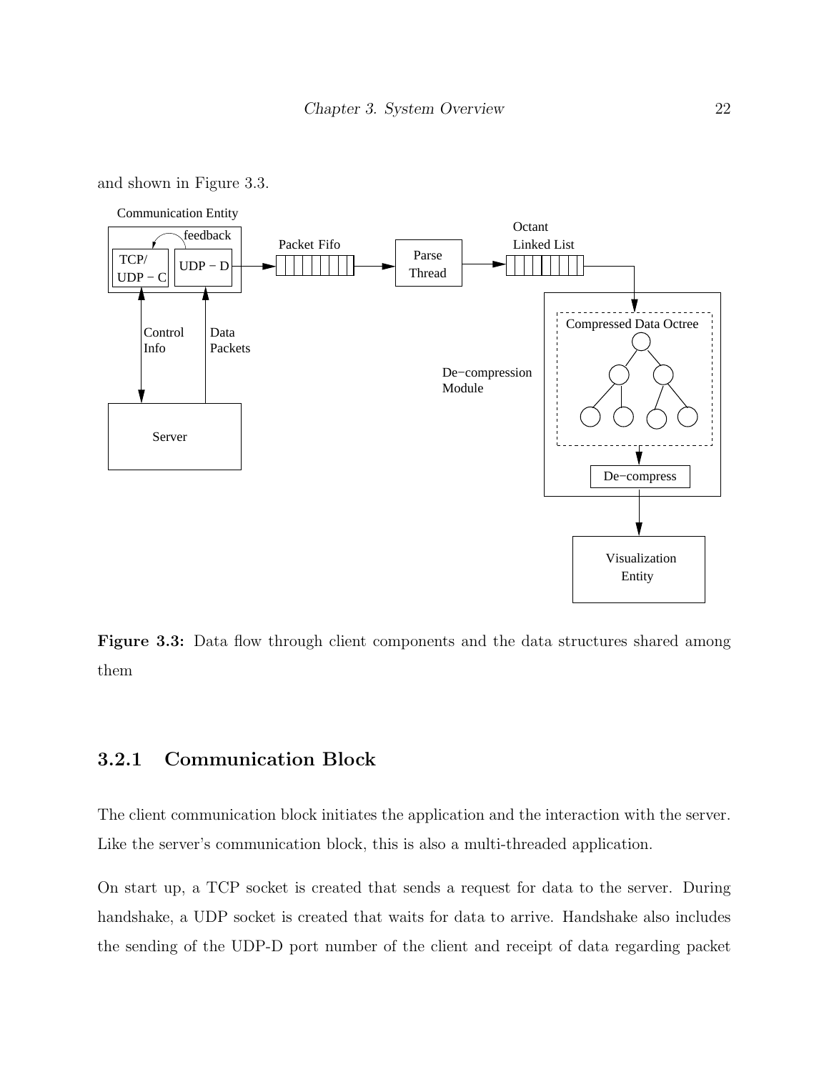and shown in Figure 3.3.

**Figure 3.3:** Data flow through client components and the data structures shared among them

### 3.2.1 Communication Block

The client communication block initiates the application and the interaction with the server. Like the server's communication block, this is also a multi-threaded application.

On start up, a TCP socket is created that sends a request for data to the server. During handshake, a UDP socket is created that waits for data to arrive. Handshake also includes the sending of the UDP-D port number of the client and receipt of data regarding packet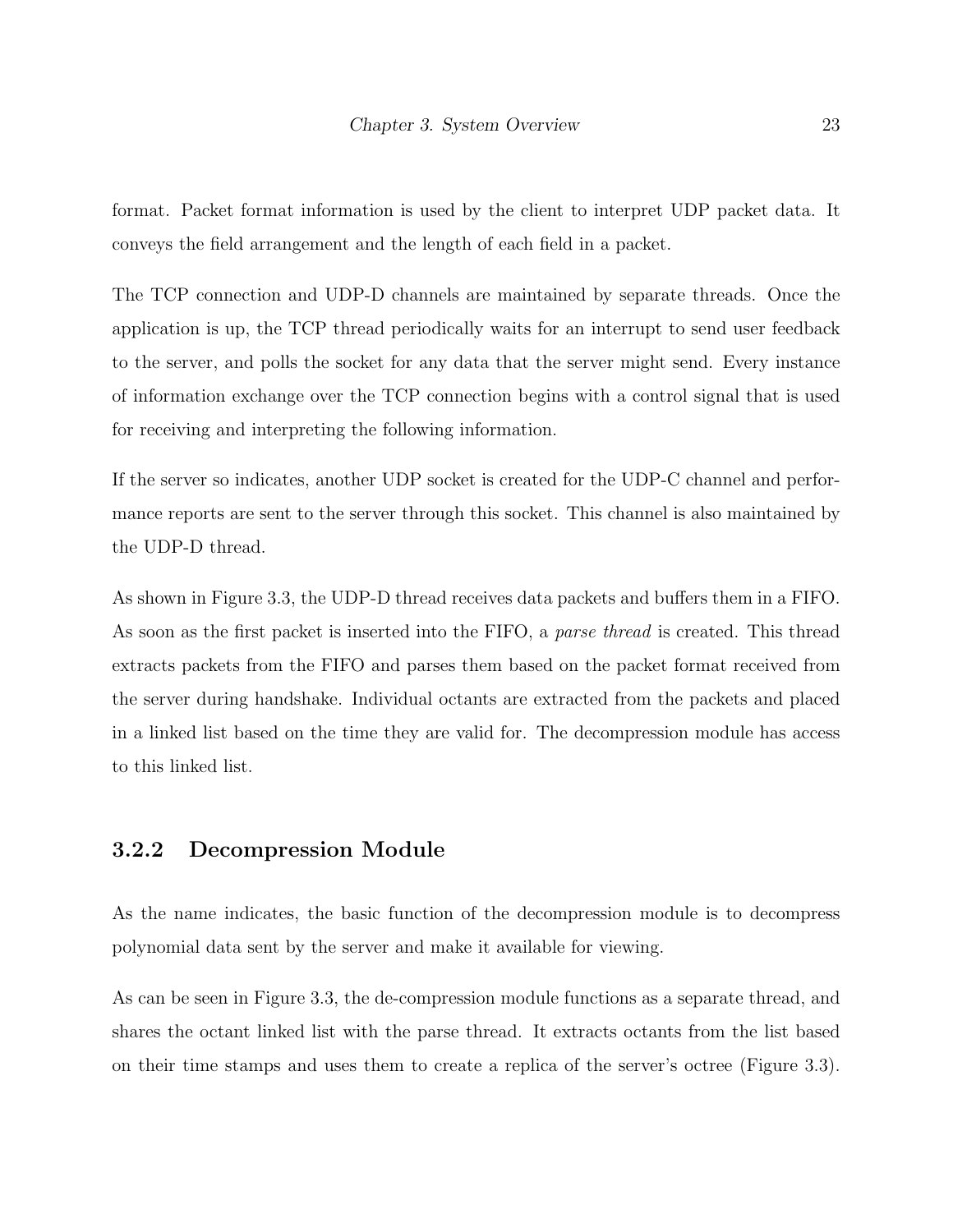format. Packet format information is used by the client to interpret UDP packet data. It conveys the field arrangement and the length of each field in a packet.

The TCP connection and UDP-D channels are maintained by separate threads. Once the application is up, the TCP thread periodically waits for an interrupt to send user feedback to the server, and polls the socket for any data that the server might send. Every instance of information exchange over the TCP connection begins with a control signal that is used for receiving and interpreting the following information.

If the server so indicates, another UDP socket is created for the UDP-C channel and performance reports are sent to the server through this socket. This channel is also maintained by the UDP-D thread.

As shown in Figure 3.3, the UDP-D thread receives data packets and buffers them in a FIFO. As soon as the first packet is inserted into the FIFO, a *parse thread* is created. This thread extracts packets from the FIFO and parses them based on the packet format received from the server during handshake. Individual octants are extracted from the packets and placed in a linked list based on the time they are valid for. The decompression module has access to this linked list.

### 3.2.2 Decompression Module

As the name indicates, the basic function of the decompression module is to decompress polynomial data sent by the server and make it available for viewing.

As can be seen in Figure 3.3, the de-compression module functions as a separate thread, and shares the octant linked list with the parse thread. It extracts octants from the list based on their time stamps and uses them to create a replica of the server's octree (Figure 3.3).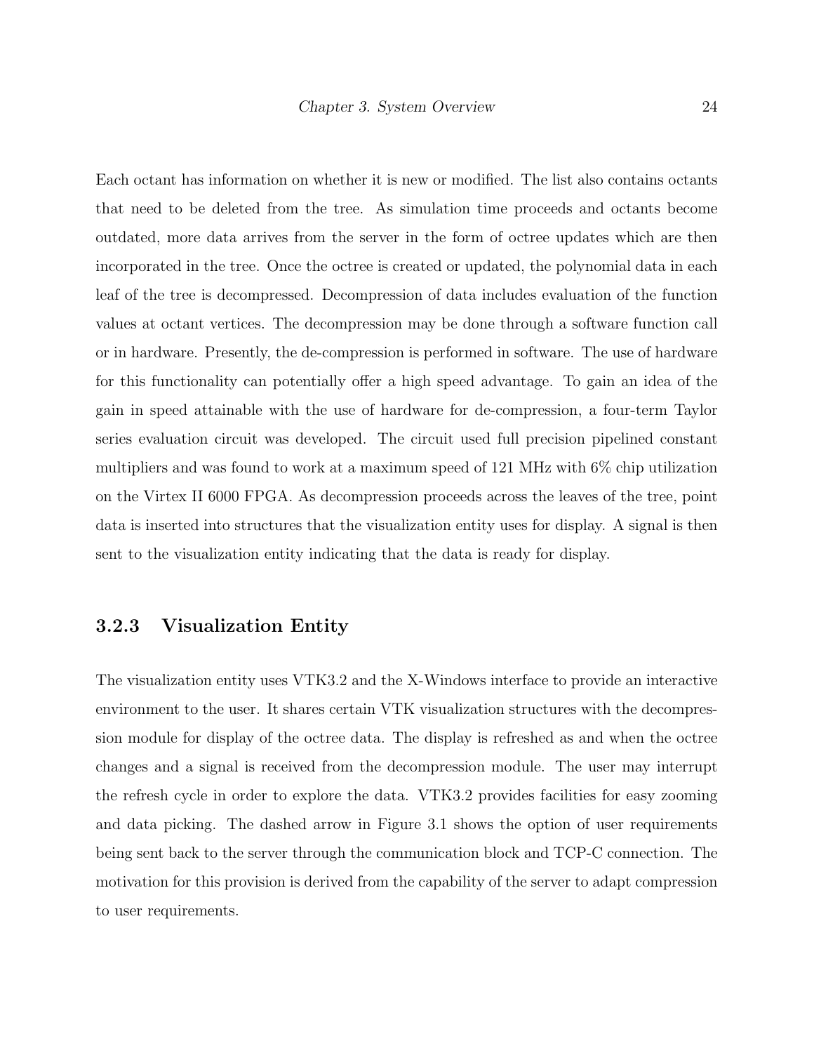Each octant has information on whether it is new or modified. The list also contains octants that need to be deleted from the tree. As simulation time proceeds and octants become outdated, more data arrives from the server in the form of octree updates which are then incorporated in the tree. Once the octree is created or updated, the polynomial data in each leaf of the tree is decompressed. Decompression of data includes evaluation of the function values at octant vertices. The decompression may be done through a software function call or in hardware. Presently, the de-compression is performed in software. The use of hardware for this functionality can potentially offer a high speed advantage. To gain an idea of the gain in speed attainable with the use of hardware for de-compression, a four-term Taylor series evaluation circuit was developed. The circuit used full precision pipelined constant multipliers and was found to work at a maximum speed of 121 MHz with 6% chip utilization on the Virtex II 6000 FPGA. As decompression proceeds across the leaves of the tree, point data is inserted into structures that the visualization entity uses for display. A signal is then sent to the visualization entity indicating that the data is ready for display.

### 3.2.3 Visualization Entity

The visualization entity uses VTK3.2 and the X-Windows interface to provide an interactive environment to the user. It shares certain VTK visualization structures with the decompression module for display of the octree data. The display is refreshed as and when the octree changes and a signal is received from the decompression module. The user may interrupt the refresh cycle in order to explore the data. VTK3.2 provides facilities for easy zooming and data picking. The dashed arrow in Figure 3.1 shows the option of user requirements being sent back to the server through the communication block and TCP-C connection. The motivation for this provision is derived from the capability of the server to adapt compression to user requirements.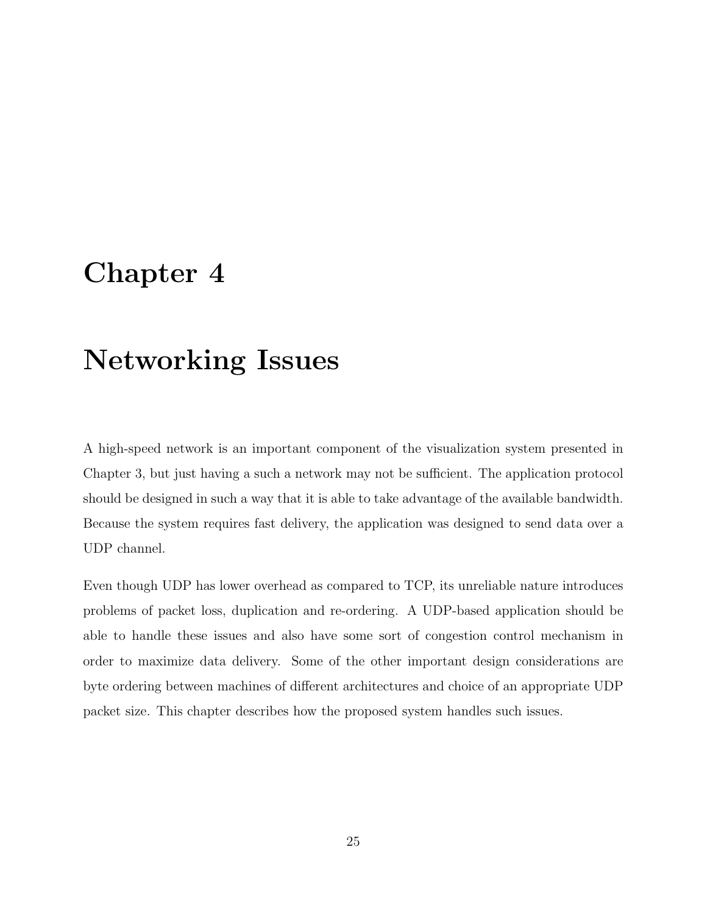# Chapter 4

# Networking Issues

A high-speed network is an important component of the visualization system presented in Chapter 3, but just having a such a network may not be sufficient. The application protocol should be designed in such a way that it is able to take advantage of the available bandwidth. Because the system requires fast delivery, the application was designed to send data over a UDP channel.

Even though UDP has lower overhead as compared to TCP, its unreliable nature introduces problems of packet loss, duplication and re-ordering. A UDP-based application should be able to handle these issues and also have some sort of congestion control mechanism in order to maximize data delivery. Some of the other important design considerations are byte ordering between machines of different architectures and choice of an appropriate UDP packet size. This chapter describes how the proposed system handles such issues.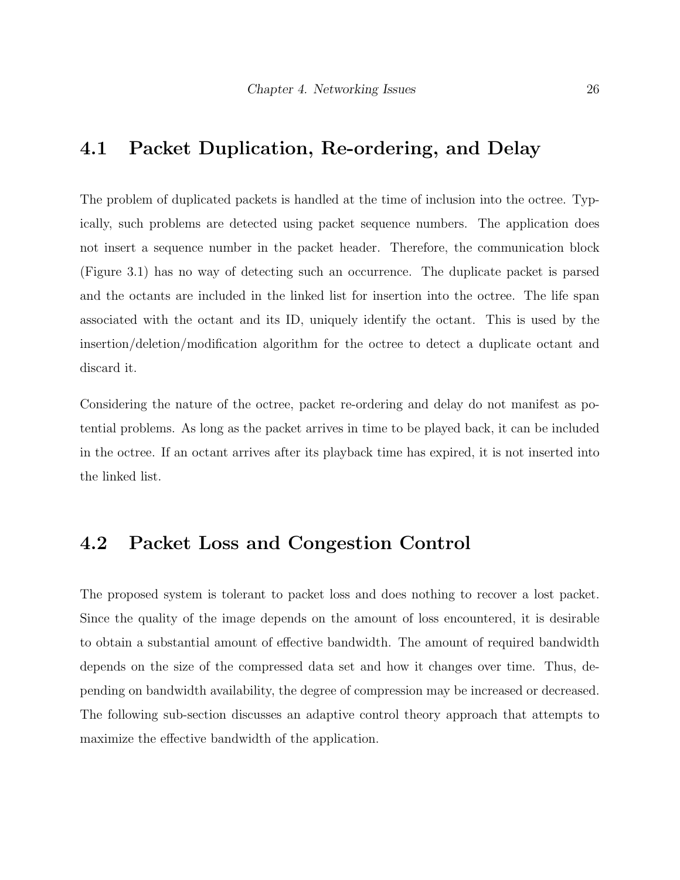## 4.1 Packet Duplication, Re-ordering, and Delay

The problem of duplicated packets is handled at the time of inclusion into the octree. Typically, such problems are detected using packet sequence numbers. The application does not insert a sequence number in the packet header. Therefore, the communication block (Figure 3.1) has no way of detecting such an occurrence. The duplicate packet is parsed and the octants are included in the linked list for insertion into the octree. The life span associated with the octant and its ID, uniquely identify the octant. This is used by the insertion/deletion/modification algorithm for the octree to detect a duplicate octant and discard it.

Considering the nature of the octree, packet re-ordering and delay do not manifest as potential problems. As long as the packet arrives in time to be played back, it can be included in the octree. If an octant arrives after its playback time has expired, it is not inserted into the linked list.

## 4.2 Packet Loss and Congestion Control

The proposed system is tolerant to packet loss and does nothing to recover a lost packet. Since the quality of the image depends on the amount of loss encountered, it is desirable to obtain a substantial amount of effective bandwidth. The amount of required bandwidth depends on the size of the compressed data set and how it changes over time. Thus, depending on bandwidth availability, the degree of compression may be increased or decreased. The following sub-section discusses an adaptive control theory approach that attempts to maximize the effective bandwidth of the application.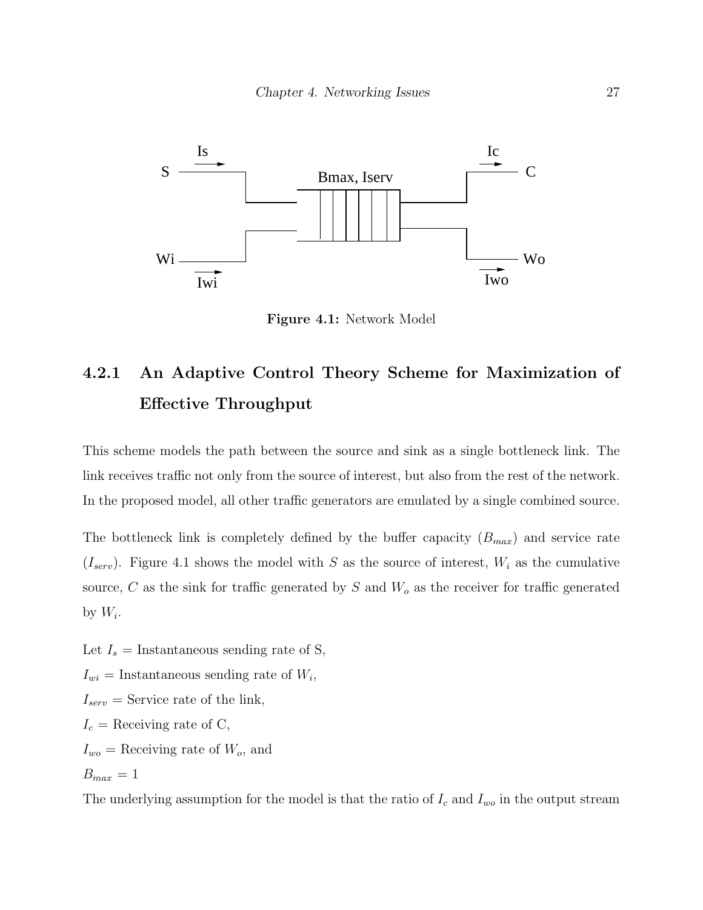Figure 4.1: Network Model

### 4.2.1 An Adaptive Control Theory Scheme for Maximization of Effective Throughput

This scheme models the path between the source and sink as a single bottleneck link. The link receives traffic not only from the source of interest, but also from the rest of the network. In the proposed model, all other traffic generators are emulated by a single combined source.

The bottleneck link is completely defined by the buffer capacity ($B_{max}$) and service rate ($I_{serv}$). Figure 4.1 shows the model with $S$ as the source of interest, $W_i$ as the cumulative source, $C$ as the sink for traffic generated by $S$ and $W_o$ as the receiver for traffic generated by $W_i$.

Let $I_s$ = Instantaneous sending rate of S,

$I_{wi}$ = Instantaneous sending rate of $W_i$,

$I_{serv}$ = Service rate of the link,

$I_c$ = Receiving rate of C,

$I_{wo}$ = Receiving rate of $W_o$, and

$B_{max} = 1$

The underlying assumption for the model is that the ratio of $I_c$ and $I_{wo}$ in the output stream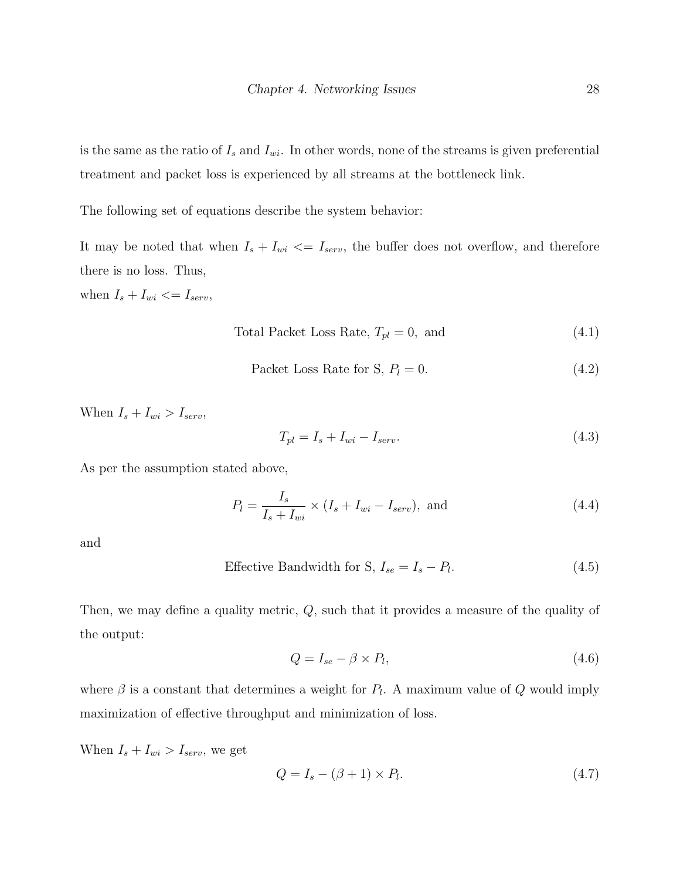is the same as the ratio of $I_s$ and $I_{wi}$. In other words, none of the streams is given preferential treatment and packet loss is experienced by all streams at the bottleneck link.

The following set of equations describe the system behavior:

It may be noted that when $I_s + I_{wi} <= I_{serv}$, the buffer does not overflow, and therefore there is no loss. Thus,
when $I_s + I_{wi} <= I_{serv}$,

$$\text{Total Packet Loss Rate, } T_{pl} = 0, \text{ and} \tag{4.1}$$

$$\text{Packet Loss Rate for S, } P_l = 0. \tag{4.2}$$

When $I_s + I_{wi} > I_{serv}$,

$$T_{pl} = I_s + I_{wi} - I_{serv}. \tag{4.3}$$

As per the assumption stated above,

$$P_l = \frac{I_s}{I_s + I_{wi}} \times (I_s + I_{wi} - I_{serv}), \text{ and} \tag{4.4}$$

and

$$\text{Effective Bandwidth for S, } I_{se} = I_s - P_l. \tag{4.5}$$

Then, we may define a quality metric, $Q$, such that it provides a measure of the quality of the output:

$$Q = I_{se} - \beta \times P_l, \tag{4.6}$$

where $\beta$ is a constant that determines a weight for $P_l$. A maximum value of $Q$ would imply maximization of effective throughput and minimization of loss.

When $I_s + I_{wi} > I_{serv}$, we get

$$Q = I_s - (\beta + 1) \times P_l. \tag{4.7}$$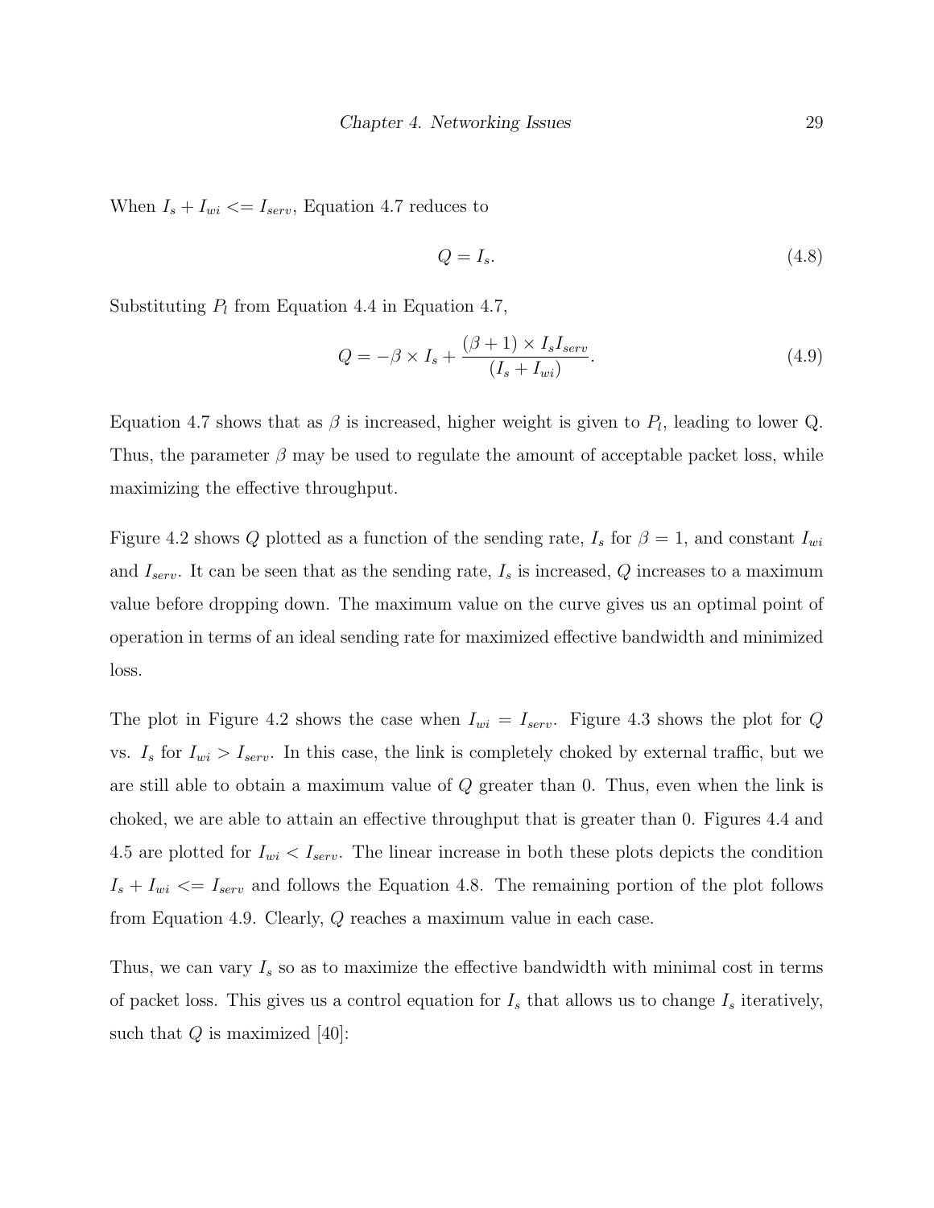When $I_s + I_{wi} <= I_{serv}$, Equation 4.7 reduces to

$$Q = I_s. \tag{4.8}$$

Substituting $P_l$ from Equation 4.4 in Equation 4.7,

$$Q = -\beta \times I_s + \frac{(\beta + 1) \times I_s I_{serv}}{(I_s + I_{wi})}. \tag{4.9}$$

Equation 4.7 shows that as $\beta$ is increased, higher weight is given to $P_l$, leading to lower Q. Thus, the parameter $\beta$ may be used to regulate the amount of acceptable packet loss, while maximizing the effective throughput.

Figure 4.2 shows $Q$ plotted as a function of the sending rate, $I_s$ for $\beta = 1$, and constant $I_{wi}$ and $I_{serv}$. It can be seen that as the sending rate, $I_s$ is increased, $Q$ increases to a maximum value before dropping down. The maximum value on the curve gives us an optimal point of operation in terms of an ideal sending rate for maximized effective bandwidth and minimized loss.

The plot in Figure 4.2 shows the case when $I_{wi} = I_{serv}$. Figure 4.3 shows the plot for $Q$ vs. $I_s$ for $I_{wi} > I_{serv}$. In this case, the link is completely choked by external traffic, but we are still able to obtain a maximum value of $Q$ greater than 0. Thus, even when the link is choked, we are able to attain an effective throughput that is greater than 0. Figures 4.4 and 4.5 are plotted for $I_{wi} < I_{serv}$. The linear increase in both these plots depicts the condition $I_s + I_{wi} <= I_{serv}$ and follows the Equation 4.8. The remaining portion of the plot follows from Equation 4.9. Clearly, $Q$ reaches a maximum value in each case.

Thus, we can vary $I_s$ so as to maximize the effective bandwidth with minimal cost in terms of packet loss. This gives us a control equation for $I_s$ that allows us to change $I_s$ iteratively, such that $Q$ is maximized [40]: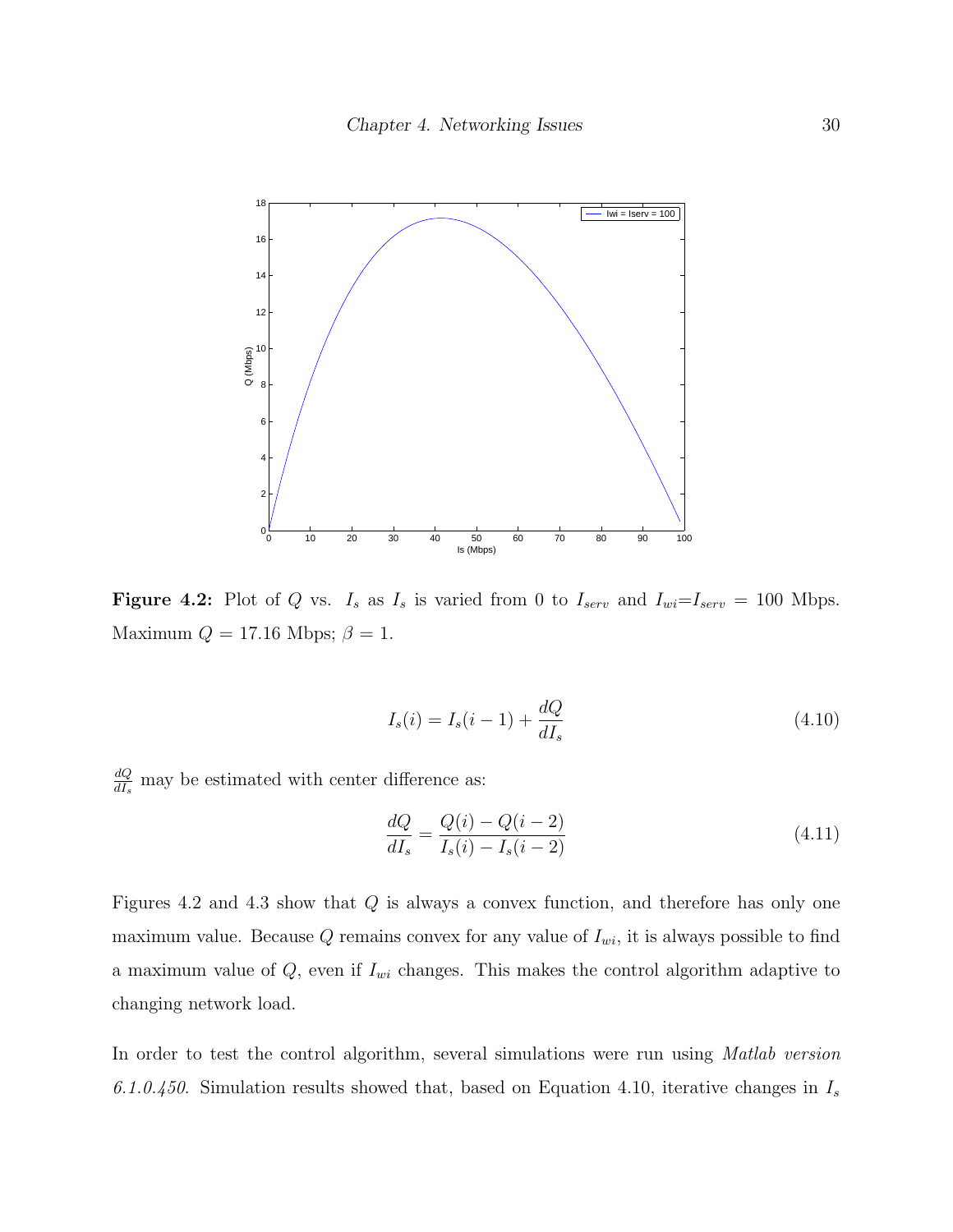**Figure 4.2:** Plot of $Q$ vs. $I_s$ as $I_s$ is varied from 0 to $I_{serv}$ and $I_{wi}$=$I_{serv}$ = 100 Mbps. Maximum $Q$ = 17.16 Mbps; $\beta = 1$.

$$I_s(i) = I_s(i-1) + \frac{dQ}{dI_s} \tag{4.10}$$

$\frac{dQ}{dI_s}$ may be estimated with center difference as:

$$\frac{dQ}{dI_s} = \frac{Q(i) - Q(i-2)}{I_s(i) - I_s(i-2)} \tag{4.11}$$

Figures 4.2 and 4.3 show that $Q$ is always a convex function, and therefore has only one maximum value. Because $Q$ remains convex for any value of $I_{wi}$, it is always possible to find a maximum value of $Q$, even if $I_{wi}$ changes. This makes the control algorithm adaptive to changing network load.

In order to test the control algorithm, several simulations were run using *Matlab version 6.1.0.450*. Simulation results showed that, based on Equation 4.10, iterative changes in $I_s$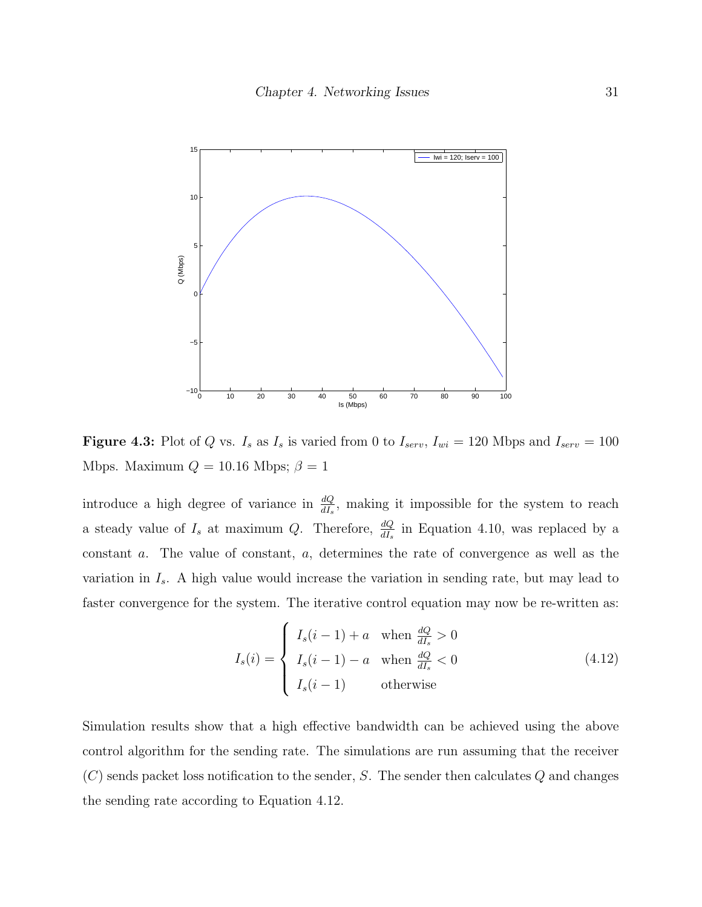**Figure 4.3:** Plot of $Q$ vs. $I_s$ as $I_s$ is varied from 0 to $I_{serv}$, $I_{wi} = 120$ Mbps and $I_{serv} = 100$ Mbps. Maximum $Q = 10.16$ Mbps; $\beta = 1$

introduce a high degree of variance in $\frac{dQ}{dI_s}$, making it impossible for the system to reach a steady value of $I_s$ at maximum $Q$. Therefore, $\frac{dQ}{dI_s}$ in Equation 4.10, was replaced by a constant $a$. The value of constant, $a$, determines the rate of convergence as well as the variation in $I_s$. A high value would increase the variation in sending rate, but may lead to faster convergence for the system. The iterative control equation may now be re-written as:

$$I_s(i) = \begin{cases} I_s(i-1) + a & \text{when } \frac{dQ}{dI_s} > 0 \\ I_s(i-1) - a & \text{when } \frac{dQ}{dI_s} < 0 \\ I_s(i-1) & \text{otherwise} \end{cases} \tag{4.12}$$

Simulation results show that a high effective bandwidth can be achieved using the above control algorithm for the sending rate. The simulations are run assuming that the receiver ($C$) sends packet loss notification to the sender, $S$. The sender then calculates $Q$ and changes the sending rate according to Equation 4.12.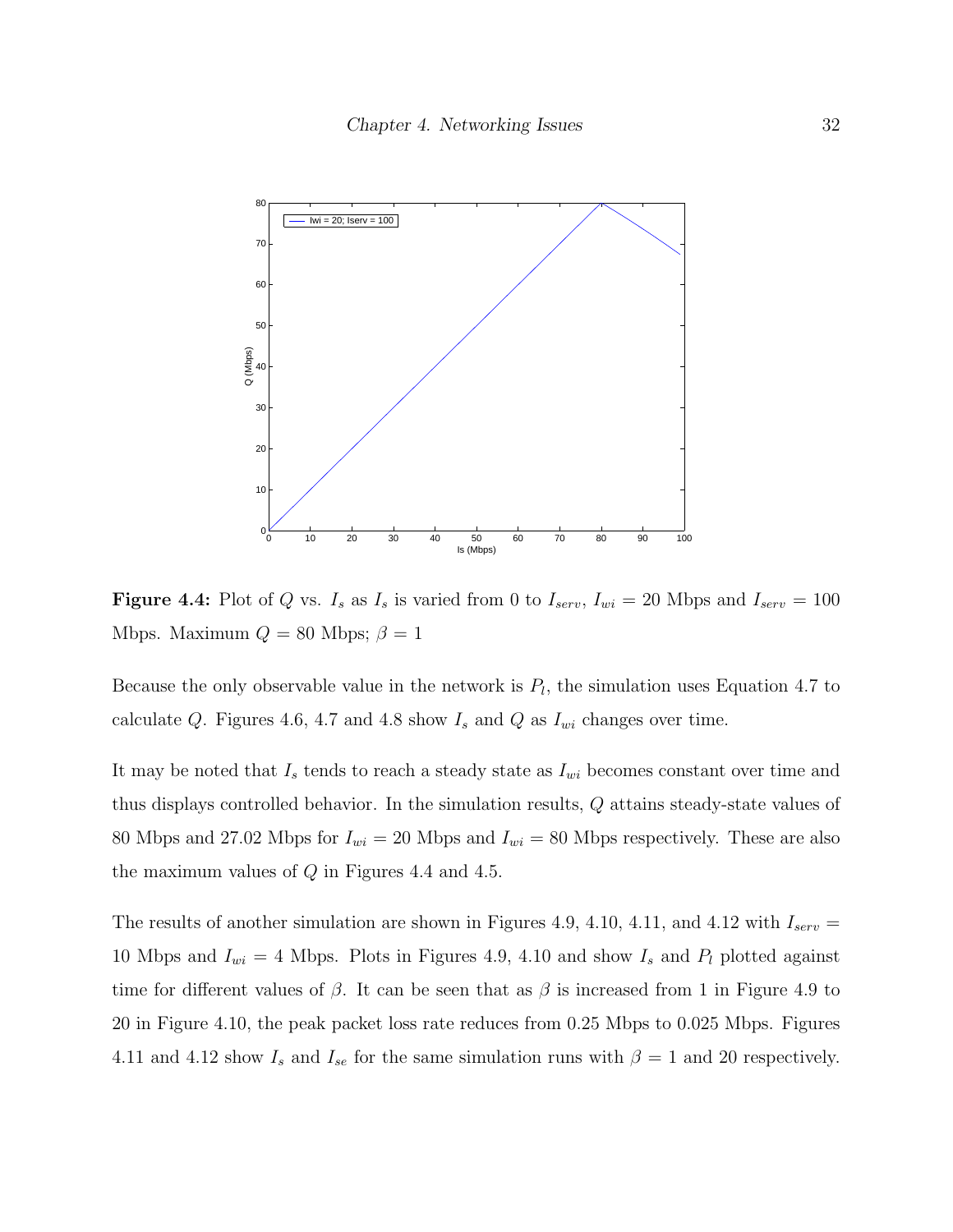**Figure 4.4:** Plot of $Q$ vs. $I_s$ as $I_s$ is varied from 0 to $I_{serv}$, $I_{wi} = 20$ Mbps and $I_{serv} = 100$ Mbps. Maximum $Q = 80$ Mbps; $\beta = 1$

Because the only observable value in the network is $P_l$, the simulation uses Equation 4.7 to calculate $Q$. Figures 4.6, 4.7 and 4.8 show $I_s$ and $Q$ as $I_{wi}$ changes over time.

It may be noted that $I_s$ tends to reach a steady state as $I_{wi}$ becomes constant over time and thus displays controlled behavior. In the simulation results, $Q$ attains steady-state values of 80 Mbps and 27.02 Mbps for $I_{wi} = 20$ Mbps and $I_{wi} = 80$ Mbps respectively. These are also the maximum values of $Q$ in Figures 4.4 and 4.5.

The results of another simulation are shown in Figures 4.9, 4.10, 4.11, and 4.12 with $I_{serv} = 10$ Mbps and $I_{wi} = 4$ Mbps. Plots in Figures 4.9, 4.10 and show $I_s$ and $P_l$ plotted against time for different values of $\beta$. It can be seen that as $\beta$ is increased from 1 in Figure 4.9 to 20 in Figure 4.10, the peak packet loss rate reduces from 0.25 Mbps to 0.025 Mbps. Figures 4.11 and 4.12 show $I_s$ and $I_{se}$ for the same simulation runs with $\beta = 1$ and 20 respectively.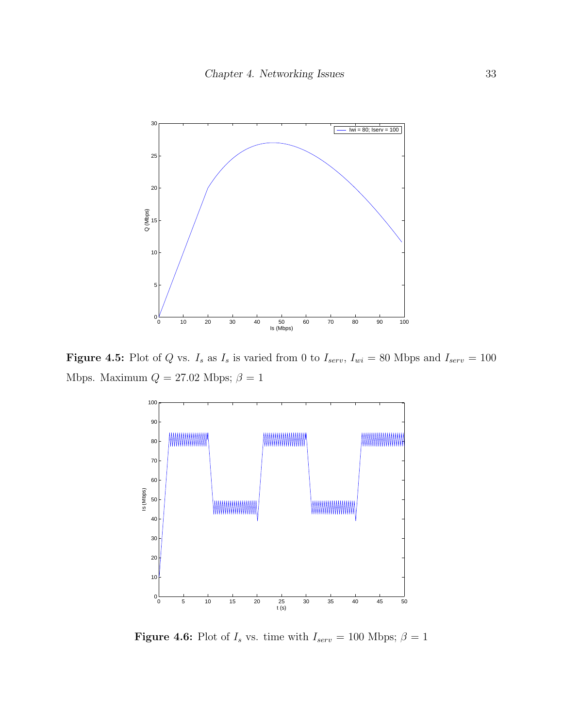**Figure 4.5:** Plot of $Q$ vs. $I_s$ as $I_s$ is varied from 0 to $I_{serv}$, $I_{wi}$ = 80 Mbps and $I_{serv}$ = 100 Mbps. Maximum $Q$ = 27.02 Mbps; $\beta = 1$

**Figure 4.6:** Plot of $I_s$ vs. time with $I_{serv}$ = 100 Mbps; $\beta = 1$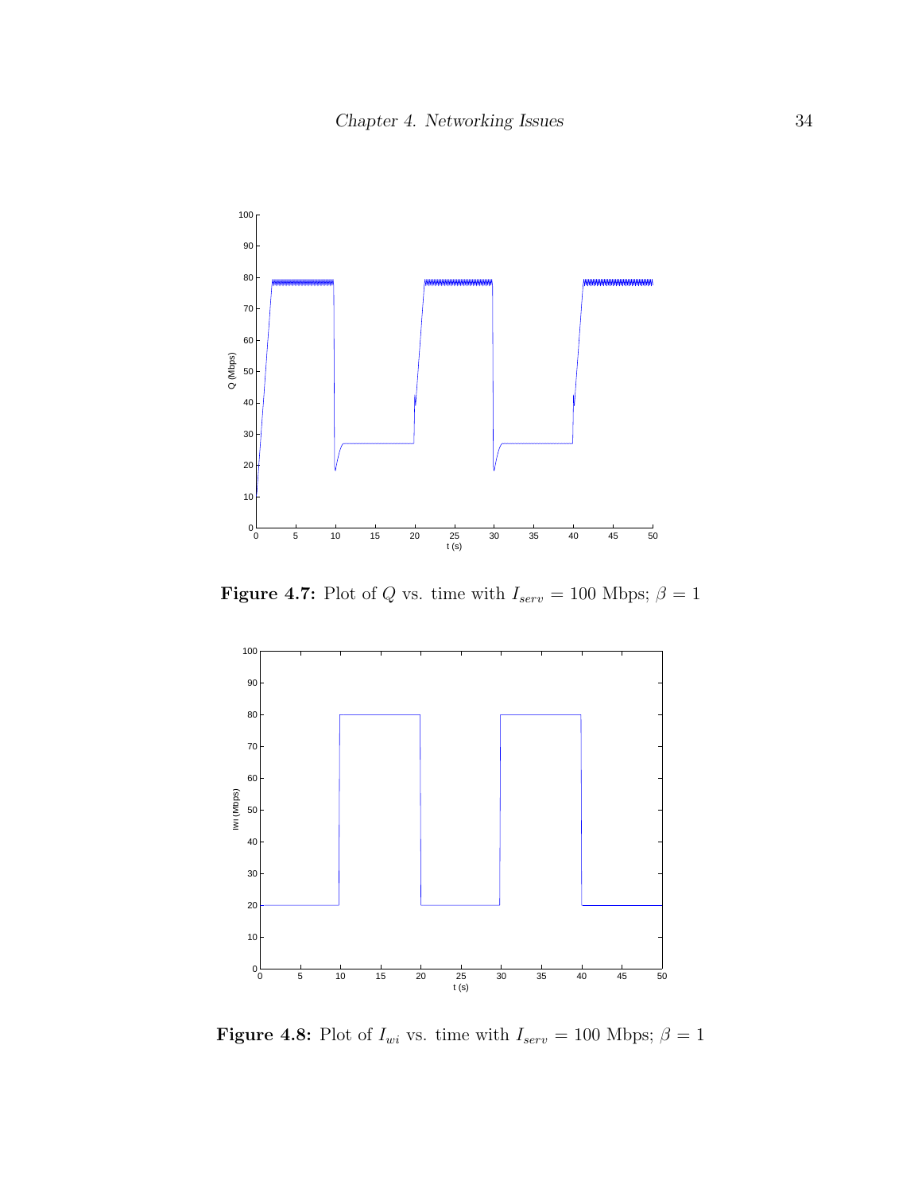Figure 4.7: Plot of $Q$ vs. time with $I_{serv} = 100$ Mbps; $\beta = 1$

Figure 4.8: Plot of $I_{wi}$ vs. time with $I_{serv} = 100$ Mbps; $\beta = 1$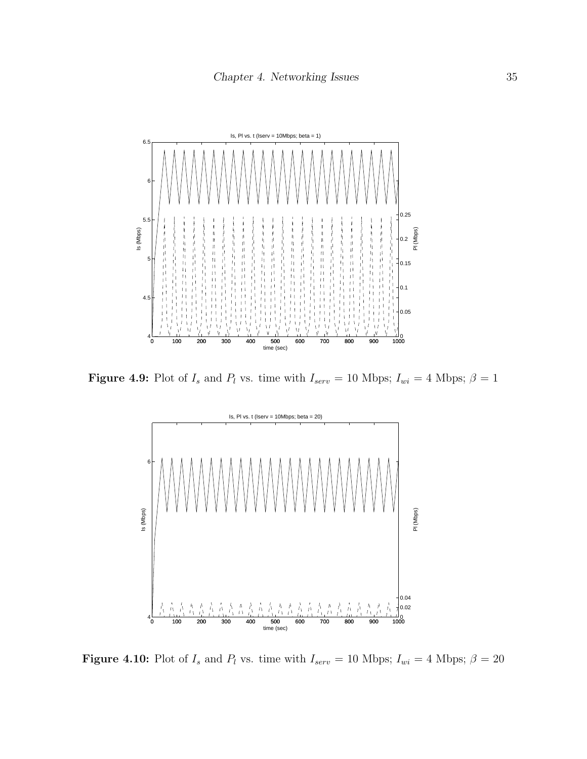**Figure 4.9:** Plot of $I_s$ and $P_l$ vs. time with $I_{serv}$ = 10 Mbps; $I_{wi}$ = 4 Mbps; $\beta = 1$

**Figure 4.10:** Plot of $I_s$ and $P_l$ vs. time with $I_{serv}$ = 10 Mbps; $I_{wi}$ = 4 Mbps; $\beta = 20$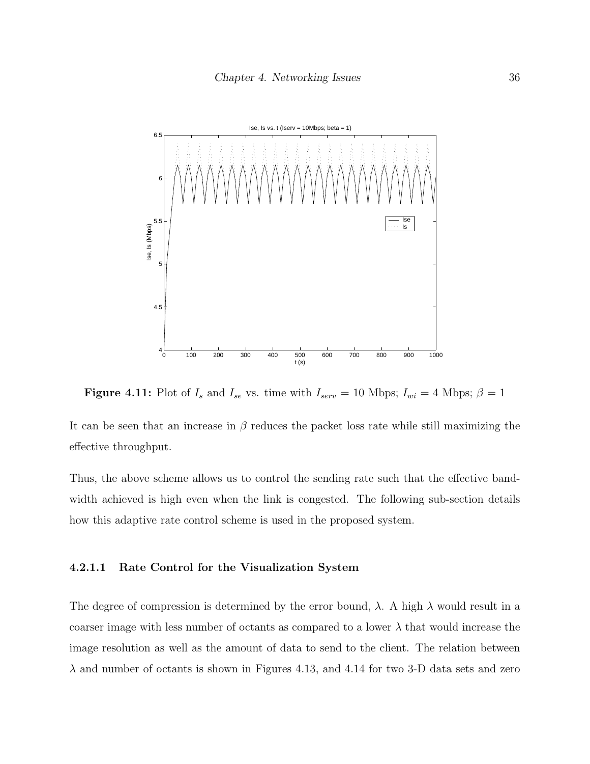**Figure 4.11:** Plot of $I_s$ and $I_{se}$ vs. time with $I_{serv} = 10$ Mbps; $I_{wi} = 4$ Mbps; $\beta = 1$

It can be seen that an increase in $\beta$ reduces the packet loss rate while still maximizing the effective throughput.

Thus, the above scheme allows us to control the sending rate such that the effective bandwidth achieved is high even when the link is congested. The following sub-section details how this adaptive rate control scheme is used in the proposed system.

#### 4.2.1.1 Rate Control for the Visualization System

The degree of compression is determined by the error bound, $\lambda$. A high $\lambda$ would result in a coarser image with less number of octants as compared to a lower $\lambda$ that would increase the image resolution as well as the amount of data to send to the client. The relation between $\lambda$ and number of octants is shown in Figures 4.13, and 4.14 for two 3-D data sets and zero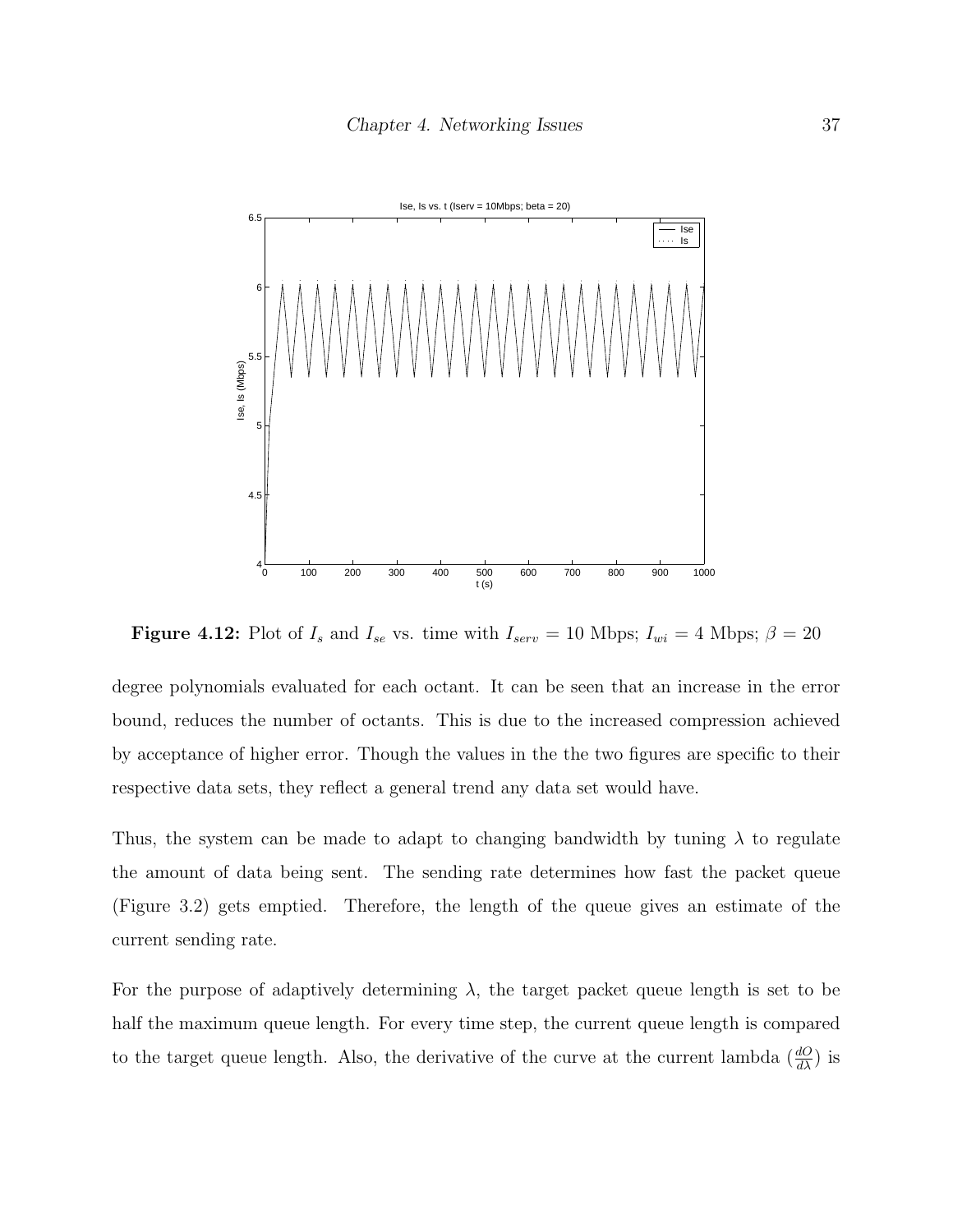**Figure 4.12:** Plot of $I_s$ and $I_{se}$ vs. time with $I_{serv} = 10$ Mbps; $I_{wi} = 4$ Mbps; $\beta = 20$

degree polynomials evaluated for each octant. It can be seen that an increase in the error bound, reduces the number of octants. This is due to the increased compression achieved by acceptance of higher error. Though the values in the the two figures are specific to their respective data sets, they reflect a general trend any data set would have.

Thus, the system can be made to adapt to changing bandwidth by tuning $\lambda$ to regulate the amount of data being sent. The sending rate determines how fast the packet queue (Figure 3.2) gets emptied. Therefore, the length of the queue gives an estimate of the current sending rate.

For the purpose of adaptively determining $\lambda$, the target packet queue length is set to be half the maximum queue length. For every time step, the current queue length is compared to the target queue length. Also, the derivative of the curve at the current lambda ($\frac{dO}{d\lambda}$) is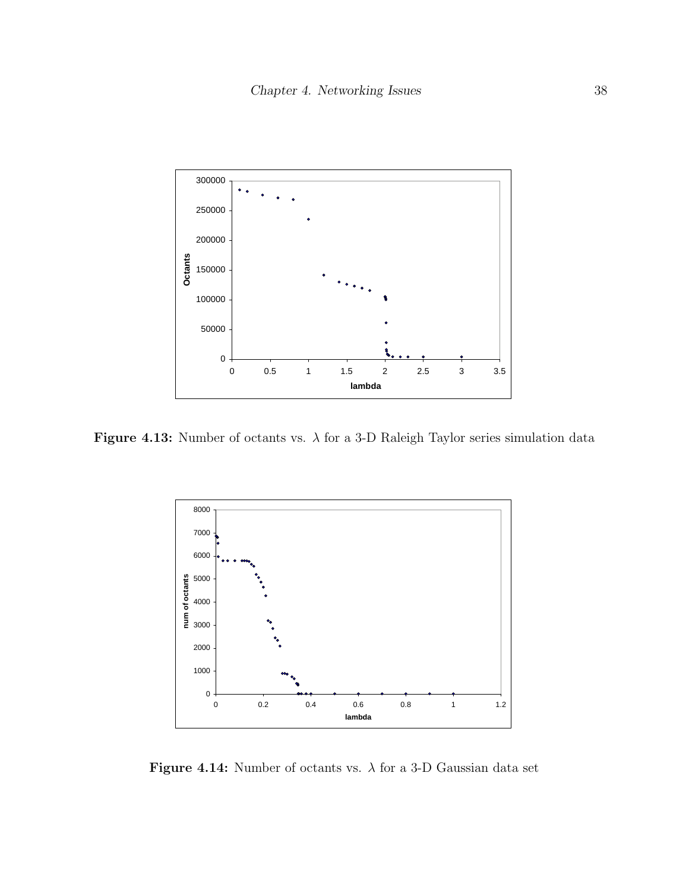**Figure 4.13:** Number of octants vs. $\lambda$ for a 3-D Raleigh Taylor series simulation data

**Figure 4.14:** Number of octants vs. $\lambda$ for a 3-D Gaussian data set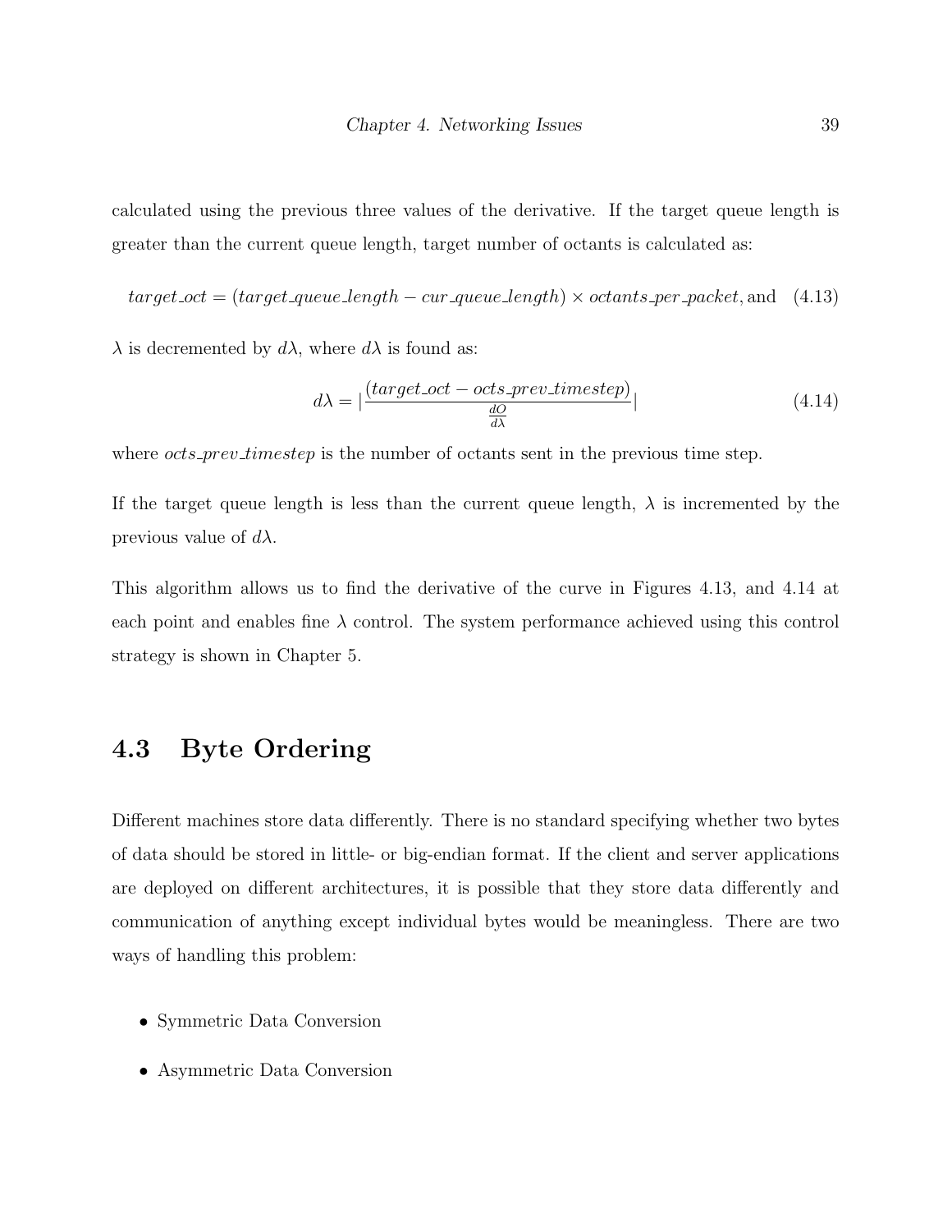calculated using the previous three values of the derivative. If the target queue length is greater than the current queue length, target number of octants is calculated as:

$$target\_oct = (target\_queue\_length - cur\_queue\_length) \times octants\_per\_packet, \text{and} \quad (4.13)$$

$\lambda$ is decremented by $d\lambda$, where $d\lambda$ is found as:

$$d\lambda = \left|\frac{(target\_oct - octs\_prev\_timestep)}{\frac{dO}{d\lambda}}\right| \quad (4.14)$$

where $octs\_prev\_timestep$ is the number of octants sent in the previous time step.

If the target queue length is less than the current queue length, $\lambda$ is incremented by the previous value of $d\lambda$.

This algorithm allows us to find the derivative of the curve in Figures 4.13, and 4.14 at each point and enables fine $\lambda$ control. The system performance achieved using this control strategy is shown in Chapter 5.

## 4.3 Byte Ordering

Different machines store data differently. There is no standard specifying whether two bytes of data should be stored in little- or big-endian format. If the client and server applications are deployed on different architectures, it is possible that they store data differently and communication of anything except individual bytes would be meaningless. There are two ways of handling this problem:

- Symmetric Data Conversion
- Asymmetric Data Conversion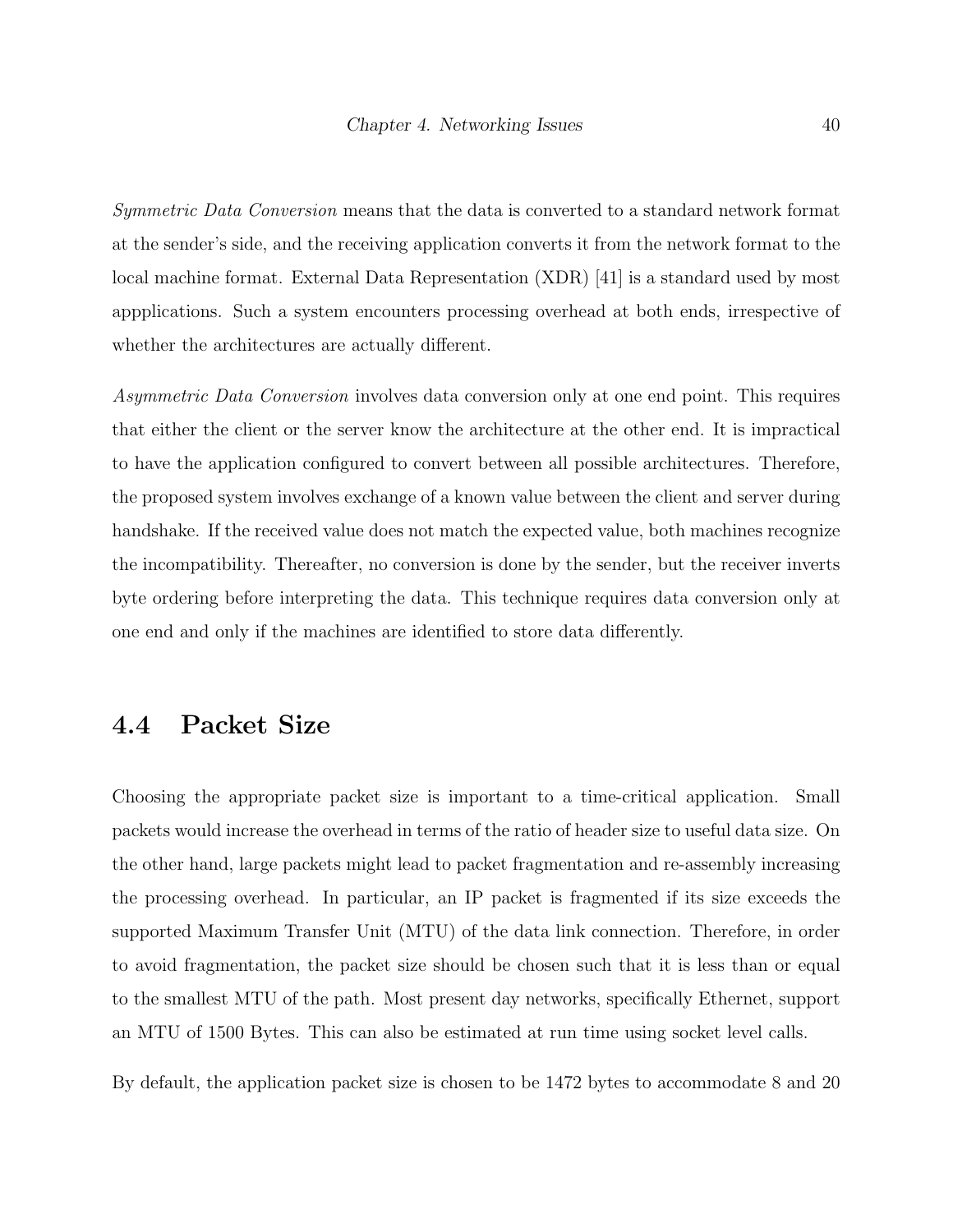*Symmetric Data Conversion* means that the data is converted to a standard network format at the sender's side, and the receiving application converts it from the network format to the local machine format. External Data Representation (XDR) [41] is a standard used by most appplications. Such a system encounters processing overhead at both ends, irrespective of whether the architectures are actually different.

*Asymmetric Data Conversion* involves data conversion only at one end point. This requires that either the client or the server know the architecture at the other end. It is impractical to have the application configured to convert between all possible architectures. Therefore, the proposed system involves exchange of a known value between the client and server during handshake. If the received value does not match the expected value, both machines recognize the incompatibility. Thereafter, no conversion is done by the sender, but the receiver inverts byte ordering before interpreting the data. This technique requires data conversion only at one end and only if the machines are identified to store data differently.

## 4.4 Packet Size

Choosing the appropriate packet size is important to a time-critical application. Small packets would increase the overhead in terms of the ratio of header size to useful data size. On the other hand, large packets might lead to packet fragmentation and re-assembly increasing the processing overhead. In particular, an IP packet is fragmented if its size exceeds the supported Maximum Transfer Unit (MTU) of the data link connection. Therefore, in order to avoid fragmentation, the packet size should be chosen such that it is less than or equal to the smallest MTU of the path. Most present day networks, specifically Ethernet, support an MTU of 1500 Bytes. This can also be estimated at run time using socket level calls.

By default, the application packet size is chosen to be 1472 bytes to accommodate 8 and 20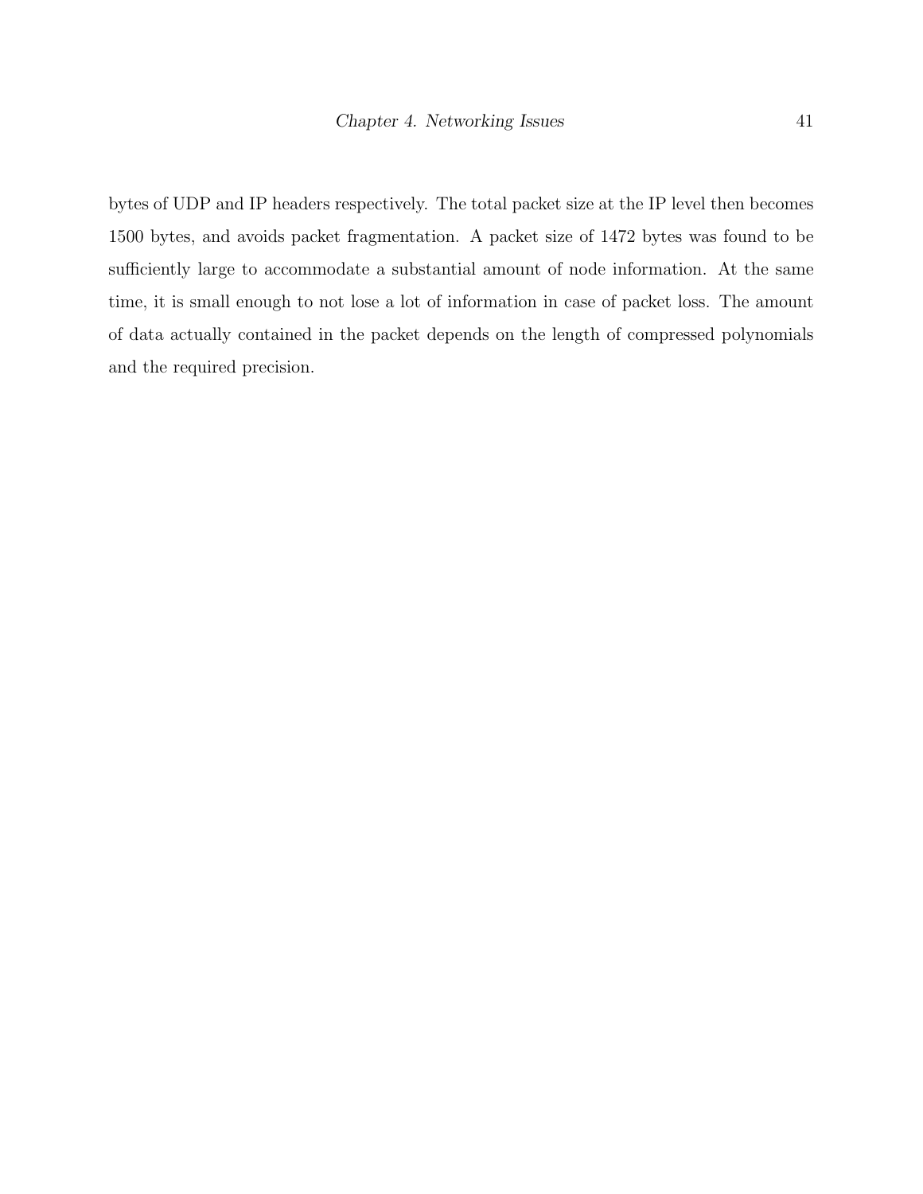bytes of UDP and IP headers respectively. The total packet size at the IP level then becomes 1500 bytes, and avoids packet fragmentation. A packet size of 1472 bytes was found to be sufficiently large to accommodate a substantial amount of node information. At the same time, it is small enough to not lose a lot of information in case of packet loss. The amount of data actually contained in the packet depends on the length of compressed polynomials and the required precision.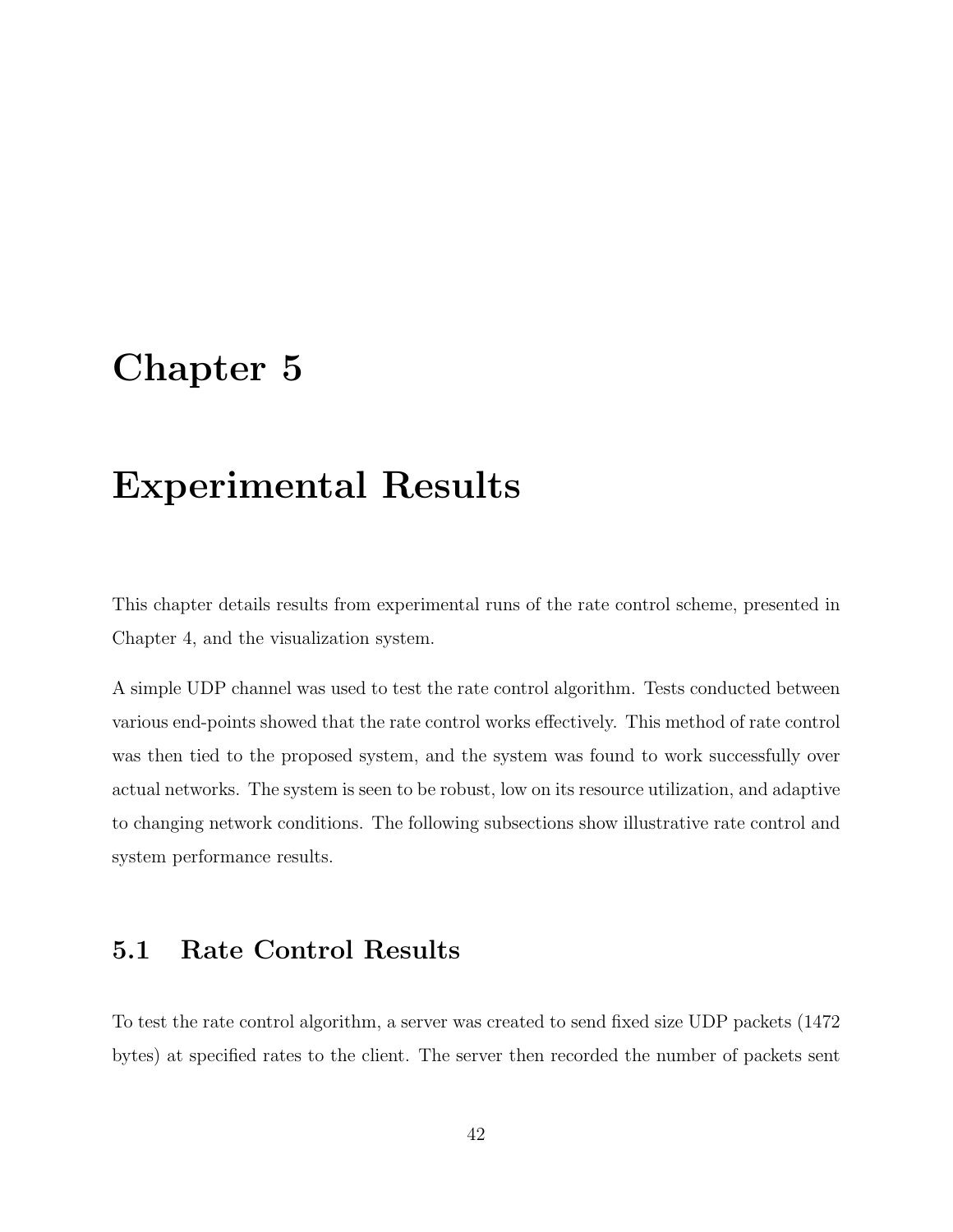# Chapter 5

# Experimental Results

This chapter details results from experimental runs of the rate control scheme, presented in Chapter 4, and the visualization system.

A simple UDP channel was used to test the rate control algorithm. Tests conducted between various end-points showed that the rate control works effectively. This method of rate control was then tied to the proposed system, and the system was found to work successfully over actual networks. The system is seen to be robust, low on its resource utilization, and adaptive to changing network conditions. The following subsections show illustrative rate control and system performance results.

## 5.1 Rate Control Results

To test the rate control algorithm, a server was created to send fixed size UDP packets (1472 bytes) at specified rates to the client. The server then recorded the number of packets sent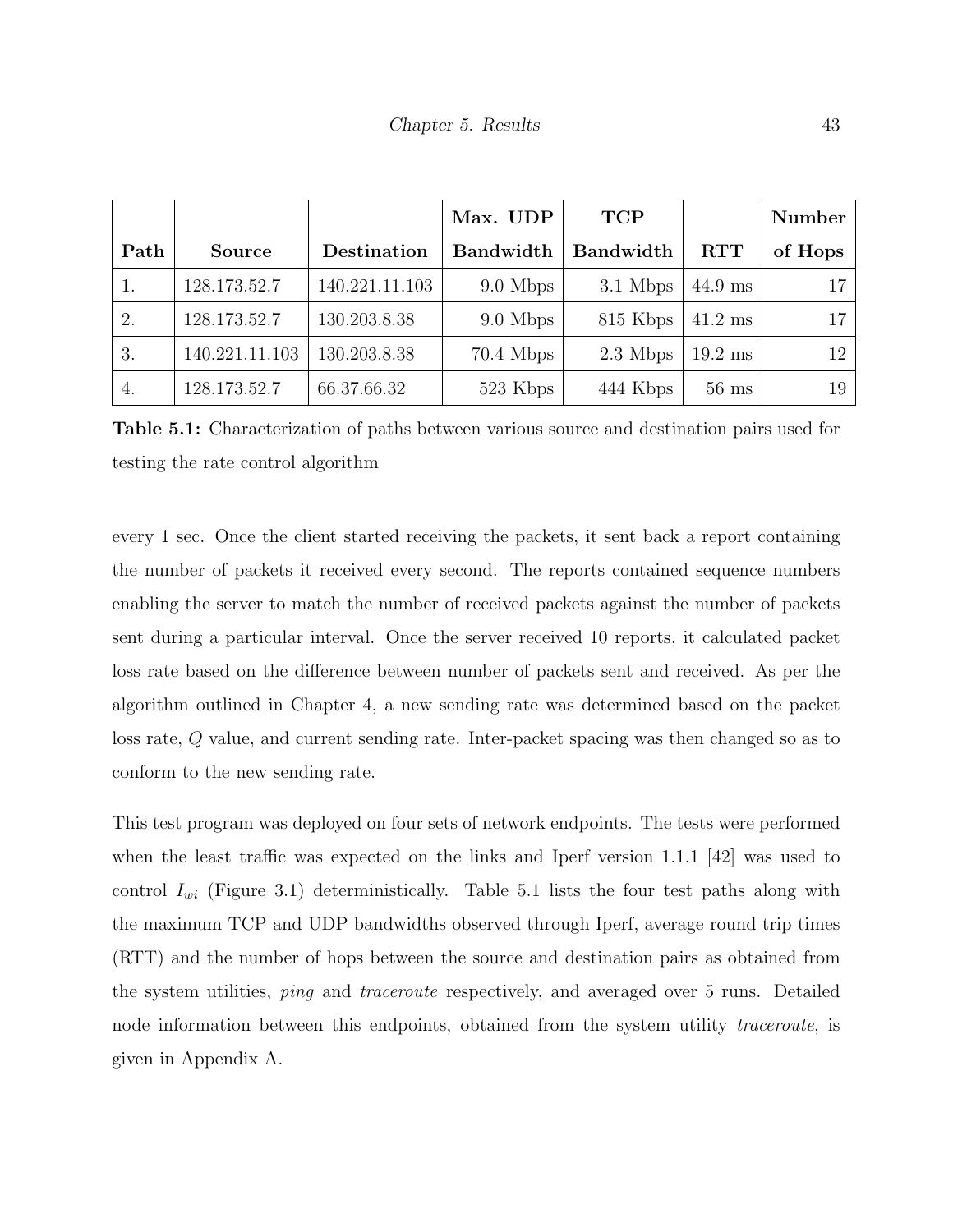| Path | Source | Destination | Max. UDP Bandwidth | TCP Bandwidth | RTT | Number of Hops |
|---|---|---|---|---|---|---|
| 1. | 128.173.52.7 | 140.221.11.103 | 9.0 Mbps | 3.1 Mbps | 44.9 ms | 17 |
| 2. | 128.173.52.7 | 130.203.8.38 | 9.0 Mbps | 815 Kbps | 41.2 ms | 17 |
| 3. | 140.221.11.103 | 130.203.8.38 | 70.4 Mbps | 2.3 Mbps | 19.2 ms | 12 |
| 4. | 128.173.52.7 | 66.37.66.32 | 523 Kbps | 444 Kbps | 56 ms | 19 |

**Table 5.1:** Characterization of paths between various source and destination pairs used for testing the rate control algorithm

every 1 sec. Once the client started receiving the packets, it sent back a report containing the number of packets it received every second. The reports contained sequence numbers enabling the server to match the number of received packets against the number of packets sent during a particular interval. Once the server received 10 reports, it calculated packet loss rate based on the difference between number of packets sent and received. As per the algorithm outlined in Chapter 4, a new sending rate was determined based on the packet loss rate, $Q$ value, and current sending rate. Inter-packet spacing was then changed so as to conform to the new sending rate.

This test program was deployed on four sets of network endpoints. The tests were performed when the least traffic was expected on the links and Iperf version 1.1.1 [42] was used to control $I_{wi}$ (Figure 3.1) deterministically. Table 5.1 lists the four test paths along with the maximum TCP and UDP bandwidths observed through Iperf, average round trip times (RTT) and the number of hops between the source and destination pairs as obtained from the system utilities, *ping* and *traceroute* respectively, and averaged over 5 runs. Detailed node information between this endpoints, obtained from the system utility *traceroute*, is given in Appendix A.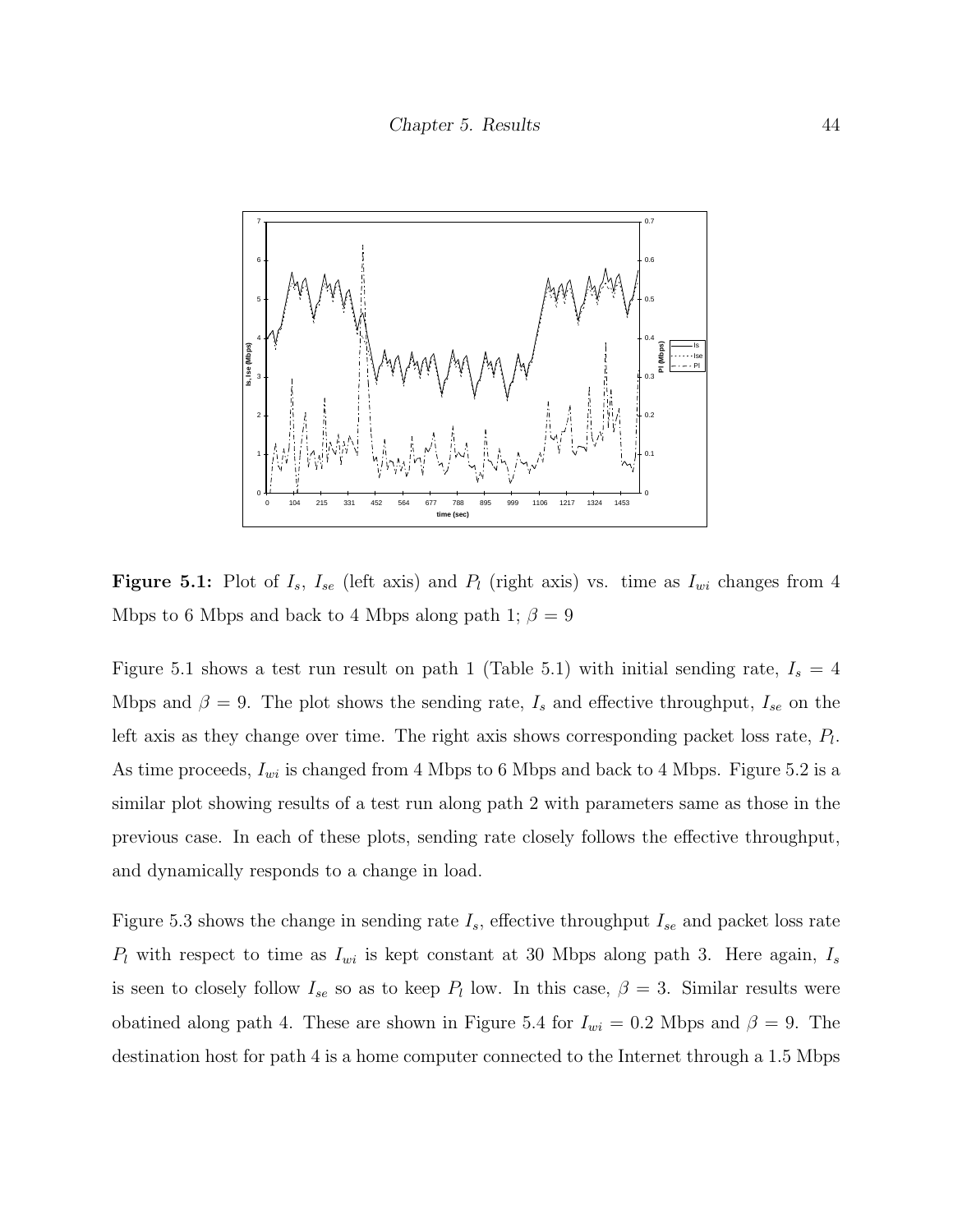**Figure 5.1:** Plot of $I_s$, $I_{se}$ (left axis) and $P_l$ (right axis) vs. time as $I_{wi}$ changes from 4 Mbps to 6 Mbps and back to 4 Mbps along path 1; $\beta = 9$

Figure 5.1 shows a test run result on path 1 (Table 5.1) with initial sending rate, $I_s = 4$ Mbps and $\beta = 9$. The plot shows the sending rate, $I_s$ and effective throughput, $I_{se}$ on the left axis as they change over time. The right axis shows corresponding packet loss rate, $P_l$. As time proceeds, $I_{wi}$ is changed from 4 Mbps to 6 Mbps and back to 4 Mbps. Figure 5.2 is a similar plot showing results of a test run along path 2 with parameters same as those in the previous case. In each of these plots, sending rate closely follows the effective throughput, and dynamically responds to a change in load.

Figure 5.3 shows the change in sending rate $I_s$, effective throughput $I_{se}$ and packet loss rate $P_l$ with respect to time as $I_{wi}$ is kept constant at 30 Mbps along path 3. Here again, $I_s$ is seen to closely follow $I_{se}$ so as to keep $P_l$ low. In this case, $\beta = 3$. Similar results were obatined along path 4. These are shown in Figure 5.4 for $I_{wi} = 0.2$ Mbps and $\beta = 9$. The destination host for path 4 is a home computer connected to the Internet through a 1.5 Mbps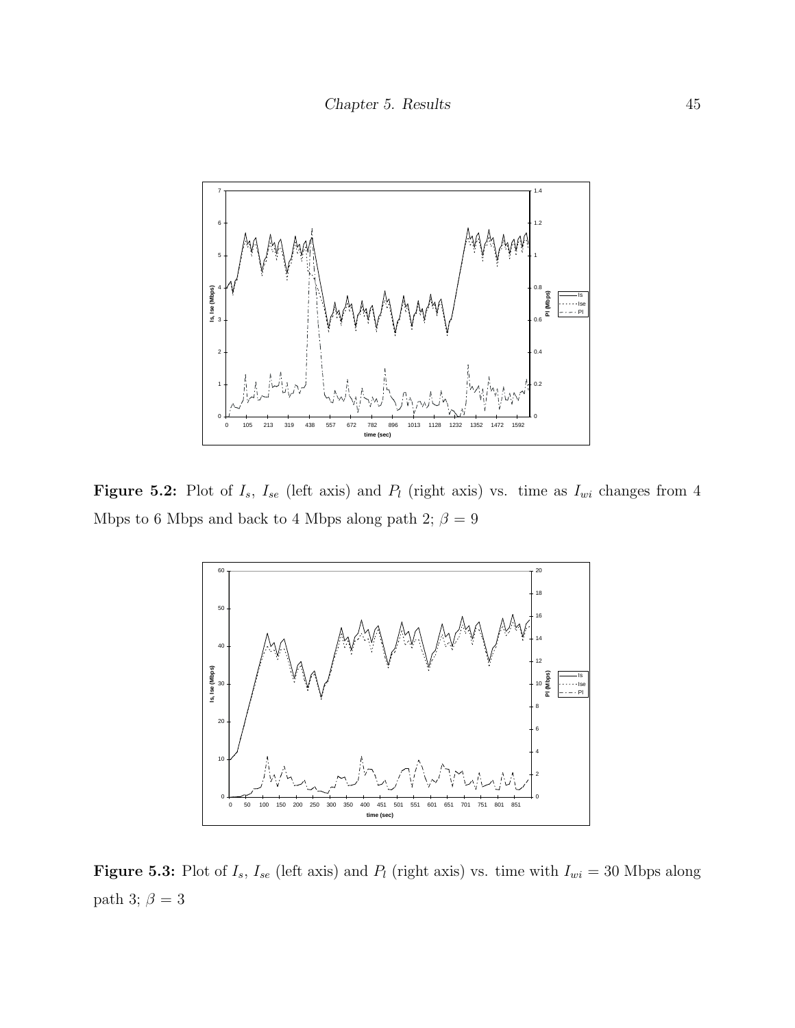**Figure 5.2:** Plot of $I_s$, $I_{se}$ (left axis) and $P_l$ (right axis) vs. time as $I_{wi}$ changes from 4 Mbps to 6 Mbps and back to 4 Mbps along path 2; $\beta = 9$

**Figure 5.3:** Plot of $I_s$, $I_{se}$ (left axis) and $P_l$ (right axis) vs. time with $I_{wi} = 30$ Mbps along path 3; $\beta = 3$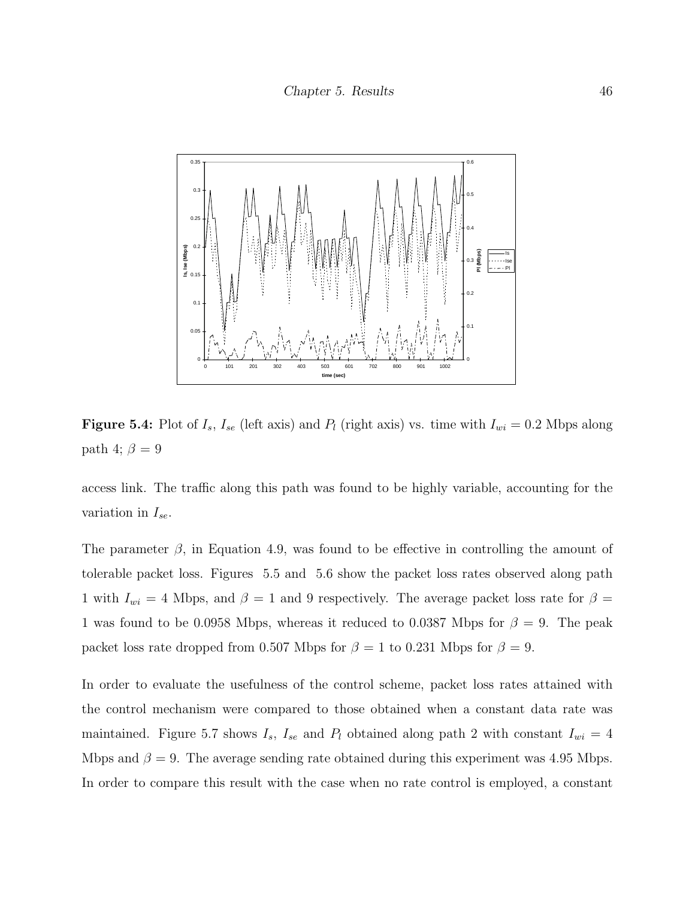**Figure 5.4:** Plot of $I_s$, $I_{se}$ (left axis) and $P_l$ (right axis) vs. time with $I_{wi} = 0.2$ Mbps along path 4; $\beta = 9$

access link. The traffic along this path was found to be highly variable, accounting for the variation in $I_{se}$.

The parameter $\beta$, in Equation 4.9, was found to be effective in controlling the amount of tolerable packet loss. Figures 5.5 and 5.6 show the packet loss rates observed along path 1 with $I_{wi} = 4$ Mbps, and $\beta = 1$ and 9 respectively. The average packet loss rate for $\beta = 1$ was found to be 0.0958 Mbps, whereas it reduced to 0.0387 Mbps for $\beta = 9$. The peak packet loss rate dropped from 0.507 Mbps for $\beta = 1$ to 0.231 Mbps for $\beta = 9$.

In order to evaluate the usefulness of the control scheme, packet loss rates attained with the control mechanism were compared to those obtained when a constant data rate was maintained. Figure 5.7 shows $I_s$, $I_{se}$ and $P_l$ obtained along path 2 with constant $I_{wi} = 4$ Mbps and $\beta = 9$. The average sending rate obtained during this experiment was 4.95 Mbps. In order to compare this result with the case when no rate control is employed, a constant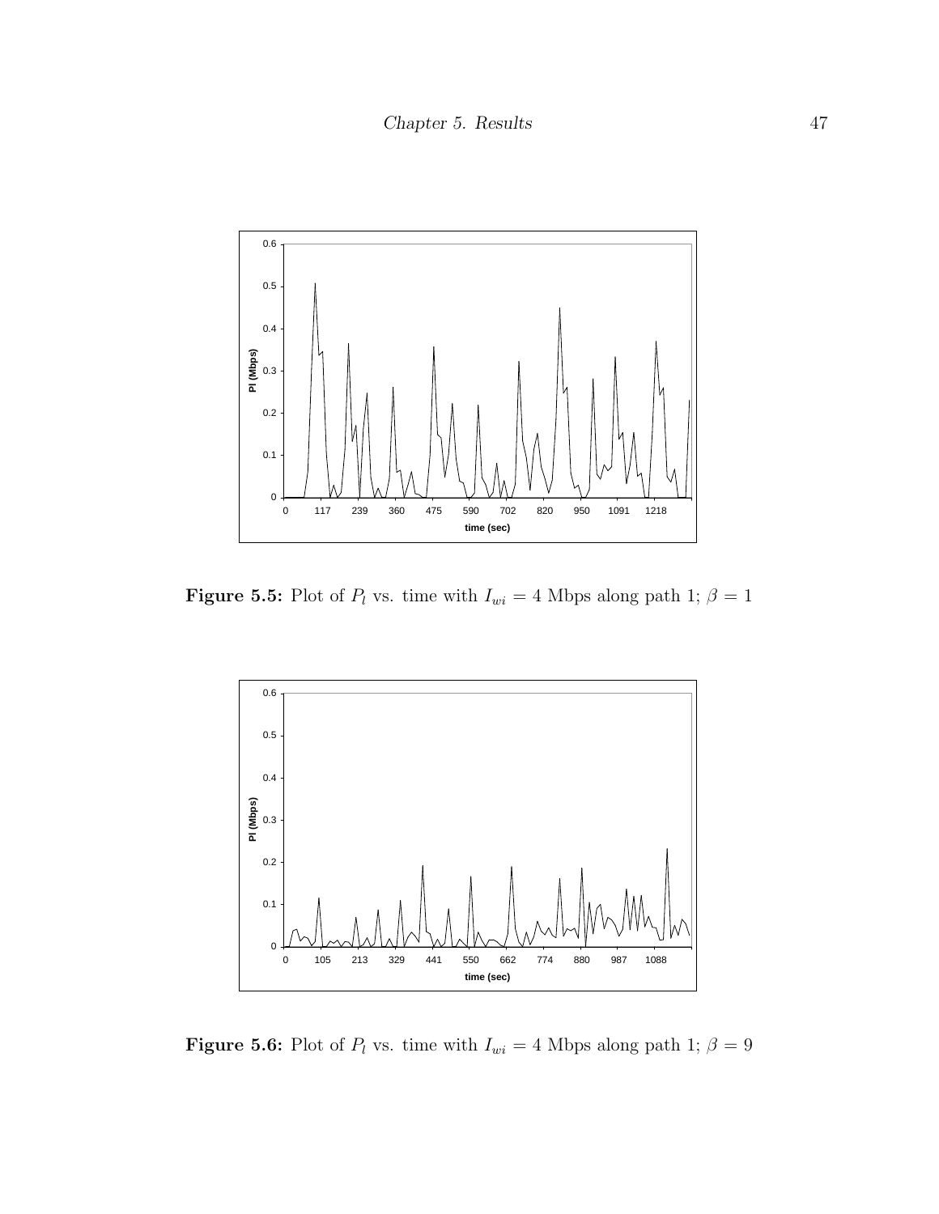Figure 5.5: Plot of $P_l$ vs. time with $I_{wi} = 4$ Mbps along path 1; $\beta = 1$

Figure 5.6: Plot of $P_l$ vs. time with $I_{wi} = 4$ Mbps along path 1; $\beta = 9$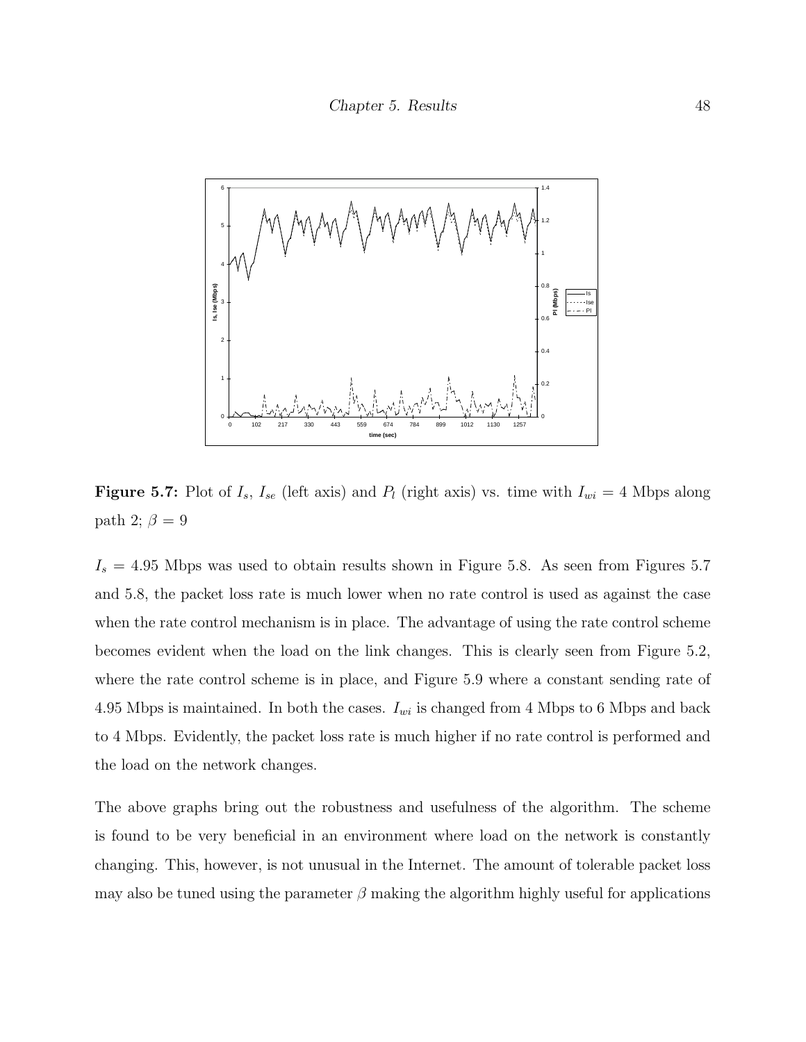**Figure 5.7:** Plot of $I_s$, $I_{se}$ (left axis) and $P_l$ (right axis) vs. time with $I_{wi} = 4$ Mbps along path 2; $\beta = 9$

$I_s = 4.95$ Mbps was used to obtain results shown in Figure 5.8. As seen from Figures 5.7 and 5.8, the packet loss rate is much lower when no rate control is used as against the case when the rate control mechanism is in place. The advantage of using the rate control scheme becomes evident when the load on the link changes. This is clearly seen from Figure 5.2, where the rate control scheme is in place, and Figure 5.9 where a constant sending rate of 4.95 Mbps is maintained. In both the cases. $I_{wi}$ is changed from 4 Mbps to 6 Mbps and back to 4 Mbps. Evidently, the packet loss rate is much higher if no rate control is performed and the load on the network changes.

The above graphs bring out the robustness and usefulness of the algorithm. The scheme is found to be very beneficial in an environment where load on the network is constantly changing. This, however, is not unusual in the Internet. The amount of tolerable packet loss may also be tuned using the parameter $\beta$ making the algorithm highly useful for applications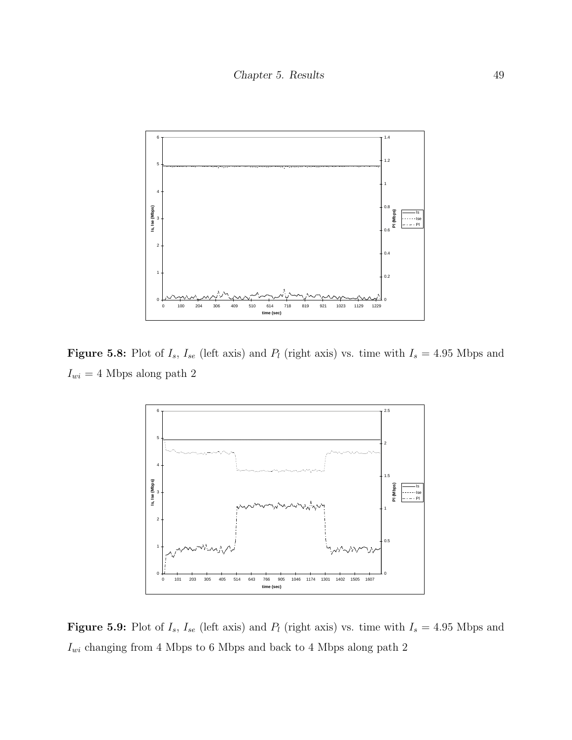**Figure 5.8:** Plot of $I_s$, $I_{se}$ (left axis) and $P_l$ (right axis) vs. time with $I_s = 4.95$ Mbps and $I_{wi} = 4$ Mbps along path 2

**Figure 5.9:** Plot of $I_s$, $I_{se}$ (left axis) and $P_l$ (right axis) vs. time with $I_s = 4.95$ Mbps and $I_{wi}$ changing from 4 Mbps to 6 Mbps and back to 4 Mbps along path 2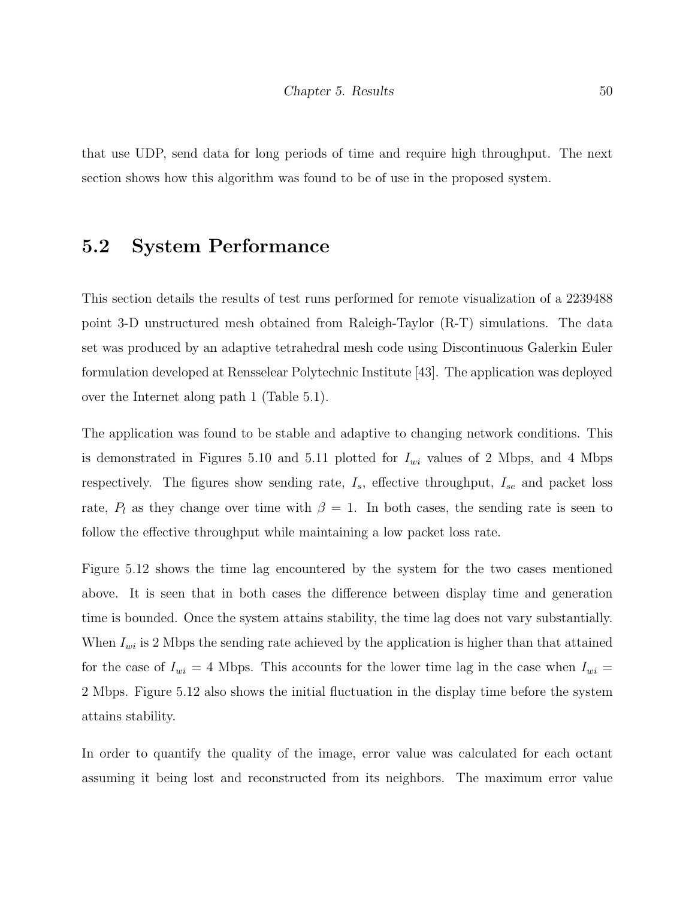that use UDP, send data for long periods of time and require high throughput. The next section shows how this algorithm was found to be of use in the proposed system.

## 5.2 System Performance

This section details the results of test runs performed for remote visualization of a 2239488 point 3-D unstructured mesh obtained from Raleigh-Taylor (R-T) simulations. The data set was produced by an adaptive tetrahedral mesh code using Discontinuous Galerkin Euler formulation developed at Rensselear Polytechnic Institute [43]. The application was deployed over the Internet along path 1 (Table 5.1).

The application was found to be stable and adaptive to changing network conditions. This is demonstrated in Figures 5.10 and 5.11 plotted for $I_{wi}$ values of 2 Mbps, and 4 Mbps respectively. The figures show sending rate, $I_s$, effective throughput, $I_{se}$ and packet loss rate, $P_l$ as they change over time with $\beta = 1$. In both cases, the sending rate is seen to follow the effective throughput while maintaining a low packet loss rate.

Figure 5.12 shows the time lag encountered by the system for the two cases mentioned above. It is seen that in both cases the difference between display time and generation time is bounded. Once the system attains stability, the time lag does not vary substantially. When $I_{wi}$ is 2 Mbps the sending rate achieved by the application is higher than that attained for the case of $I_{wi} = 4$ Mbps. This accounts for the lower time lag in the case when $I_{wi} =$ 2 Mbps. Figure 5.12 also shows the initial fluctuation in the display time before the system attains stability.

In order to quantify the quality of the image, error value was calculated for each octant assuming it being lost and reconstructed from its neighbors. The maximum error value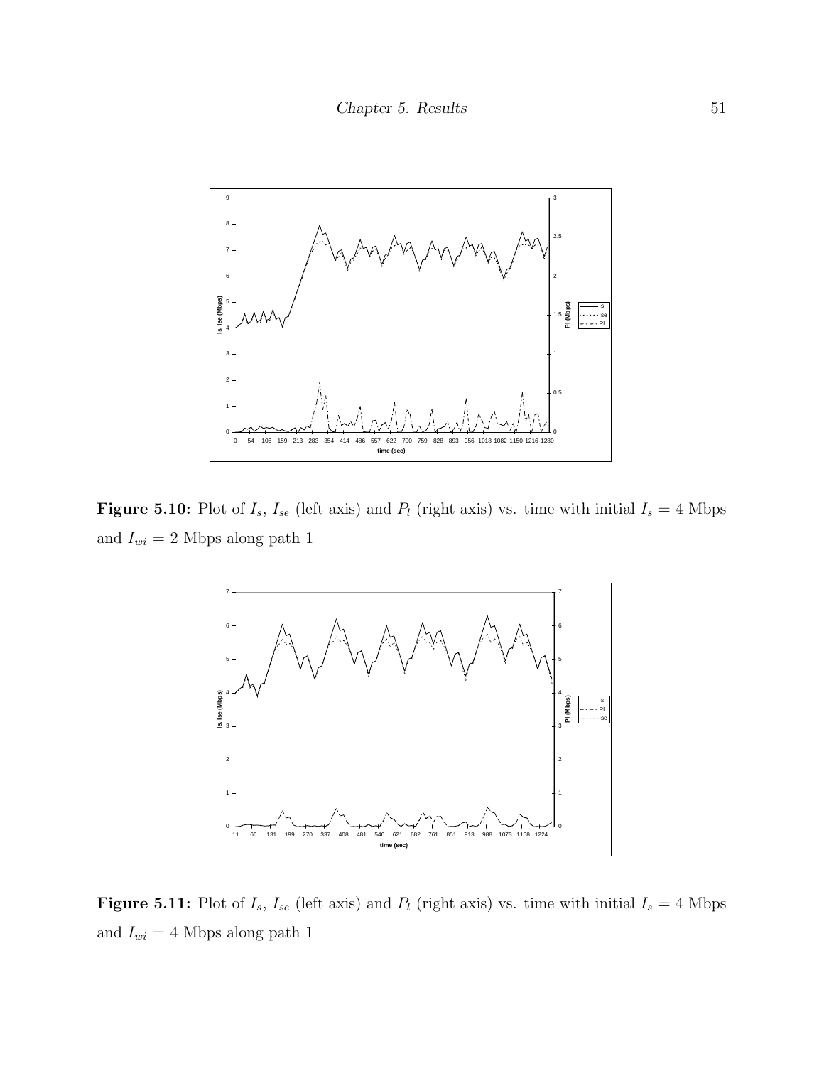**Figure 5.10:** Plot of $I_s$, $I_{se}$ (left axis) and $P_l$ (right axis) vs. time with initial $I_s = 4$ Mbps and $I_{wi} = 2$ Mbps along path 1

**Figure 5.11:** Plot of $I_s$, $I_{se}$ (left axis) and $P_l$ (right axis) vs. time with initial $I_s = 4$ Mbps and $I_{wi} = 4$ Mbps along path 1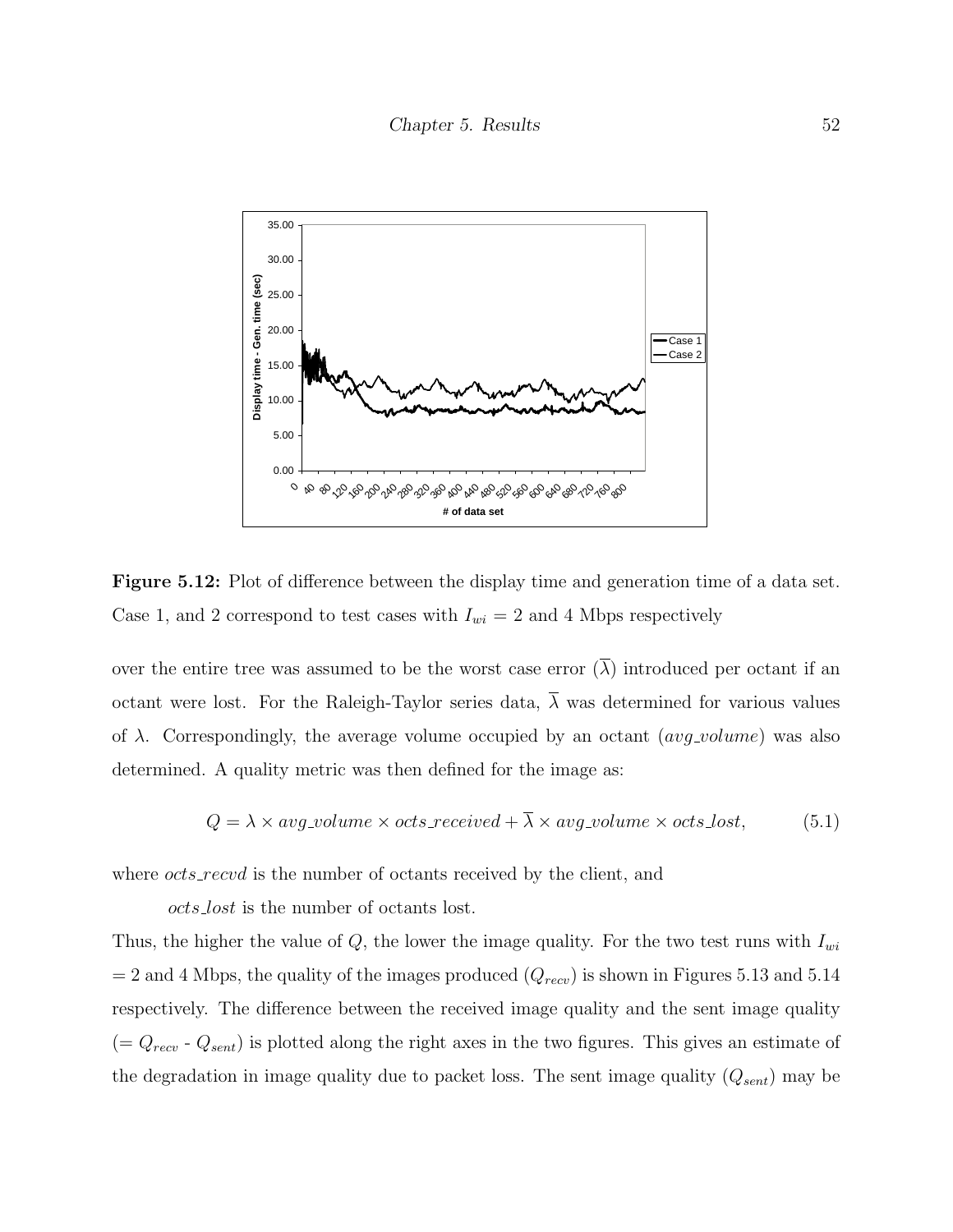**Figure 5.12:** Plot of difference between the display time and generation time of a data set. Case 1, and 2 correspond to test cases with $I_{wi}$ = 2 and 4 Mbps respectively

over the entire tree was assumed to be the worst case error ($\overline{\lambda}$) introduced per octant if an octant were lost. For the Raleigh-Taylor series data, $\overline{\lambda}$ was determined for various values of $\lambda$. Correspondingly, the average volume occupied by an octant (*avg_volume*) was also determined. A quality metric was then defined for the image as:

$$Q = \lambda \times avg\_volume \times octs\_received + \overline{\lambda} \times avg\_volume \times octs\_lost, \tag{5.1}$$

where *octs_recvd* is the number of octants received by the client, and

*octs_lost* is the number of octants lost.

Thus, the higher the value of $Q$, the lower the image quality. For the two test runs with $I_{wi}$ = 2 and 4 Mbps, the quality of the images produced ($Q_{recv}$) is shown in Figures 5.13 and 5.14 respectively. The difference between the received image quality and the sent image quality (= $Q_{recv}$ - $Q_{sent}$) is plotted along the right axes in the two figures. This gives an estimate of the degradation in image quality due to packet loss. The sent image quality ($Q_{sent}$) may be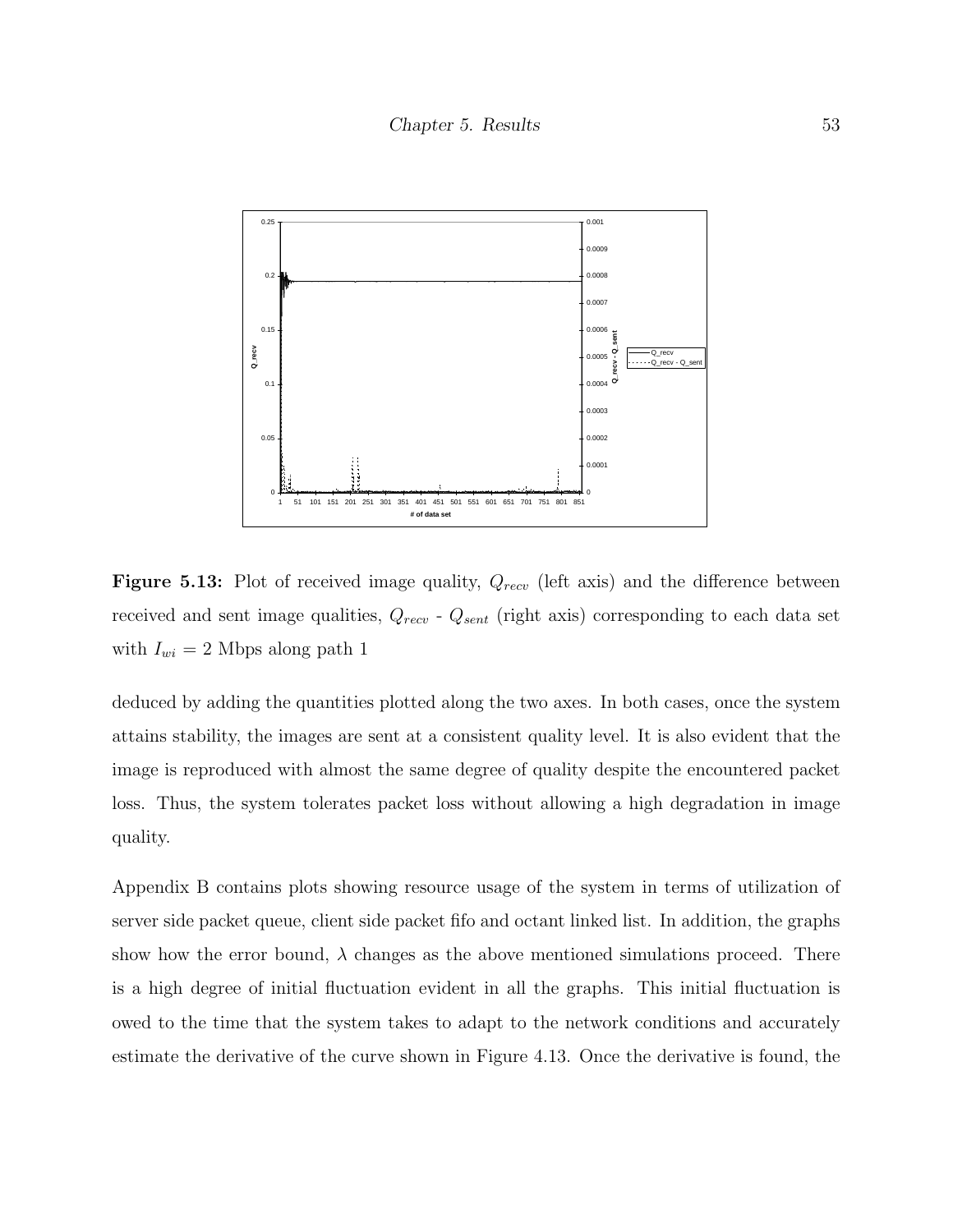**Figure 5.13:** Plot of received image quality, $Q_{recv}$ (left axis) and the difference between received and sent image qualities, $Q_{recv}$ - $Q_{sent}$ (right axis) corresponding to each data set with $I_{wi}$ = 2 Mbps along path 1

deduced by adding the quantities plotted along the two axes. In both cases, once the system attains stability, the images are sent at a consistent quality level. It is also evident that the image is reproduced with almost the same degree of quality despite the encountered packet loss. Thus, the system tolerates packet loss without allowing a high degradation in image quality.

Appendix B contains plots showing resource usage of the system in terms of utilization of server side packet queue, client side packet fifo and octant linked list. In addition, the graphs show how the error bound, $\lambda$ changes as the above mentioned simulations proceed. There is a high degree of initial fluctuation evident in all the graphs. This initial fluctuation is owed to the time that the system takes to adapt to the network conditions and accurately estimate the derivative of the curve shown in Figure 4.13. Once the derivative is found, the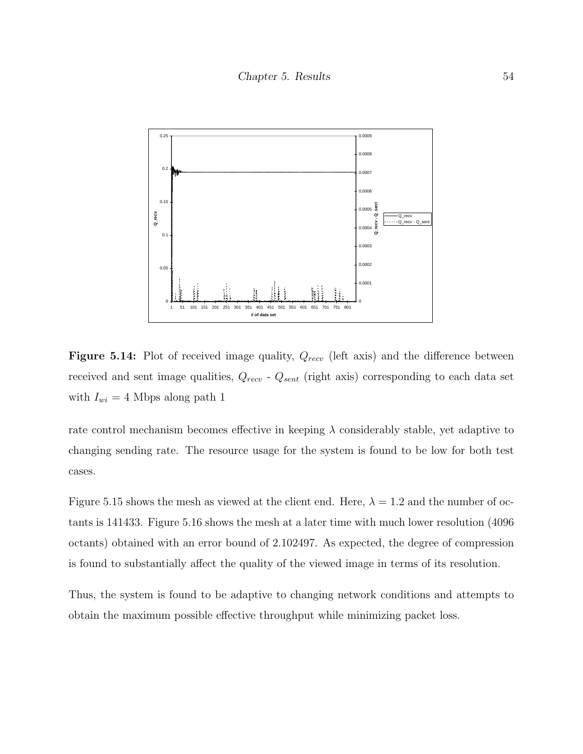**Figure 5.14:** Plot of received image quality, $Q_{recv}$ (left axis) and the difference between received and sent image qualities, $Q_{recv}$ - $Q_{sent}$ (right axis) corresponding to each data set with $I_{wi}$ = 4 Mbps along path 1

rate control mechanism becomes effective in keeping $\lambda$ considerably stable, yet adaptive to changing sending rate. The resource usage for the system is found to be low for both test cases.

Figure 5.15 shows the mesh as viewed at the client end. Here, $\lambda = 1.2$ and the number of octants is 141433. Figure 5.16 shows the mesh at a later time with much lower resolution (4096 octants) obtained with an error bound of 2.102497. As expected, the degree of compression is found to substantially affect the quality of the viewed image in terms of its resolution.

Thus, the system is found to be adaptive to changing network conditions and attempts to obtain the maximum possible effective throughput while minimizing packet loss.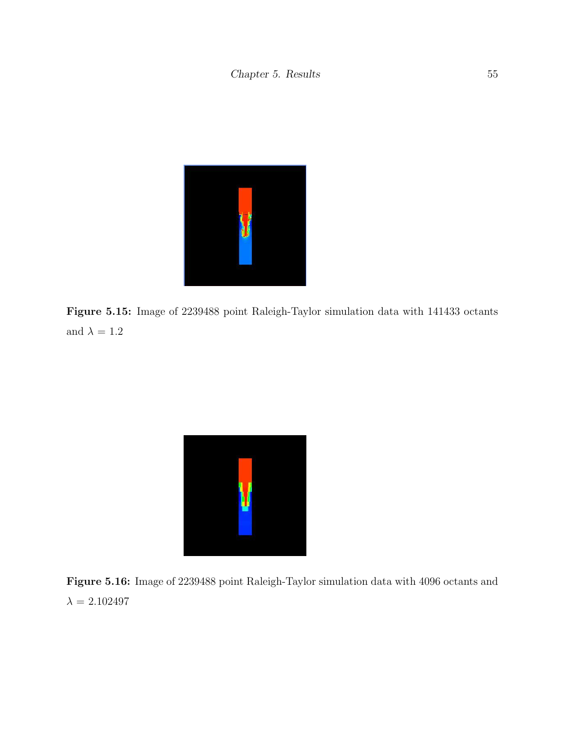**Figure 5.15:** Image of 2239488 point Raleigh-Taylor simulation data with 141433 octants and $\lambda = 1.2$

**Figure 5.16:** Image of 2239488 point Raleigh-Taylor simulation data with 4096 octants and $\lambda = 2.102497$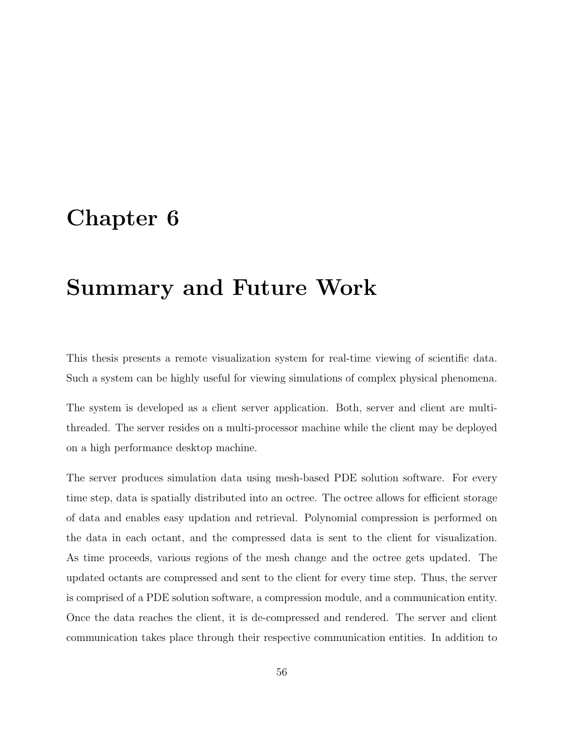# Chapter 6

# Summary and Future Work

This thesis presents a remote visualization system for real-time viewing of scientific data. Such a system can be highly useful for viewing simulations of complex physical phenomena.

The system is developed as a client server application. Both, server and client are multi-threaded. The server resides on a multi-processor machine while the client may be deployed on a high performance desktop machine.

The server produces simulation data using mesh-based PDE solution software. For every time step, data is spatially distributed into an octree. The octree allows for efficient storage of data and enables easy updation and retrieval. Polynomial compression is performed on the data in each octant, and the compressed data is sent to the client for visualization. As time proceeds, various regions of the mesh change and the octree gets updated. The updated octants are compressed and sent to the client for every time step. Thus, the server is comprised of a PDE solution software, a compression module, and a communication entity. Once the data reaches the client, it is de-compressed and rendered. The server and client communication takes place through their respective communication entities. In addition to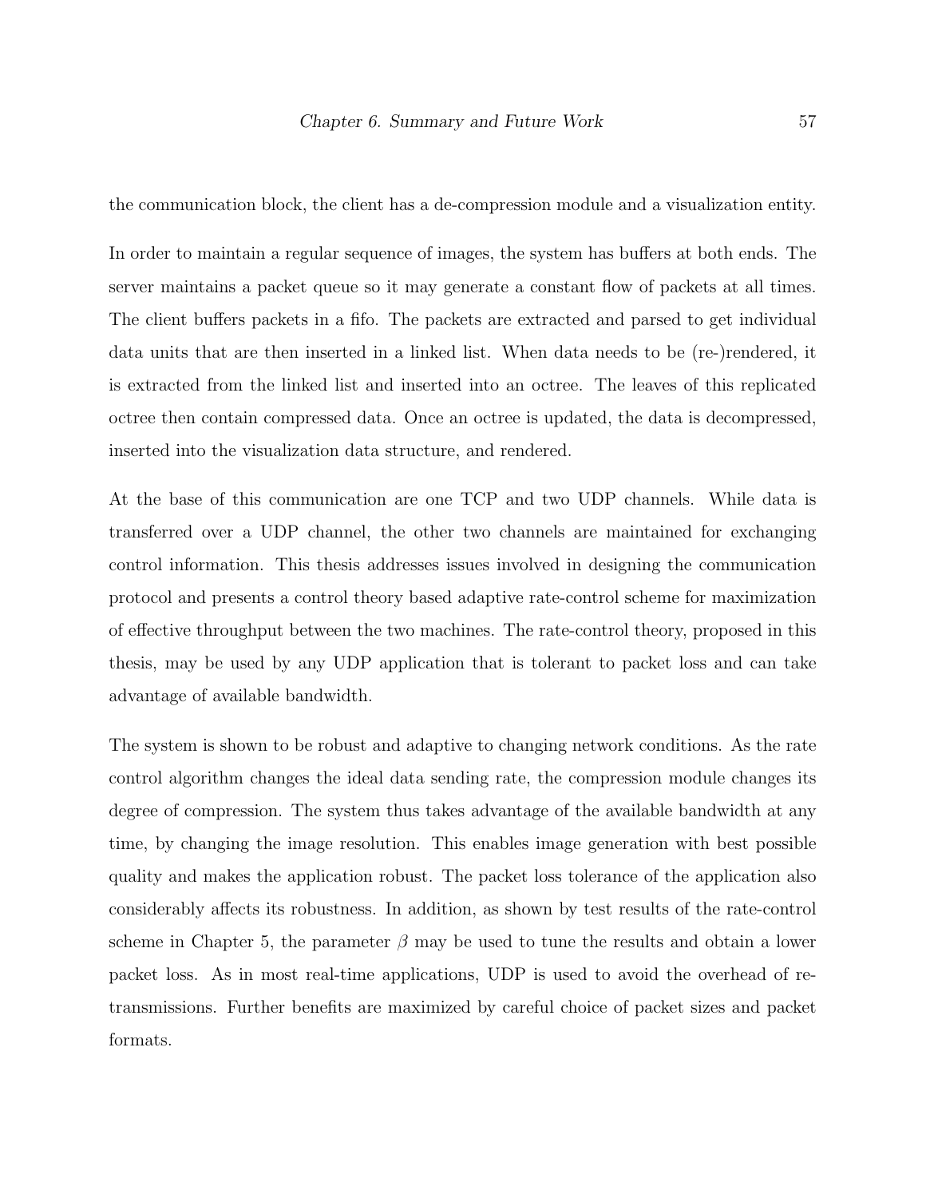the communication block, the client has a de-compression module and a visualization entity.

In order to maintain a regular sequence of images, the system has buffers at both ends. The server maintains a packet queue so it may generate a constant flow of packets at all times. The client buffers packets in a fifo. The packets are extracted and parsed to get individual data units that are then inserted in a linked list. When data needs to be (re-)rendered, it is extracted from the linked list and inserted into an octree. The leaves of this replicated octree then contain compressed data. Once an octree is updated, the data is decompressed, inserted into the visualization data structure, and rendered.

At the base of this communication are one TCP and two UDP channels. While data is transferred over a UDP channel, the other two channels are maintained for exchanging control information. This thesis addresses issues involved in designing the communication protocol and presents a control theory based adaptive rate-control scheme for maximization of effective throughput between the two machines. The rate-control theory, proposed in this thesis, may be used by any UDP application that is tolerant to packet loss and can take advantage of available bandwidth.

The system is shown to be robust and adaptive to changing network conditions. As the rate control algorithm changes the ideal data sending rate, the compression module changes its degree of compression. The system thus takes advantage of the available bandwidth at any time, by changing the image resolution. This enables image generation with best possible quality and makes the application robust. The packet loss tolerance of the application also considerably affects its robustness. In addition, as shown by test results of the rate-control scheme in Chapter 5, the parameter $\beta$ may be used to tune the results and obtain a lower packet loss. As in most real-time applications, UDP is used to avoid the overhead of re-transmissions. Further benefits are maximized by careful choice of packet sizes and packet formats.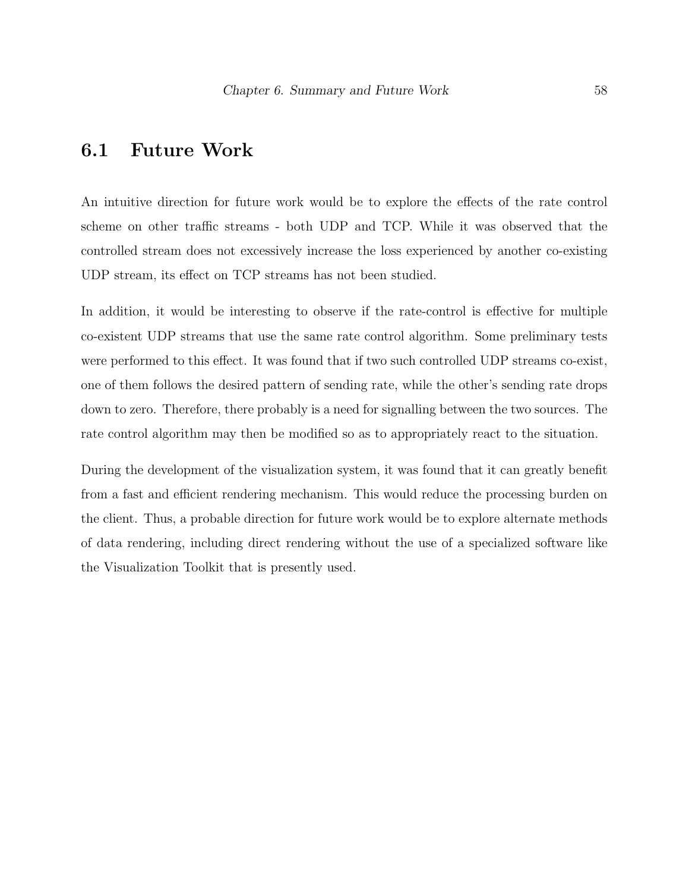## 6.1 Future Work

An intuitive direction for future work would be to explore the effects of the rate control scheme on other traffic streams - both UDP and TCP. While it was observed that the controlled stream does not excessively increase the loss experienced by another co-existing UDP stream, its effect on TCP streams has not been studied.

In addition, it would be interesting to observe if the rate-control is effective for multiple co-existent UDP streams that use the same rate control algorithm. Some preliminary tests were performed to this effect. It was found that if two such controlled UDP streams co-exist, one of them follows the desired pattern of sending rate, while the other's sending rate drops down to zero. Therefore, there probably is a need for signalling between the two sources. The rate control algorithm may then be modified so as to appropriately react to the situation.

During the development of the visualization system, it was found that it can greatly benefit from a fast and efficient rendering mechanism. This would reduce the processing burden on the client. Thus, a probable direction for future work would be to explore alternate methods of data rendering, including direct rendering without the use of a specialized software like the Visualization Toolkit that is presently used.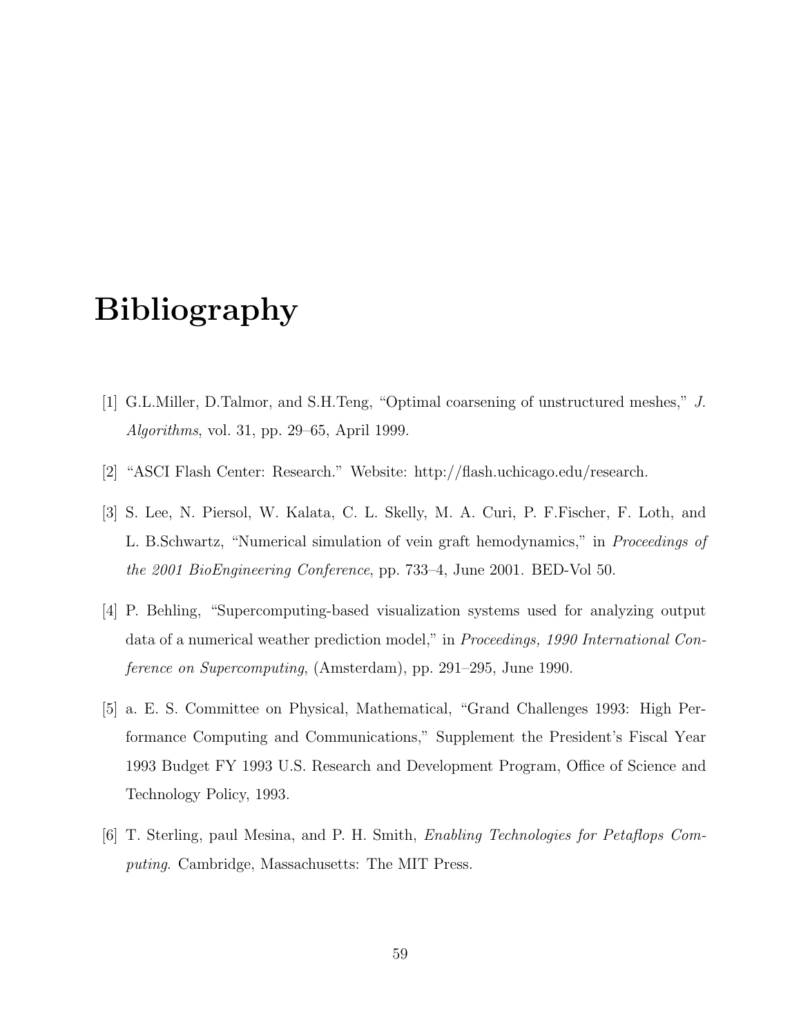# Bibliography

[1] G.L.Miller, D.Talmor, and S.H.Teng, "Optimal coarsening of unstructured meshes," *J. Algorithms*, vol. 31, pp. 29–65, April 1999.

[2] "ASCI Flash Center: Research." Website: http://flash.uchicago.edu/research.

[3] S. Lee, N. Piersol, W. Kalata, C. L. Skelly, M. A. Curi, P. F.Fischer, F. Loth, and L. B.Schwartz, "Numerical simulation of vein graft hemodynamics," in *Proceedings of the 2001 BioEngineering Conference*, pp. 733–4, June 2001. BED-Vol 50.

[4] P. Behling, "Supercomputing-based visualization systems used for analyzing output data of a numerical weather prediction model," in *Proceedings, 1990 International Conference on Supercomputing*, (Amsterdam), pp. 291–295, June 1990.

[5] a. E. S. Committee on Physical, Mathematical, "Grand Challenges 1993: High Performance Computing and Communications," Supplement the President's Fiscal Year 1993 Budget FY 1993 U.S. Research and Development Program, Office of Science and Technology Policy, 1993.

[6] T. Sterling, paul Mesina, and P. H. Smith, *Enabling Technologies for Petaflops Computing*. Cambridge, Massachusetts: The MIT Press.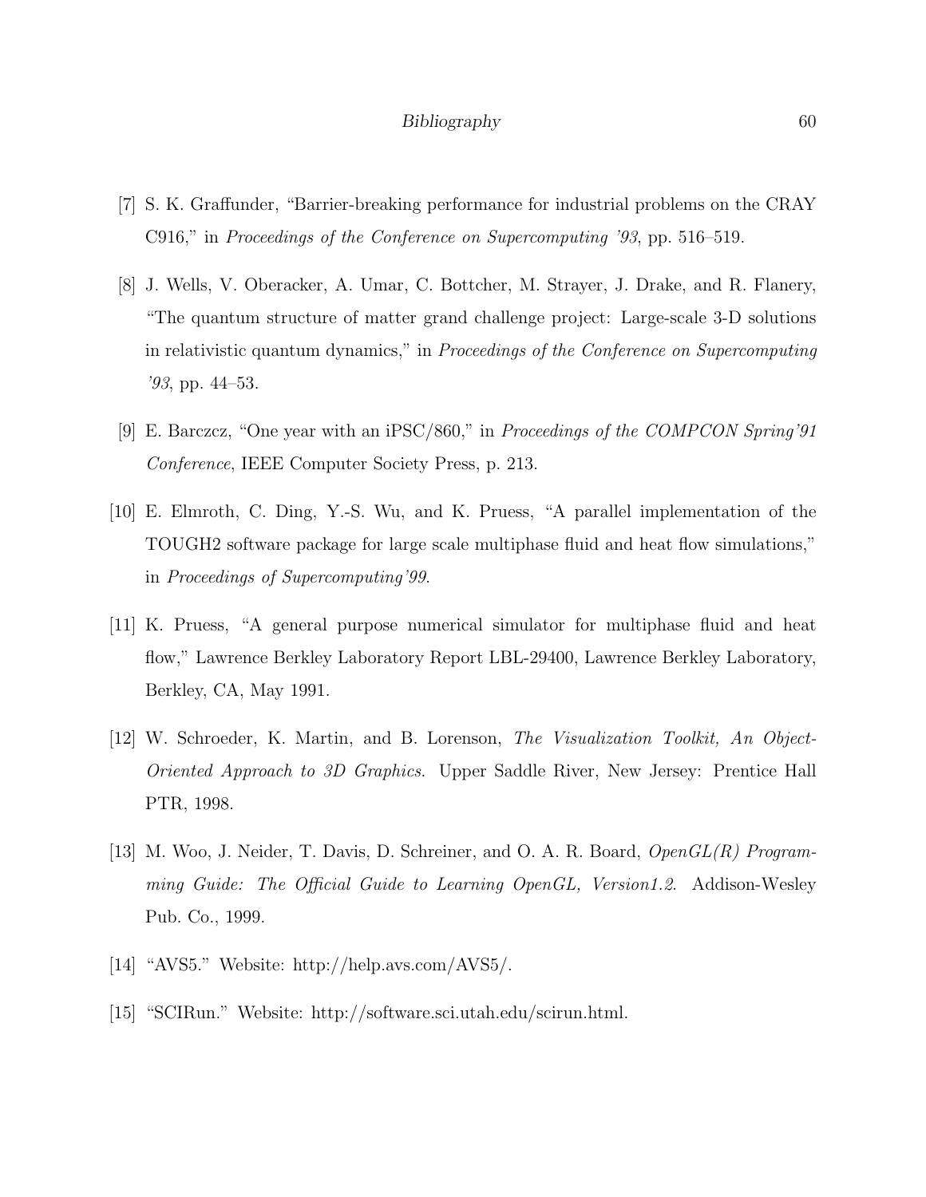[7] S. K. Graffunder, "Barrier-breaking performance for industrial problems on the CRAY C916," in *Proceedings of the Conference on Supercomputing '93*, pp. 516–519.

[8] J. Wells, V. Oberacker, A. Umar, C. Bottcher, M. Strayer, J. Drake, and R. Flanery, "The quantum structure of matter grand challenge project: Large-scale 3-D solutions in relativistic quantum dynamics," in *Proceedings of the Conference on Supercomputing '93*, pp. 44–53.

[9] E. Barczcz, "One year with an iPSC/860," in *Proceedings of the COMPCON Spring'91 Conference*, IEEE Computer Society Press, p. 213.

[10] E. Elmroth, C. Ding, Y.-S. Wu, and K. Pruess, "A parallel implementation of the TOUGH2 software package for large scale multiphase fluid and heat flow simulations," in *Proceedings of Supercomputing'99*.

[11] K. Pruess, "A general purpose numerical simulator for multiphase fluid and heat flow," Lawrence Berkley Laboratory Report LBL-29400, Lawrence Berkley Laboratory, Berkley, CA, May 1991.

[12] W. Schroeder, K. Martin, and B. Lorenson, *The Visualization Toolkit, An Object-Oriented Approach to 3D Graphics*. Upper Saddle River, New Jersey: Prentice Hall PTR, 1998.

[13] M. Woo, J. Neider, T. Davis, D. Schreiner, and O. A. R. Board, *OpenGL(R) Programming Guide: The Official Guide to Learning OpenGL, Version1.2*. Addison-Wesley Pub. Co., 1999.

[14] "AVS5." Website: http://help.avs.com/AVS5/.

[15] "SCIRun." Website: http://software.sci.utah.edu/scirun.html.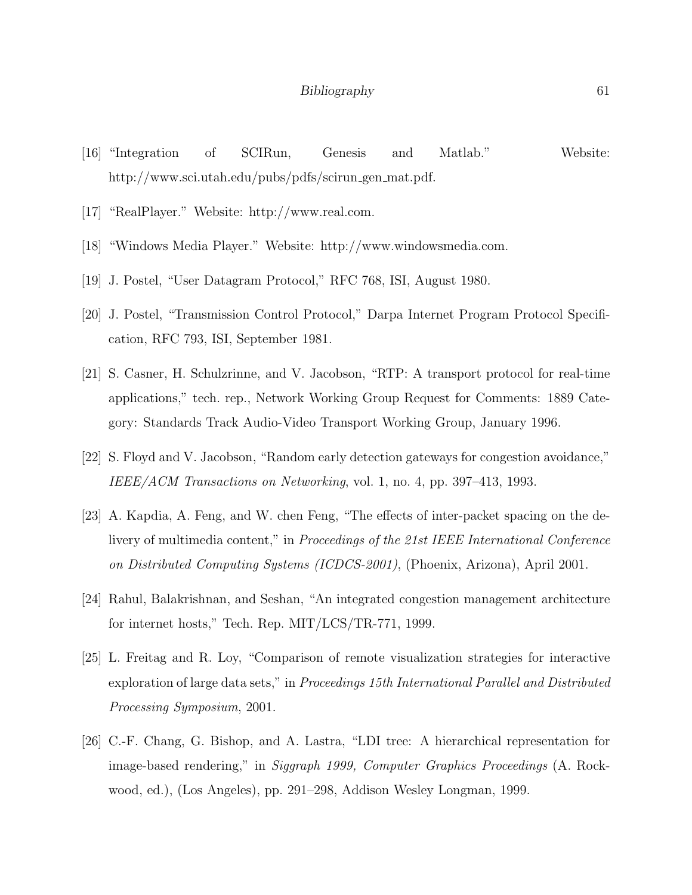[16] "Integration of SCIRun, Genesis and Matlab." Website: http://www.sci.utah.edu/pubs/pdfs/scirun_gen_mat.pdf.

[17] "RealPlayer." Website: http://www.real.com.

[18] "Windows Media Player." Website: http://www.windowsmedia.com.

[19] J. Postel, "User Datagram Protocol," RFC 768, ISI, August 1980.

[20] J. Postel, "Transmission Control Protocol," Darpa Internet Program Protocol Specification, RFC 793, ISI, September 1981.

[21] S. Casner, H. Schulzrinne, and V. Jacobson, "RTP: A transport protocol for real-time applications," tech. rep., Network Working Group Request for Comments: 1889 Category: Standards Track Audio-Video Transport Working Group, January 1996.

[22] S. Floyd and V. Jacobson, "Random early detection gateways for congestion avoidance," *IEEE/ACM Transactions on Networking*, vol. 1, no. 4, pp. 397–413, 1993.

[23] A. Kapdia, A. Feng, and W. chen Feng, "The effects of inter-packet spacing on the delivery of multimedia content," in *Proceedings of the 21st IEEE International Conference on Distributed Computing Systems (ICDCS-2001)*, (Phoenix, Arizona), April 2001.

[24] Rahul, Balakrishnan, and Seshan, "An integrated congestion management architecture for internet hosts," Tech. Rep. MIT/LCS/TR-771, 1999.

[25] L. Freitag and R. Loy, "Comparison of remote visualization strategies for interactive exploration of large data sets," in *Proceedings 15th International Parallel and Distributed Processing Symposium*, 2001.

[26] C.-F. Chang, G. Bishop, and A. Lastra, "LDI tree: A hierarchical representation for image-based rendering," in *Siggraph 1999, Computer Graphics Proceedings* (A. Rockwood, ed.), (Los Angeles), pp. 291–298, Addison Wesley Longman, 1999.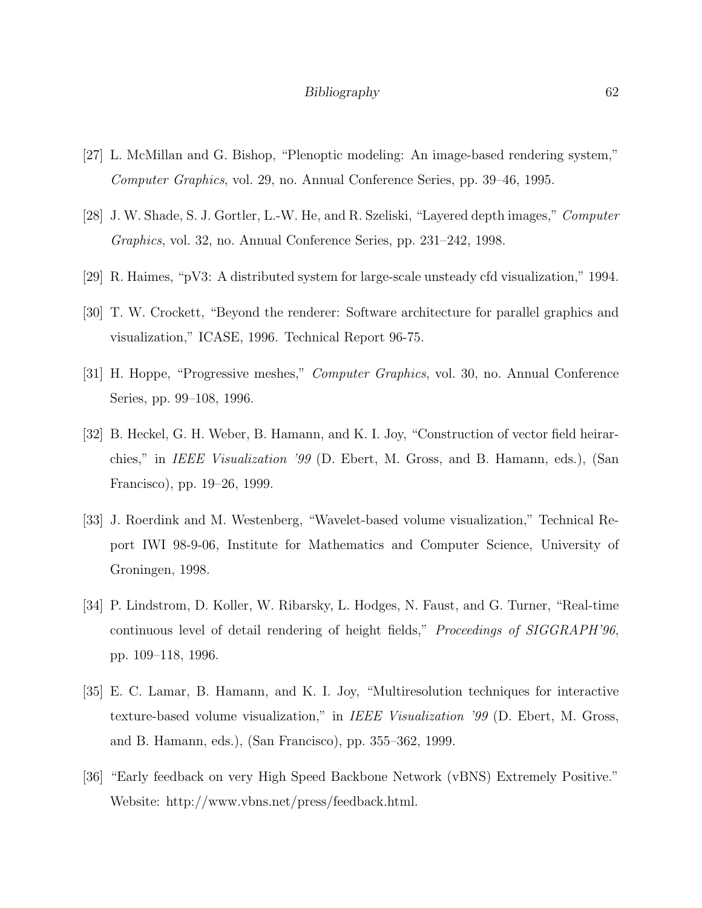[27] L. McMillan and G. Bishop, "Plenoptic modeling: An image-based rendering system," *Computer Graphics*, vol. 29, no. Annual Conference Series, pp. 39–46, 1995.

[28] J. W. Shade, S. J. Gortler, L.-W. He, and R. Szeliski, "Layered depth images," *Computer Graphics*, vol. 32, no. Annual Conference Series, pp. 231–242, 1998.

[29] R. Haimes, "pV3: A distributed system for large-scale unsteady cfd visualization," 1994.

[30] T. W. Crockett, "Beyond the renderer: Software architecture for parallel graphics and visualization," ICASE, 1996. Technical Report 96-75.

[31] H. Hoppe, "Progressive meshes," *Computer Graphics*, vol. 30, no. Annual Conference Series, pp. 99–108, 1996.

[32] B. Heckel, G. H. Weber, B. Hamann, and K. I. Joy, "Construction of vector field heirarchies," in *IEEE Visualization '99* (D. Ebert, M. Gross, and B. Hamann, eds.), (San Francisco), pp. 19–26, 1999.

[33] J. Roerdink and M. Westenberg, "Wavelet-based volume visualization," Technical Report IWI 98-9-06, Institute for Mathematics and Computer Science, University of Groningen, 1998.

[34] P. Lindstrom, D. Koller, W. Ribarsky, L. Hodges, N. Faust, and G. Turner, "Real-time continuous level of detail rendering of height fields," *Proceedings of SIGGRAPH'96*, pp. 109–118, 1996.

[35] E. C. Lamar, B. Hamann, and K. I. Joy, "Multiresolution techniques for interactive texture-based volume visualization," in *IEEE Visualization '99* (D. Ebert, M. Gross, and B. Hamann, eds.), (San Francisco), pp. 355–362, 1999.

[36] "Early feedback on very High Speed Backbone Network (vBNS) Extremely Positive." Website: http://www.vbns.net/press/feedback.html.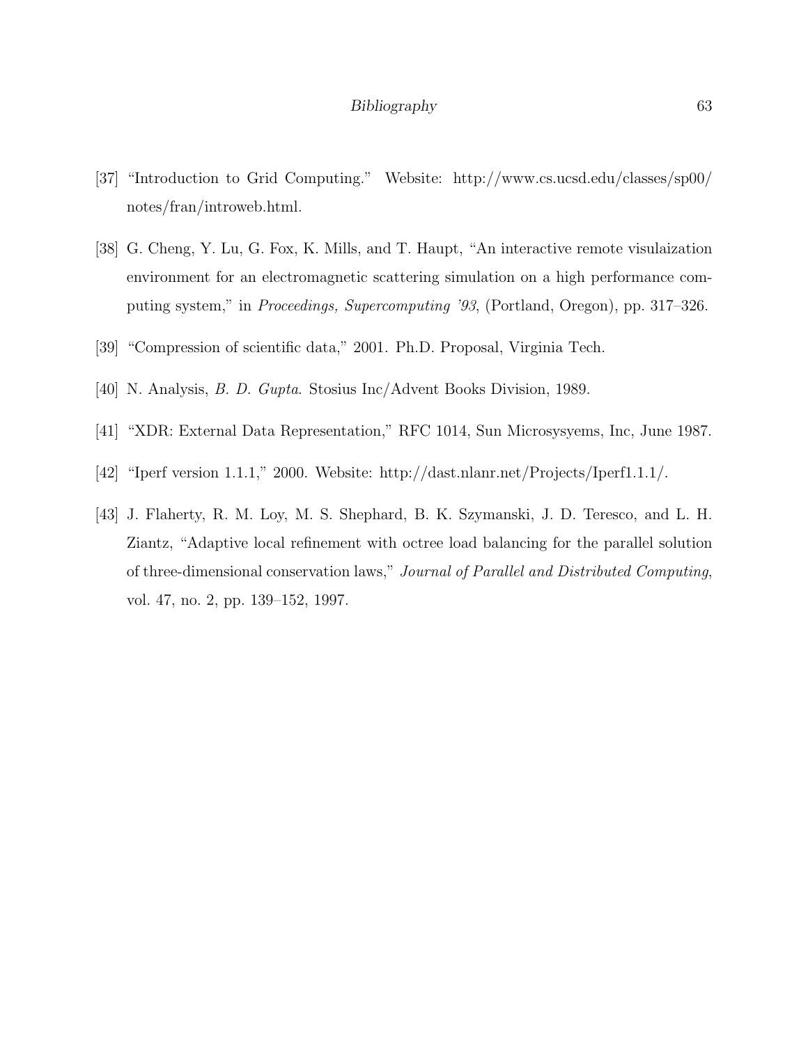[37] "Introduction to Grid Computing." Website: http://www.cs.ucsd.edu/classes/sp00/notes/fran/introweb.html.

[38] G. Cheng, Y. Lu, G. Fox, K. Mills, and T. Haupt, "An interactive remote visulaization environment for an electromagnetic scattering simulation on a high performance computing system," in *Proceedings, Supercomputing '93*, (Portland, Oregon), pp. 317–326.

[39] "Compression of scientific data," 2001. Ph.D. Proposal, Virginia Tech.

[40] N. Analysis, *B. D. Gupta*. Stosius Inc/Advent Books Division, 1989.

[41] "XDR: External Data Representation," RFC 1014, Sun Microsysyems, Inc, June 1987.

[42] "Iperf version 1.1.1," 2000. Website: http://dast.nlanr.net/Projects/Iperf1.1.1/.

[43] J. Flaherty, R. M. Loy, M. S. Shephard, B. K. Szymanski, J. D. Teresco, and L. H. Ziantz, "Adaptive local refinement with octree load balancing for the parallel solution of three-dimensional conservation laws," *Journal of Parallel and Distributed Computing*, vol. 47, no. 2, pp. 139–152, 1997.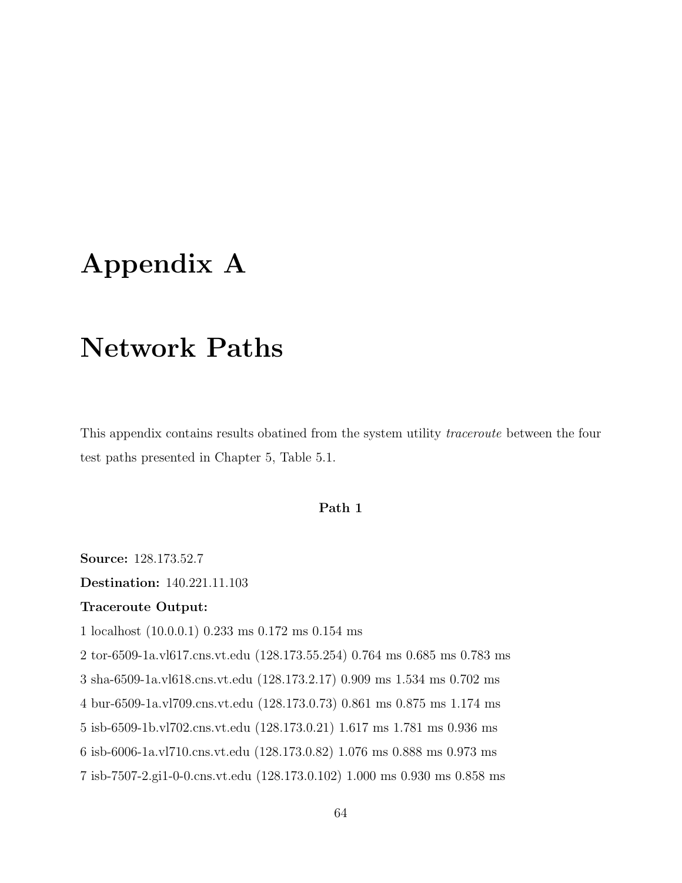# Appendix A

# Network Paths

This appendix contains results obatined from the system utility *traceroute* between the four test paths presented in Chapter 5, Table 5.1.

### Path 1

**Source:** 128.173.52.7

**Destination:** 140.221.11.103

**Traceroute Output:**

1 localhost (10.0.0.1) 0.233 ms 0.172 ms 0.154 ms

2 tor-6509-1a.vl617.cns.vt.edu (128.173.55.254) 0.764 ms 0.685 ms 0.783 ms

3 sha-6509-1a.vl618.cns.vt.edu (128.173.2.17) 0.909 ms 1.534 ms 0.702 ms

4 bur-6509-1a.vl709.cns.vt.edu (128.173.0.73) 0.861 ms 0.875 ms 1.174 ms

5 isb-6509-1b.vl702.cns.vt.edu (128.173.0.21) 1.617 ms 1.781 ms 0.936 ms

6 isb-6006-1a.vl710.cns.vt.edu (128.173.0.82) 1.076 ms 0.888 ms 0.973 ms

7 isb-7507-2.gi1-0-0.cns.vt.edu (128.173.0.102) 1.000 ms 0.930 ms 0.858 ms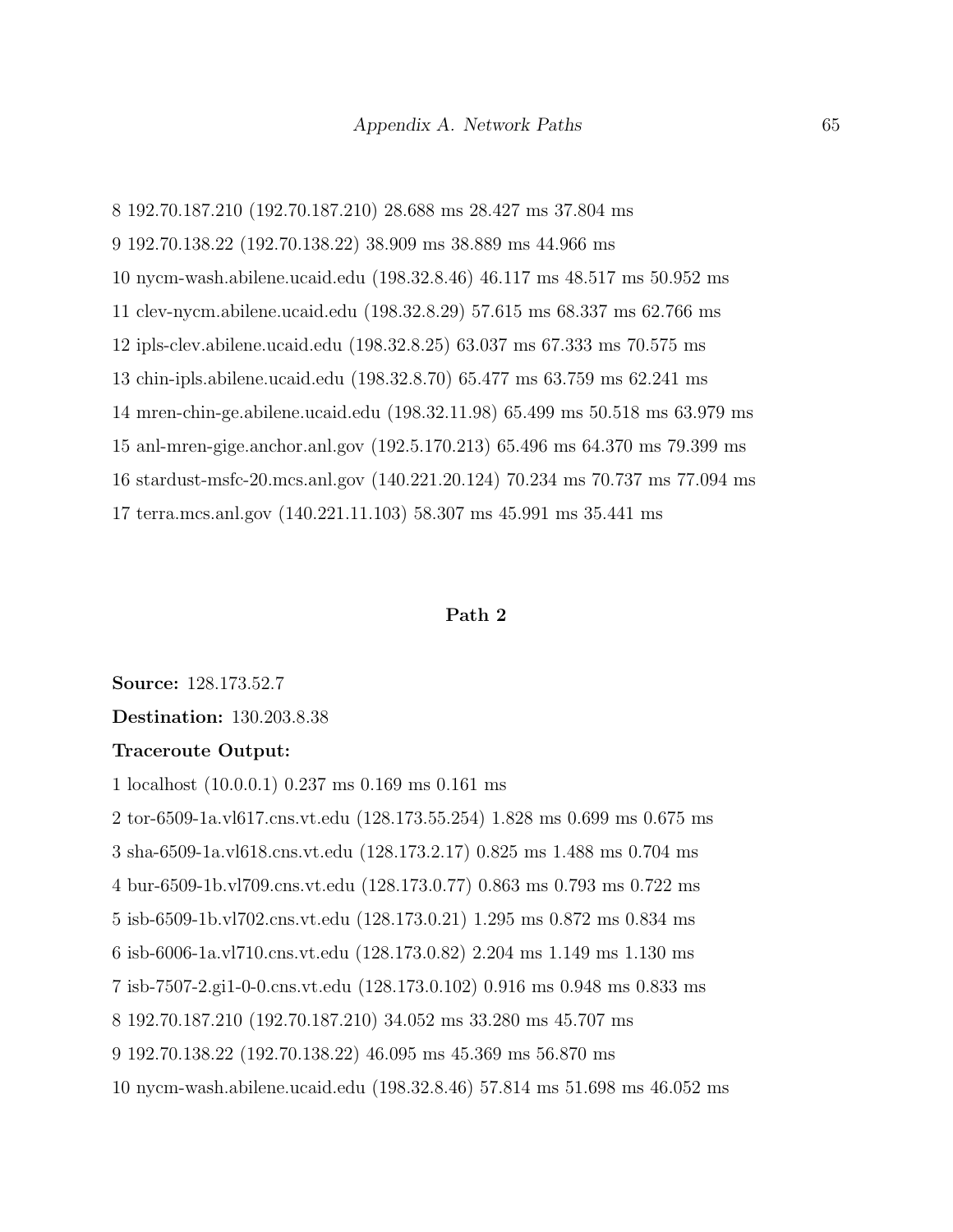8 192.70.187.210 (192.70.187.210) 28.688 ms 28.427 ms 37.804 ms

9 192.70.138.22 (192.70.138.22) 38.909 ms 38.889 ms 44.966 ms

10 nycm-wash.abilene.ucaid.edu (198.32.8.46) 46.117 ms 48.517 ms 50.952 ms

11 clev-nycm.abilene.ucaid.edu (198.32.8.29) 57.615 ms 68.337 ms 62.766 ms

12 ipls-clev.abilene.ucaid.edu (198.32.8.25) 63.037 ms 67.333 ms 70.575 ms

13 chin-ipls.abilene.ucaid.edu (198.32.8.70) 65.477 ms 63.759 ms 62.241 ms

14 mren-chin-ge.abilene.ucaid.edu (198.32.11.98) 65.499 ms 50.518 ms 63.979 ms

15 anl-mren-gige.anchor.anl.gov (192.5.170.213) 65.496 ms 64.370 ms 79.399 ms

16 stardust-msfc-20.mcs.anl.gov (140.221.20.124) 70.234 ms 70.737 ms 77.094 ms

17 terra.mcs.anl.gov (140.221.11.103) 58.307 ms 45.991 ms 35.441 ms

## Path 2

**Source:** 128.173.52.7

**Destination:** 130.203.8.38

**Traceroute Output:**

1 localhost (10.0.0.1) 0.237 ms 0.169 ms 0.161 ms

2 tor-6509-1a.vl617.cns.vt.edu (128.173.55.254) 1.828 ms 0.699 ms 0.675 ms

3 sha-6509-1a.vl618.cns.vt.edu (128.173.2.17) 0.825 ms 1.488 ms 0.704 ms

4 bur-6509-1b.vl709.cns.vt.edu (128.173.0.77) 0.863 ms 0.793 ms 0.722 ms

5 isb-6509-1b.vl702.cns.vt.edu (128.173.0.21) 1.295 ms 0.872 ms 0.834 ms

6 isb-6006-1a.vl710.cns.vt.edu (128.173.0.82) 2.204 ms 1.149 ms 1.130 ms

7 isb-7507-2.gi1-0-0.cns.vt.edu (128.173.0.102) 0.916 ms 0.948 ms 0.833 ms

8 192.70.187.210 (192.70.187.210) 34.052 ms 33.280 ms 45.707 ms

9 192.70.138.22 (192.70.138.22) 46.095 ms 45.369 ms 56.870 ms

10 nycm-wash.abilene.ucaid.edu (198.32.8.46) 57.814 ms 51.698 ms 46.052 ms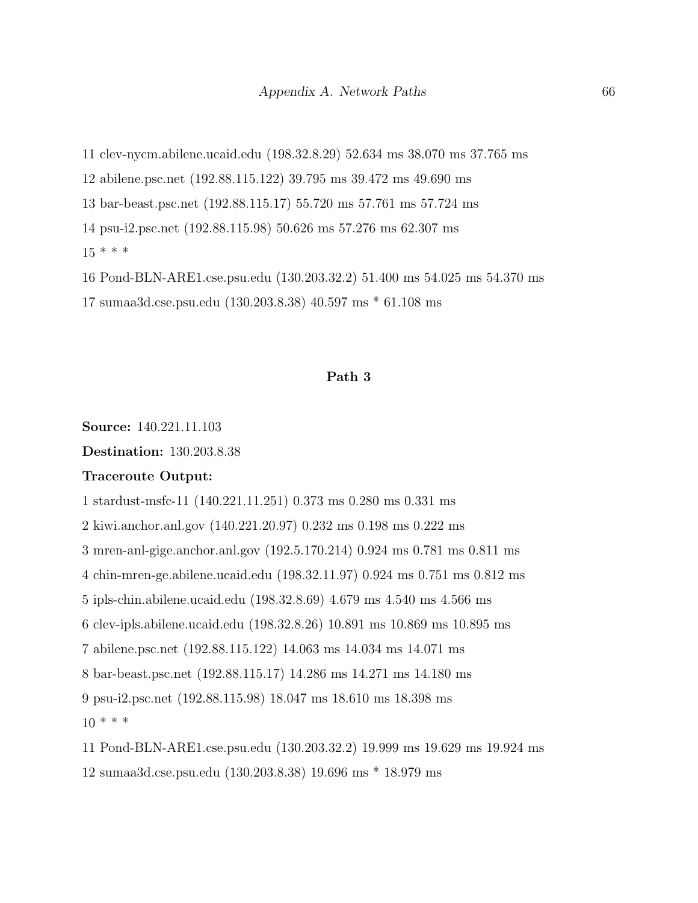11 clev-nycm.abilene.ucaid.edu (198.32.8.29) 52.634 ms 38.070 ms 37.765 ms

12 abilene.psc.net (192.88.115.122) 39.795 ms 39.472 ms 49.690 ms

13 bar-beast.psc.net (192.88.115.17) 55.720 ms 57.761 ms 57.724 ms

14 psu-i2.psc.net (192.88.115.98) 50.626 ms 57.276 ms 62.307 ms

15 * * *

16 Pond-BLN-ARE1.cse.psu.edu (130.203.32.2) 51.400 ms 54.025 ms 54.370 ms

17 sumaa3d.cse.psu.edu (130.203.8.38) 40.597 ms * 61.108 ms

### Path 3

**Source:** 140.221.11.103

**Destination:** 130.203.8.38

**Traceroute Output:**

1 stardust-msfc-11 (140.221.11.251) 0.373 ms 0.280 ms 0.331 ms

2 kiwi.anchor.anl.gov (140.221.20.97) 0.232 ms 0.198 ms 0.222 ms

3 mren-anl-gige.anchor.anl.gov (192.5.170.214) 0.924 ms 0.781 ms 0.811 ms

4 chin-mren-ge.abilene.ucaid.edu (198.32.11.97) 0.924 ms 0.751 ms 0.812 ms

5 ipls-chin.abilene.ucaid.edu (198.32.8.69) 4.679 ms 4.540 ms 4.566 ms

6 clev-ipls.abilene.ucaid.edu (198.32.8.26) 10.891 ms 10.869 ms 10.895 ms

7 abilene.psc.net (192.88.115.122) 14.063 ms 14.034 ms 14.071 ms

8 bar-beast.psc.net (192.88.115.17) 14.286 ms 14.271 ms 14.180 ms

9 psu-i2.psc.net (192.88.115.98) 18.047 ms 18.610 ms 18.398 ms

10 * * *

11 Pond-BLN-ARE1.cse.psu.edu (130.203.32.2) 19.999 ms 19.629 ms 19.924 ms

12 sumaa3d.cse.psu.edu (130.203.8.38) 19.696 ms * 18.979 ms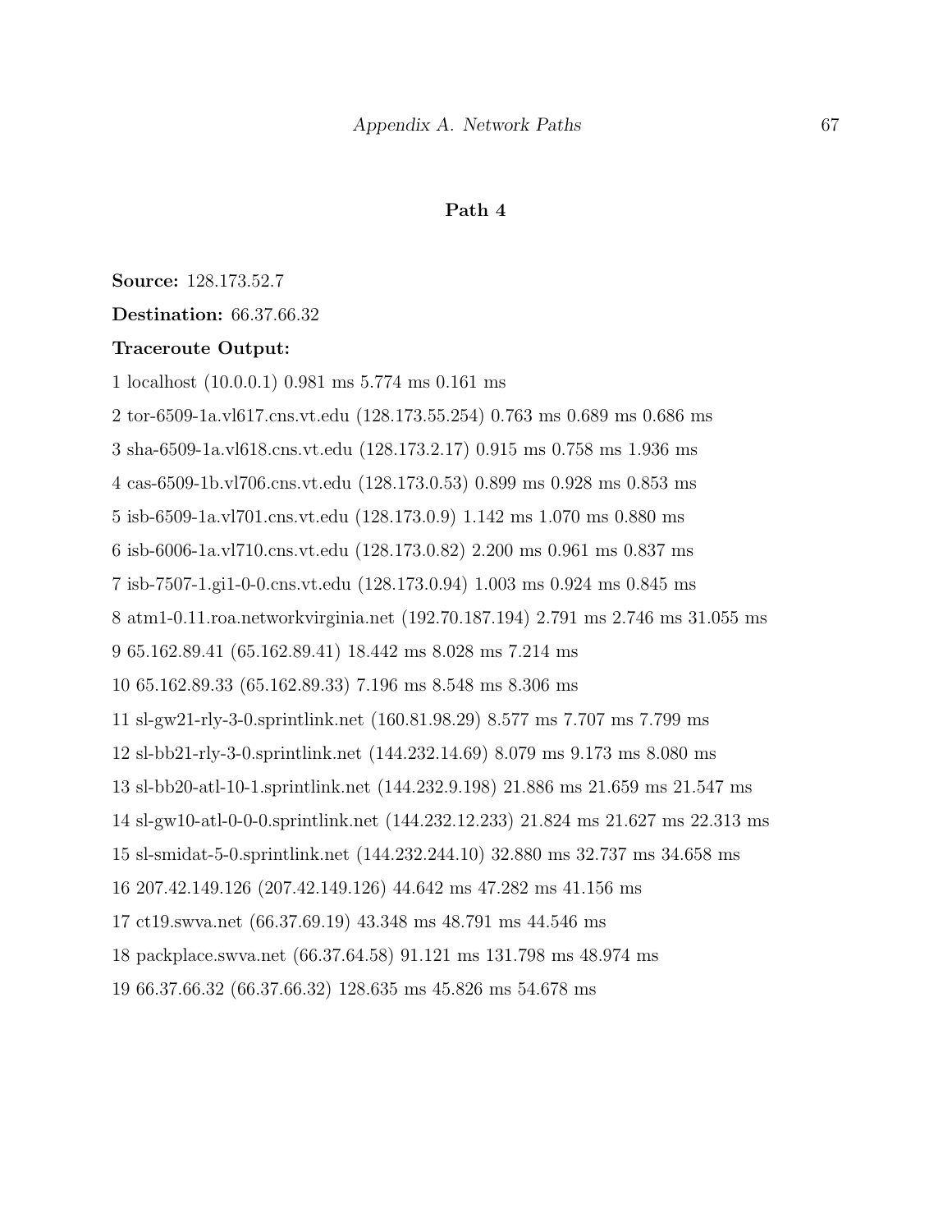### Path 4

**Source:** 128.173.52.7

**Destination:** 66.37.66.32

**Traceroute Output:**

1 localhost (10.0.0.1) 0.981 ms 5.774 ms 0.161 ms

2 tor-6509-1a.vl617.cns.vt.edu (128.173.55.254) 0.763 ms 0.689 ms 0.686 ms

3 sha-6509-1a.vl618.cns.vt.edu (128.173.2.17) 0.915 ms 0.758 ms 1.936 ms

4 cas-6509-1b.vl706.cns.vt.edu (128.173.0.53) 0.899 ms 0.928 ms 0.853 ms

5 isb-6509-1a.vl701.cns.vt.edu (128.173.0.9) 1.142 ms 1.070 ms 0.880 ms

6 isb-6006-1a.vl710.cns.vt.edu (128.173.0.82) 2.200 ms 0.961 ms 0.837 ms

7 isb-7507-1.gi1-0-0.cns.vt.edu (128.173.0.94) 1.003 ms 0.924 ms 0.845 ms

8 atm1-0.11.roa.networkvirginia.net (192.70.187.194) 2.791 ms 2.746 ms 31.055 ms

9 65.162.89.41 (65.162.89.41) 18.442 ms 8.028 ms 7.214 ms

10 65.162.89.33 (65.162.89.33) 7.196 ms 8.548 ms 8.306 ms

11 sl-gw21-rly-3-0.sprintlink.net (160.81.98.29) 8.577 ms 7.707 ms 7.799 ms

12 sl-bb21-rly-3-0.sprintlink.net (144.232.14.69) 8.079 ms 9.173 ms 8.080 ms

13 sl-bb20-atl-10-1.sprintlink.net (144.232.9.198) 21.886 ms 21.659 ms 21.547 ms

14 sl-gw10-atl-0-0-0.sprintlink.net (144.232.12.233) 21.824 ms 21.627 ms 22.313 ms

15 sl-smidat-5-0.sprintlink.net (144.232.244.10) 32.880 ms 32.737 ms 34.658 ms

16 207.42.149.126 (207.42.149.126) 44.642 ms 47.282 ms 41.156 ms

17 ct19.swva.net (66.37.69.19) 43.348 ms 48.791 ms 44.546 ms

18 packplace.swva.net (66.37.64.58) 91.121 ms 131.798 ms 48.974 ms

19 66.37.66.32 (66.37.66.32) 128.635 ms 45.826 ms 54.678 ms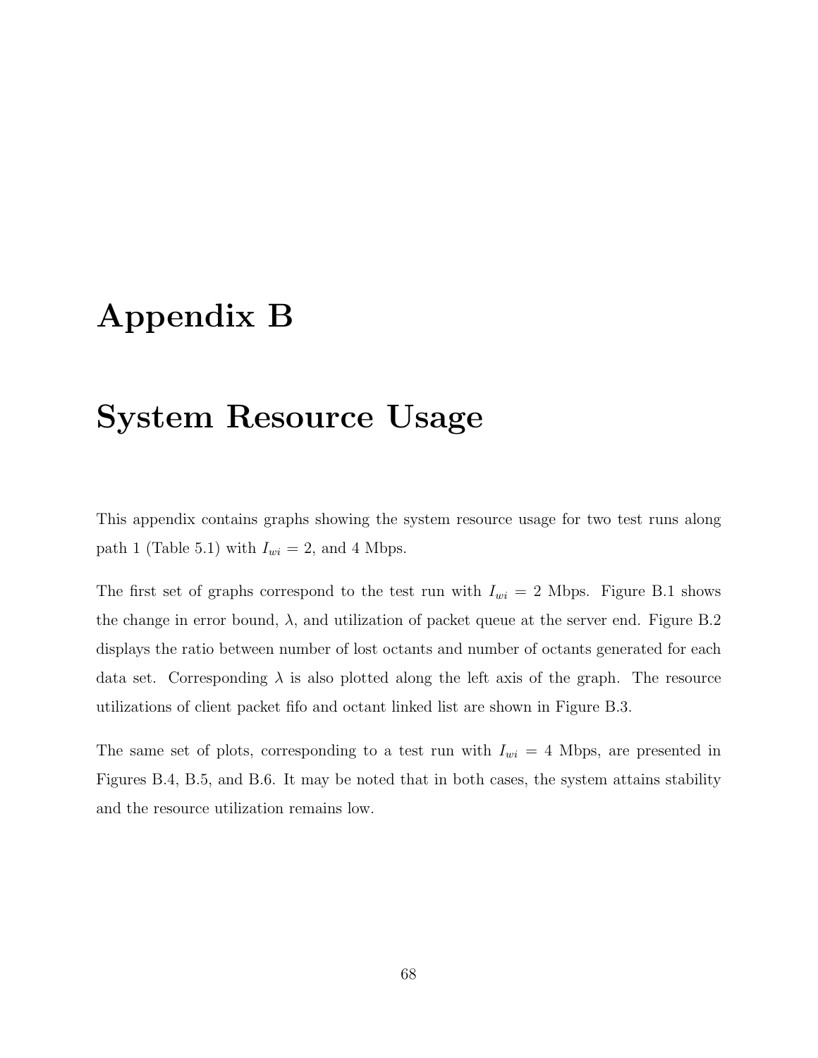# Appendix B

# System Resource Usage

This appendix contains graphs showing the system resource usage for two test runs along path 1 (Table 5.1) with $I_{wi} = 2$, and 4 Mbps.

The first set of graphs correspond to the test run with $I_{wi} = 2$ Mbps. Figure B.1 shows the change in error bound, $\lambda$, and utilization of packet queue at the server end. Figure B.2 displays the ratio between number of lost octants and number of octants generated for each data set. Corresponding $\lambda$ is also plotted along the left axis of the graph. The resource utilizations of client packet fifo and octant linked list are shown in Figure B.3.

The same set of plots, corresponding to a test run with $I_{wi} = 4$ Mbps, are presented in Figures B.4, B.5, and B.6. It may be noted that in both cases, the system attains stability and the resource utilization remains low.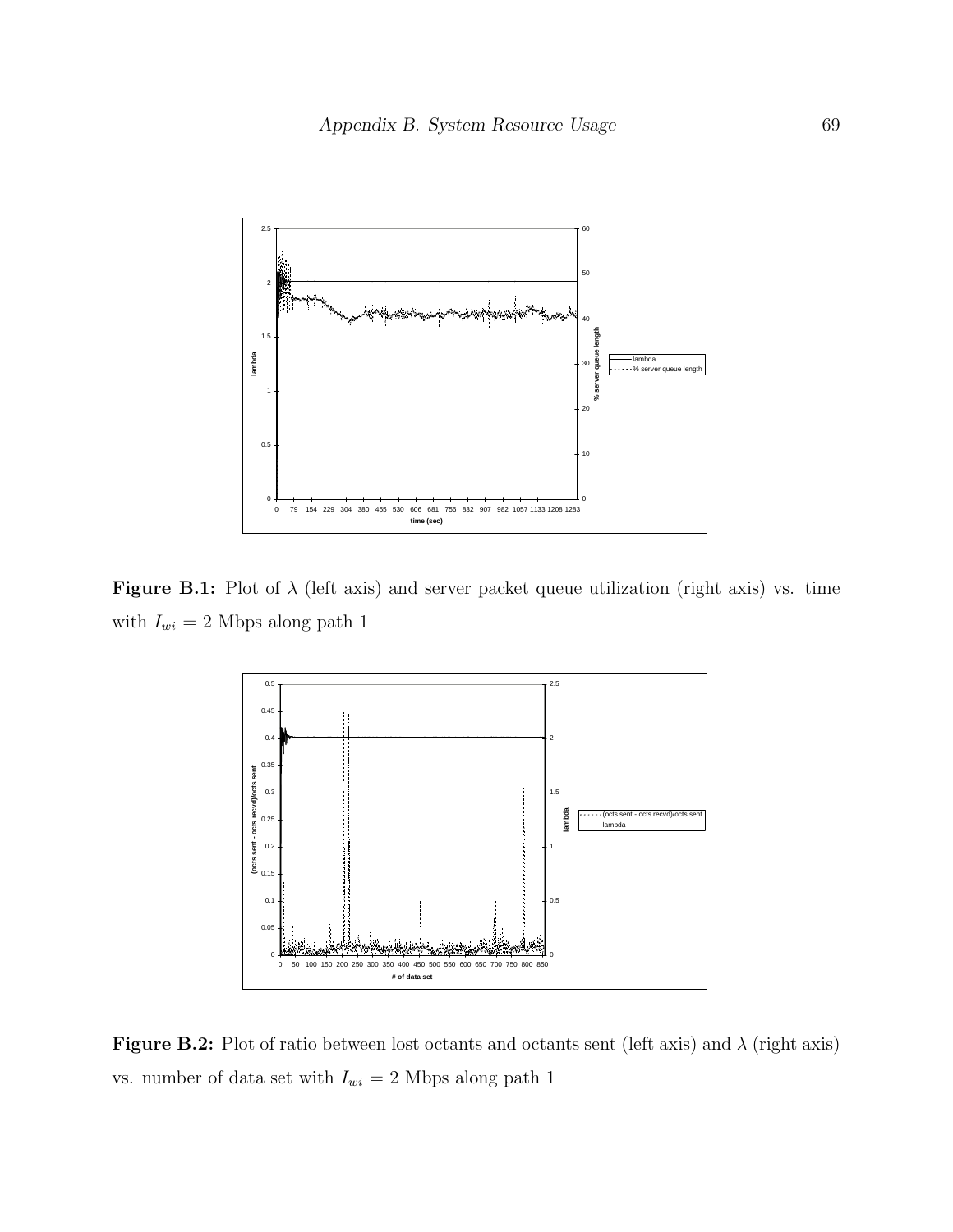**Figure B.1:** Plot of $\lambda$ (left axis) and server packet queue utilization (right axis) vs. time with $I_{wi} = 2$ Mbps along path 1

**Figure B.2:** Plot of ratio between lost octants and octants sent (left axis) and $\lambda$ (right axis) vs. number of data set with $I_{wi} = 2$ Mbps along path 1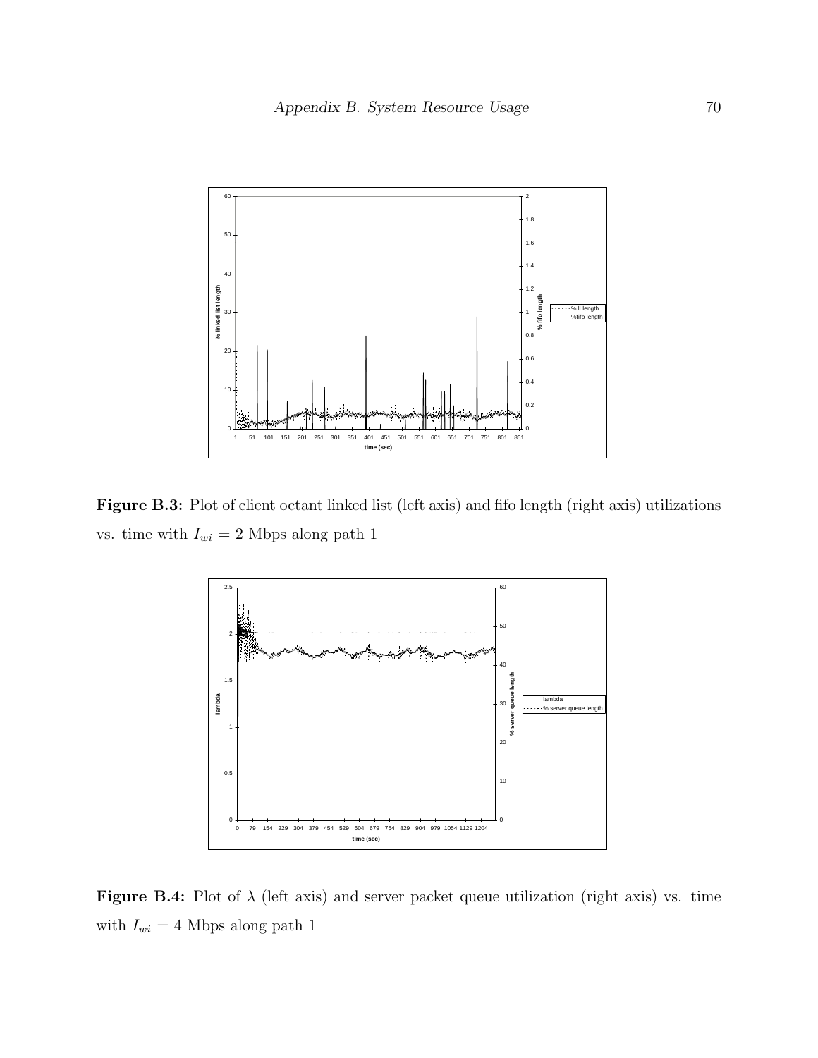**Figure B.3:** Plot of client octant linked list (left axis) and fifo length (right axis) utilizations vs. time with $I_{wi} = 2$ Mbps along path 1

**Figure B.4:** Plot of $\lambda$ (left axis) and server packet queue utilization (right axis) vs. time with $I_{wi} = 4$ Mbps along path 1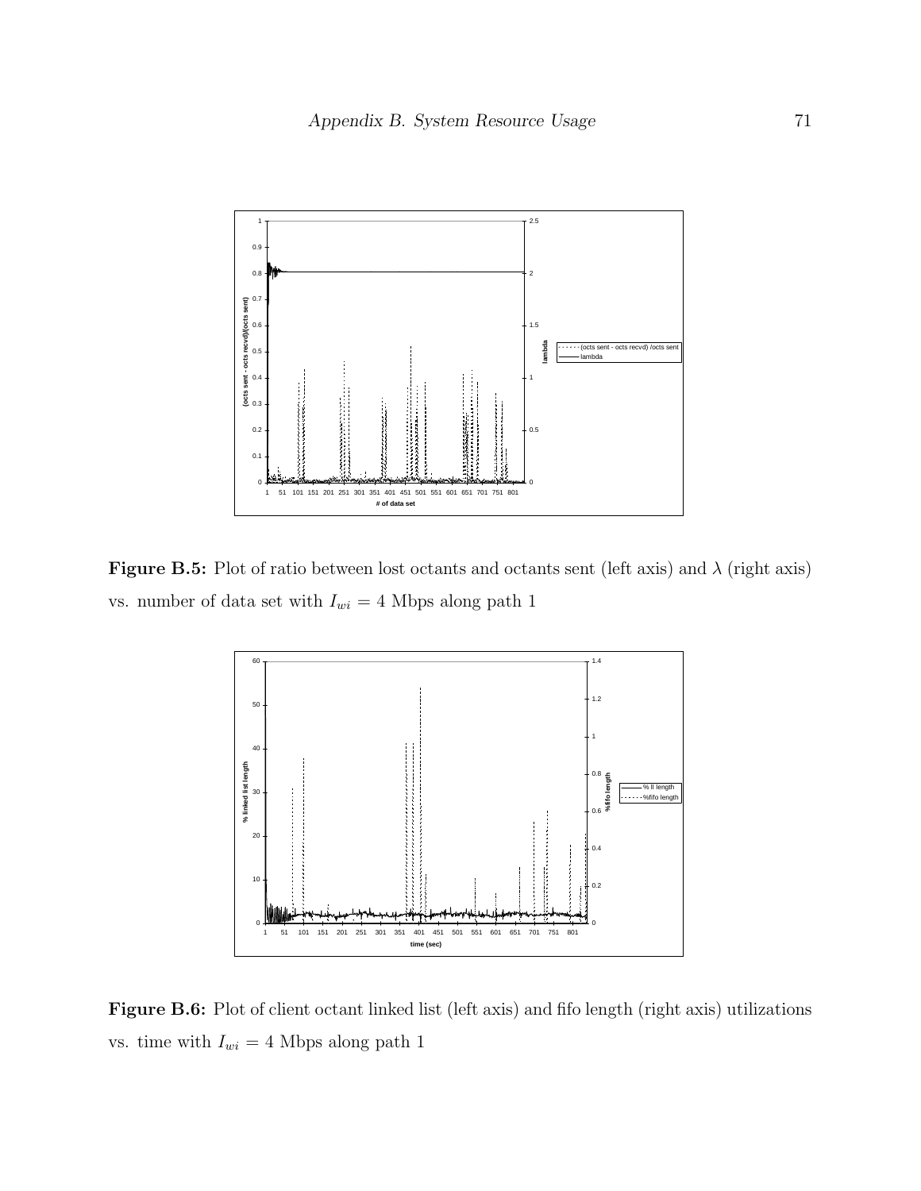**Figure B.5:** Plot of ratio between lost octants and octants sent (left axis) and $\lambda$ (right axis) vs. number of data set with $I_{wi} = 4$ Mbps along path 1

**Figure B.6:** Plot of client octant linked list (left axis) and fifo length (right axis) utilizations vs. time with $I_{wi} = 4$ Mbps along path 1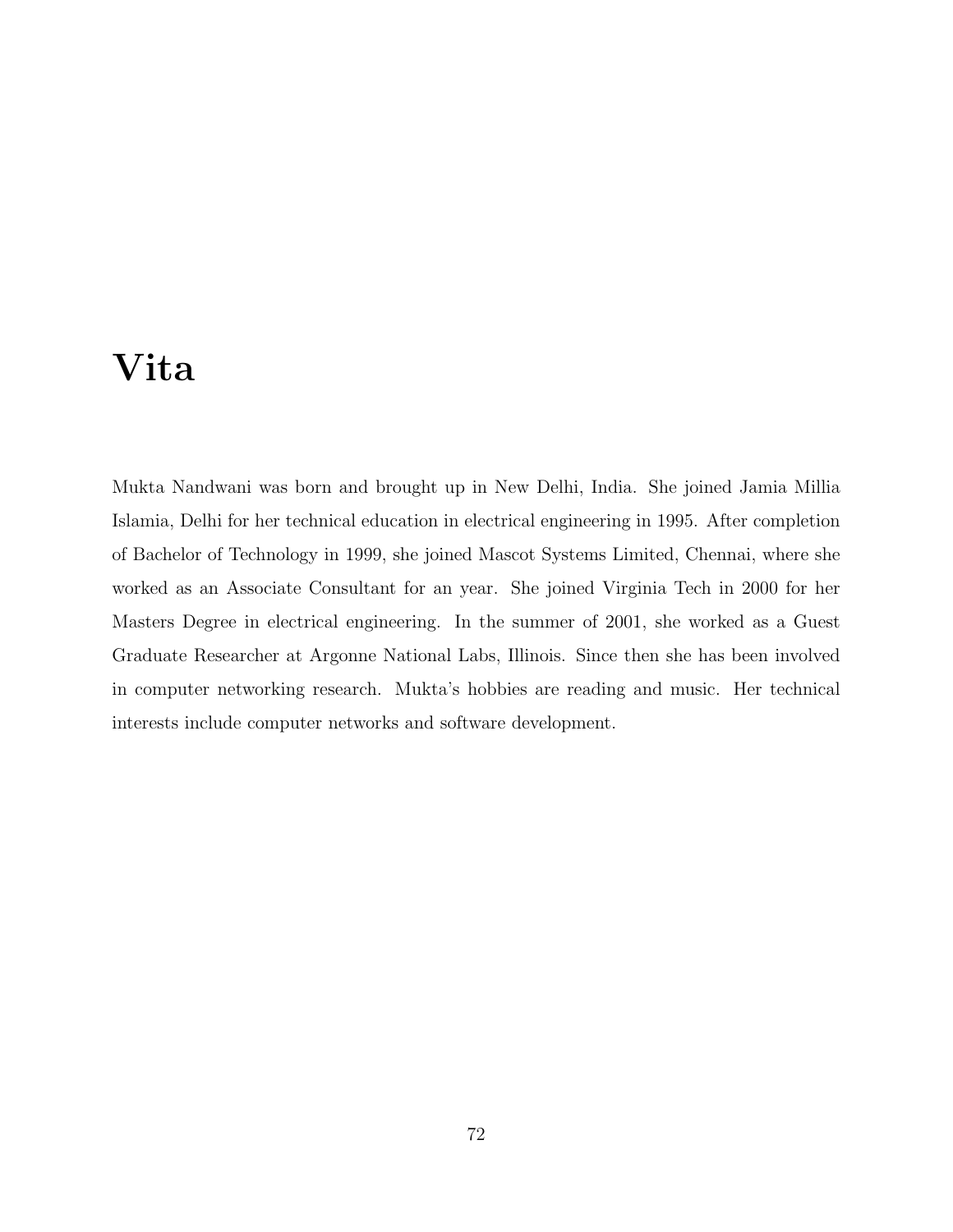# Vita

Mukta Nandwani was born and brought up in New Delhi, India. She joined Jamia Millia Islamia, Delhi for her technical education in electrical engineering in 1995. After completion of Bachelor of Technology in 1999, she joined Mascot Systems Limited, Chennai, where she worked as an Associate Consultant for an year. She joined Virginia Tech in 2000 for her Masters Degree in electrical engineering. In the summer of 2001, she worked as a Guest Graduate Researcher at Argonne National Labs, Illinois. Since then she has been involved in computer networking research. Mukta's hobbies are reading and music. Her technical interests include computer networks and software development.